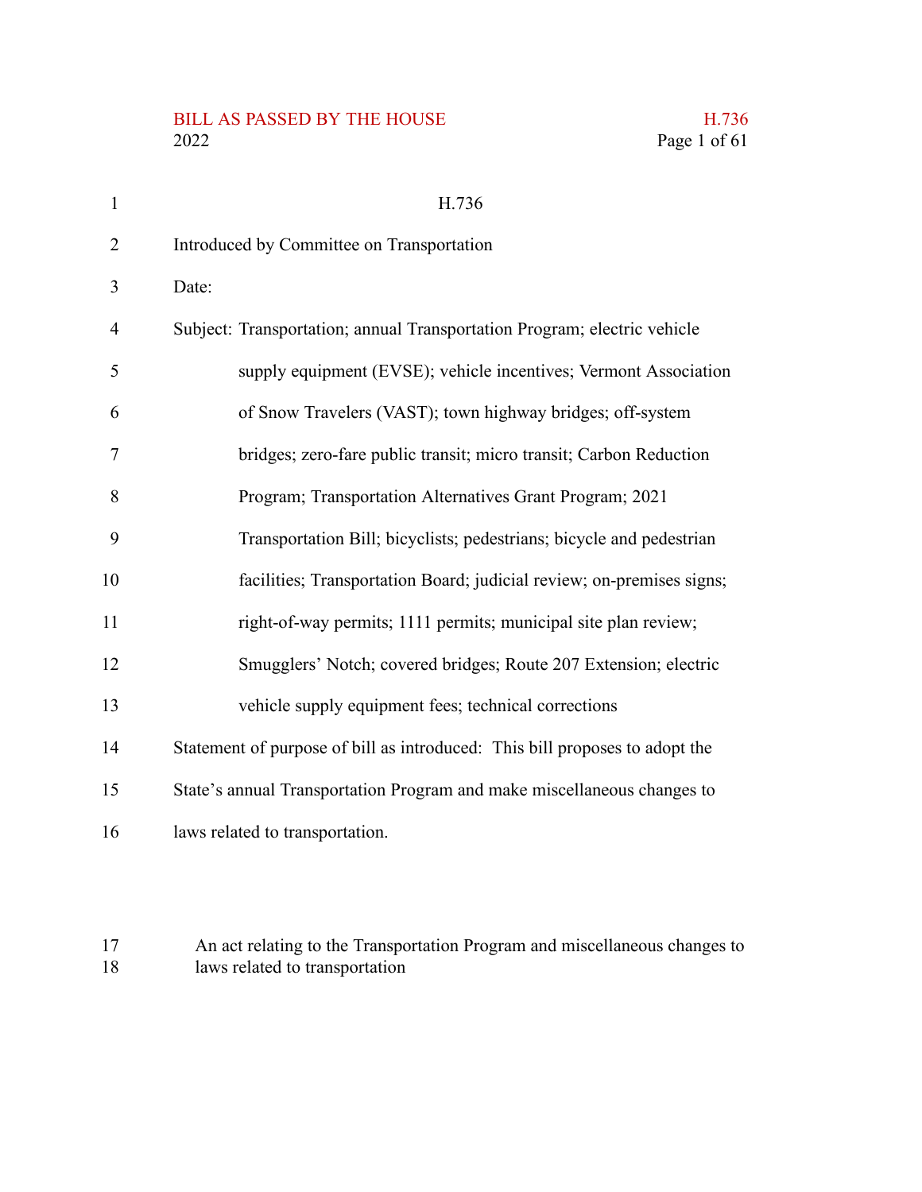# H.736

Introduced by Committee on Transportation

Date:

Subject: Transportation; annual Transportation Program; electric vehicle supply equipment (EVSE); vehicle incentives; Vermont Association of Snow Travelers (VAST); town highway bridges; off-system bridges; zero-fare public transit; micro transit; Carbon Reduction Program; Transportation Alternatives Grant Program; 2021 Transportation Bill; bicyclists; pedestrians; bicycle and pedestrian facilities; Transportation Board; judicial review; on-premises signs; right-of-way permits; 1111 permits; municipal site plan review; Smugglers' Notch; covered bridges; Route 207 Extension; electric vehicle supply equipment fees; technical corrections

Statement of purpose of bill as introduced: This bill proposes to adopt the State's annual Transportation Program and make miscellaneous changes to laws related to transportation.

An act relating to the Transportation Program and miscellaneous changes to laws related to transportation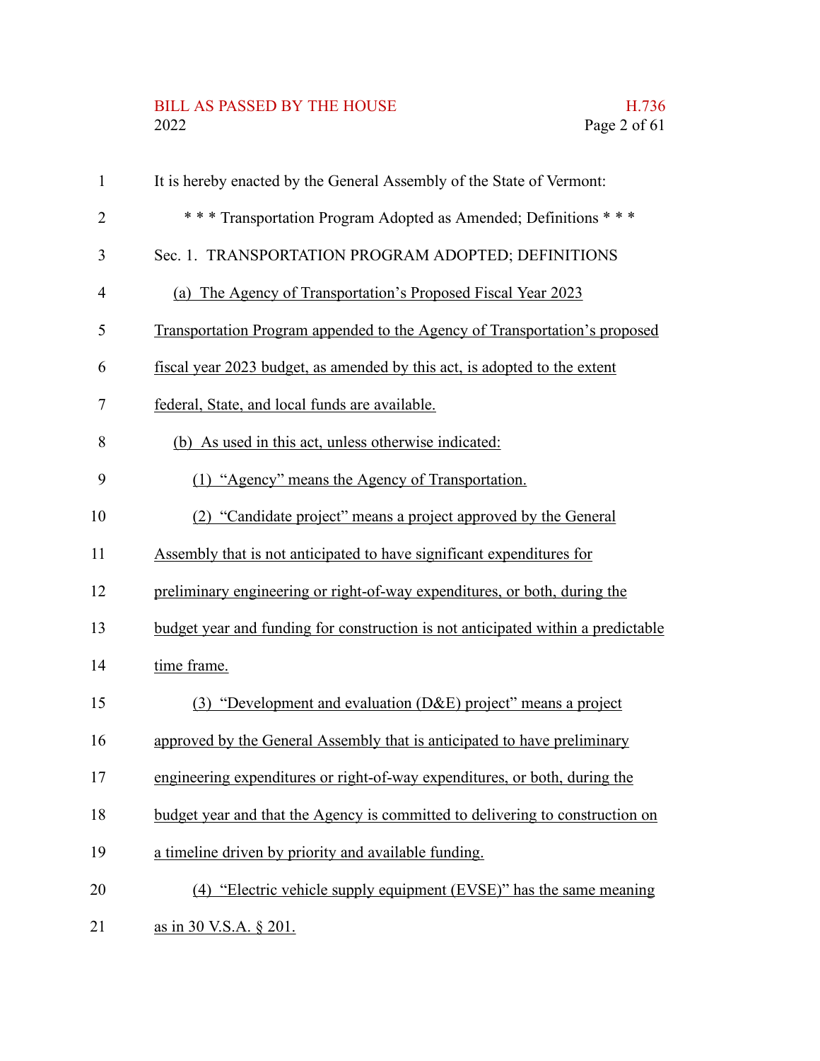It is hereby enacted by the General Assembly of the State of Vermont:

\* \* \* Transportation Program Adopted as Amended; Definitions \* \* \*

Sec. 1. TRANSPORTATION PROGRAM ADOPTED; DEFINITIONS

(a) The Agency of Transportation's Proposed Fiscal Year 2023 Transportation Program appended to the Agency of Transportation's proposed fiscal year 2023 budget, as amended by this act, is adopted to the extent federal, State, and local funds are available.

(b) As used in this act, unless otherwise indicated:

(1) "Agency" means the Agency of Transportation.

(2) "Candidate project" means a project approved by the General Assembly that is not anticipated to have significant expenditures for preliminary engineering or right-of-way expenditures, or both, during the budget year and funding for construction is not anticipated within a predictable time frame.

(3) "Development and evaluation (D&E) project" means a project approved by the General Assembly that is anticipated to have preliminary engineering expenditures or right-of-way expenditures, or both, during the budget year and that the Agency is committed to delivering to construction on a timeline driven by priority and available funding.

(4) "Electric vehicle supply equipment (EVSE)" has the same meaning as in 30 V.S.A. § 201.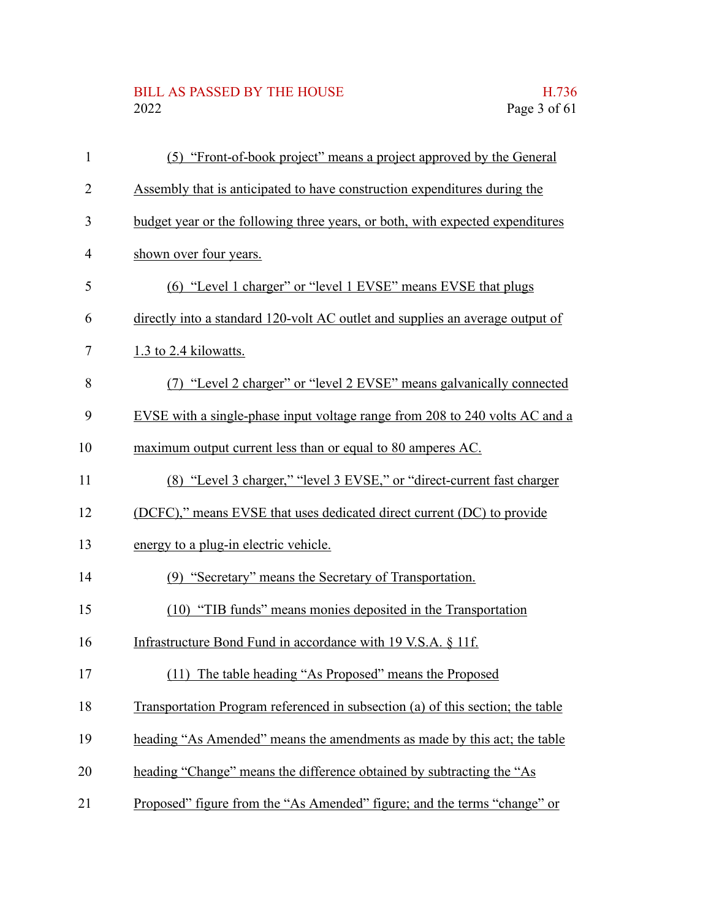(5) "Front-of-book project" means a project approved by the General Assembly that is anticipated to have construction expenditures during the budget year or the following three years, or both, with expected expenditures shown over four years.

(6) "Level 1 charger" or "level 1 EVSE" means EVSE that plugs directly into a standard 120-volt AC outlet and supplies an average output of 1.3 to 2.4 kilowatts.

(7) "Level 2 charger" or "level 2 EVSE" means galvanically connected EVSE with a single-phase input voltage range from 208 to 240 volts AC and a maximum output current less than or equal to 80 amperes AC.

(8) "Level 3 charger," "level 3 EVSE," or "direct-current fast charger (DCFC)," means EVSE that uses dedicated direct current (DC) to provide energy to a plug-in electric vehicle.

(9) "Secretary" means the Secretary of Transportation.

(10) "TIB funds" means monies deposited in the Transportation Infrastructure Bond Fund in accordance with 19 V.S.A. § 11f.

(11) The table heading "As Proposed" means the Proposed Transportation Program referenced in subsection (a) of this section; the table heading "As Amended" means the amendments as made by this act; the table heading "Change" means the difference obtained by subtracting the "As Proposed" figure from the "As Amended" figure; and the terms "change" or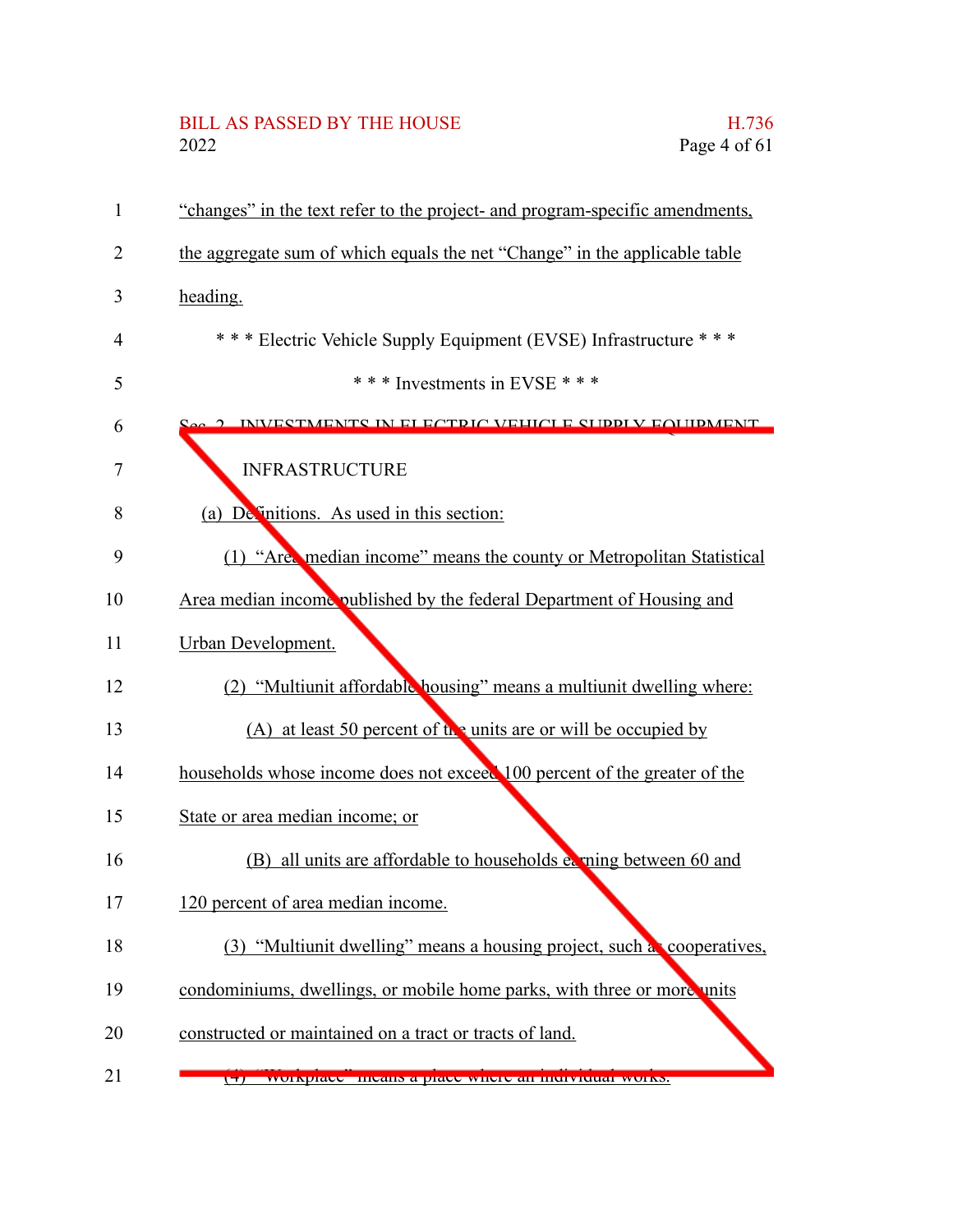"changes" in the text refer to the project- and program-specific amendments, the aggregate sum of which equals the net "Change" in the applicable table heading.

\* \* \* Electric Vehicle Supply Equipment (EVSE) Infrastructure \* \* \*

\* \* \* Investments in EVSE \* \* \*

Sec. 2. INVESTMENTS IN ELECTRIC VEHICLE SUPPLY EQUIPMENT INFRASTRUCTURE

(a) Definitions. As used in this section:

(1) "Area median income" means the county or Metropolitan Statistical Area median income published by the federal Department of Housing and Urban Development.

(2) "Multiunit affordable housing" means a multiunit dwelling where:

(A) at least 50 percent of the units are or will be occupied by households whose income does not exceed 100 percent of the greater of the State or area median income; or

(B) all units are affordable to households earning between 60 and 120 percent of area median income.

(3) "Multiunit dwelling" means a housing project, such as cooperatives, condominiums, dwellings, or mobile home parks, with three or more units constructed or maintained on a tract or tracts of land.

(4) "Workplace" means a place where an individual works.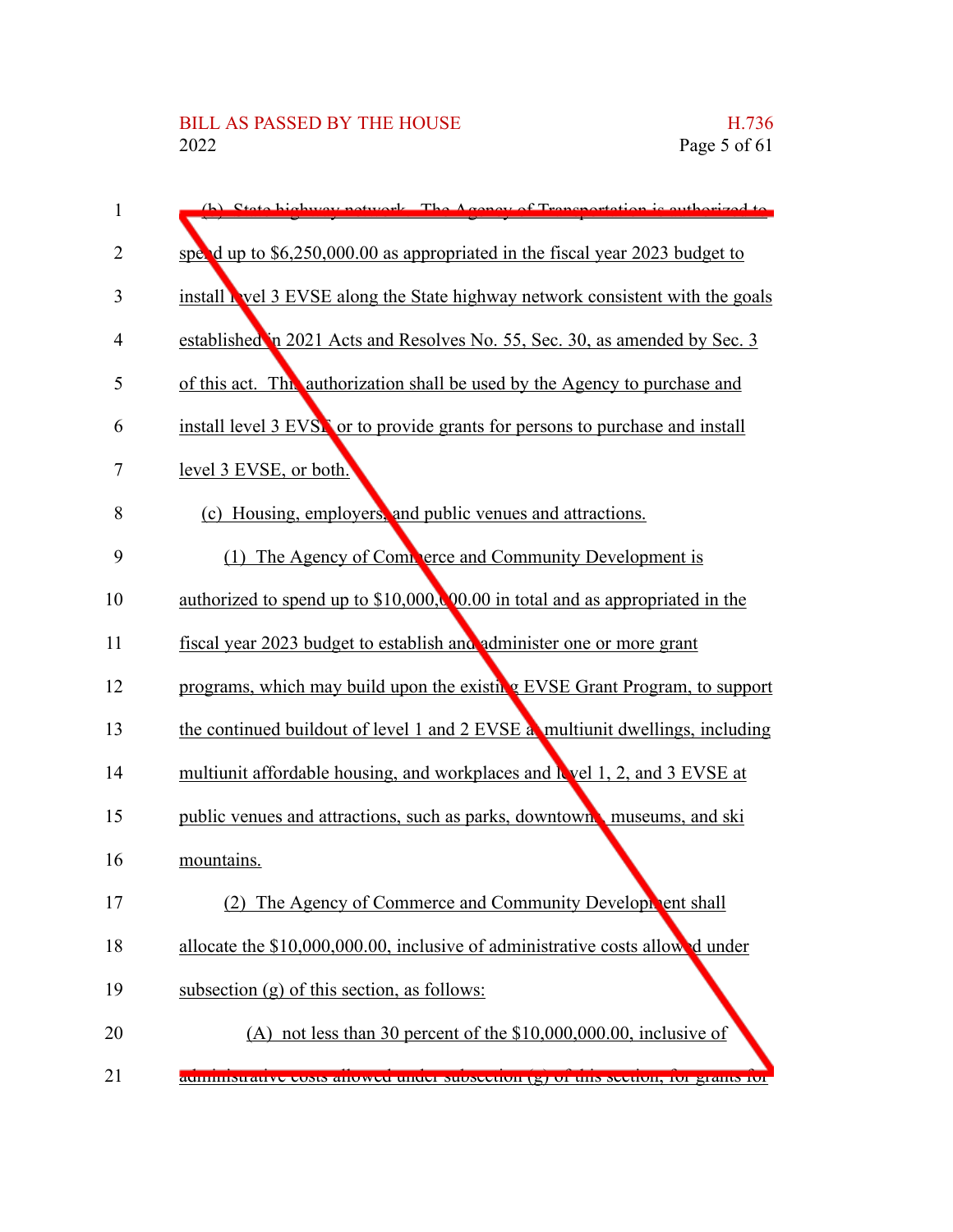(b) State highway network. The Agency of Transportation is authorized to spend up to $6,250,000.00 as appropriated in the fiscal year 2023 budget to install level 3 EVSE along the State highway network consistent with the goals established in 2021 Acts and Resolves No. 55, Sec. 30, as amended by Sec. 3 of this act. This authorization shall be used by the Agency to purchase and install level 3 EVSE or to provide grants for persons to purchase and install level 3 EVSE, or both.

(c) Housing, employers, and public venues and attractions.

(1) The Agency of Commerce and Community Development is authorized to spend up to $10,000,000.00 in total and as appropriated in the fiscal year 2023 budget to establish and administer one or more grant programs, which may build upon the existing EVSE Grant Program, to support the continued buildout of level 1 and 2 EVSE at multiunit dwellings, including multiunit affordable housing, and workplaces and level 1, 2, and 3 EVSE at public venues and attractions, such as parks, downtowns, museums, and ski mountains.

(2) The Agency of Commerce and Community Development shall allocate the $10,000,000.00, inclusive of administrative costs allowed under subsection (g) of this section, as follows:

(A) not less than 30 percent of the $10,000,000.00, inclusive of administrative costs allowed under subsection (g) of this section, for grants for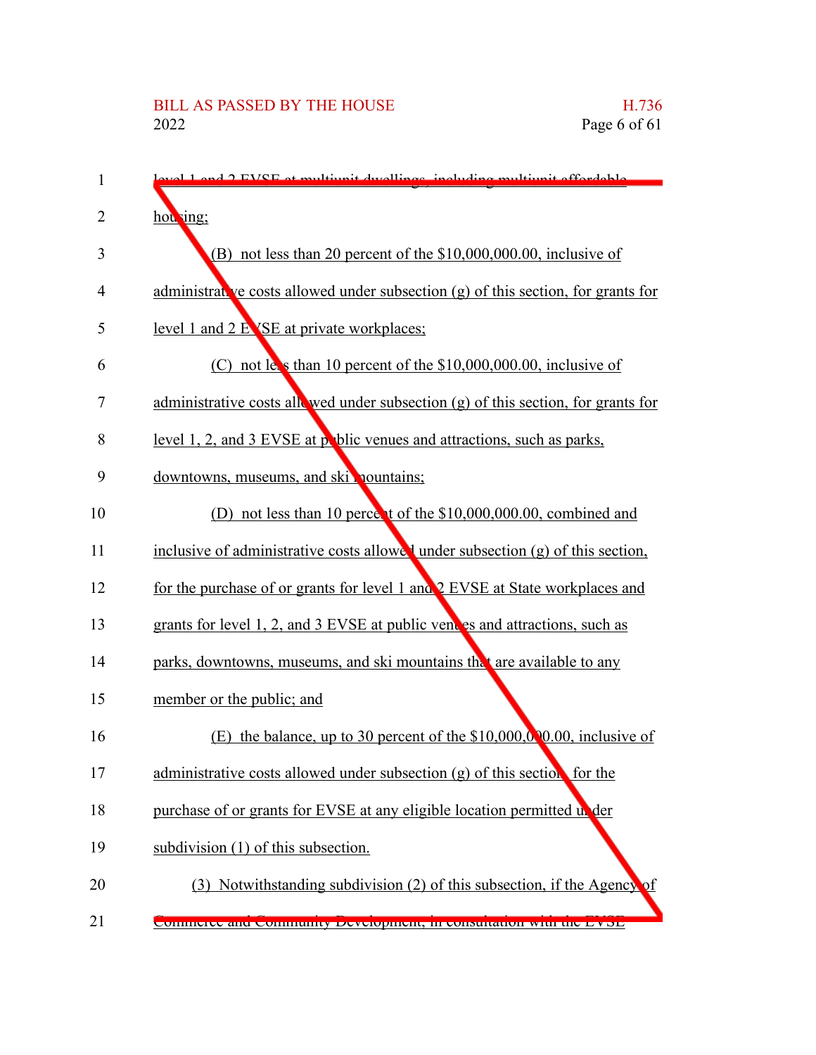level 1 and 2 EVSE at multiunit dwellings, including multiunit affordable housing;

(B) not less than 20 percent of the $10,000,000.00, inclusive of administrative costs allowed under subsection (g) of this section, for grants for level 1 and 2 EVSE at private workplaces;

(C) not less than 10 percent of the $10,000,000.00, inclusive of administrative costs allowed under subsection (g) of this section, for grants for level 1, 2, and 3 EVSE at public venues and attractions, such as parks, downtowns, museums, and ski mountains;

(D) not less than 10 percent of the $10,000,000.00, combined and inclusive of administrative costs allowed under subsection (g) of this section, for the purchase of or grants for level 1 and 2 EVSE at State workplaces and grants for level 1, 2, and 3 EVSE at public venues and attractions, such as parks, downtowns, museums, and ski mountains that are available to any member or the public; and

(E) the balance, up to 30 percent of the $10,000,000.00, inclusive of administrative costs allowed under subsection (g) of this section, for the purchase of or grants for EVSE at any eligible location permitted under subdivision (1) of this subsection.

(3) Notwithstanding subdivision (2) of this subsection, if the Agency of Commerce and Community Development, in consultation with the EVSE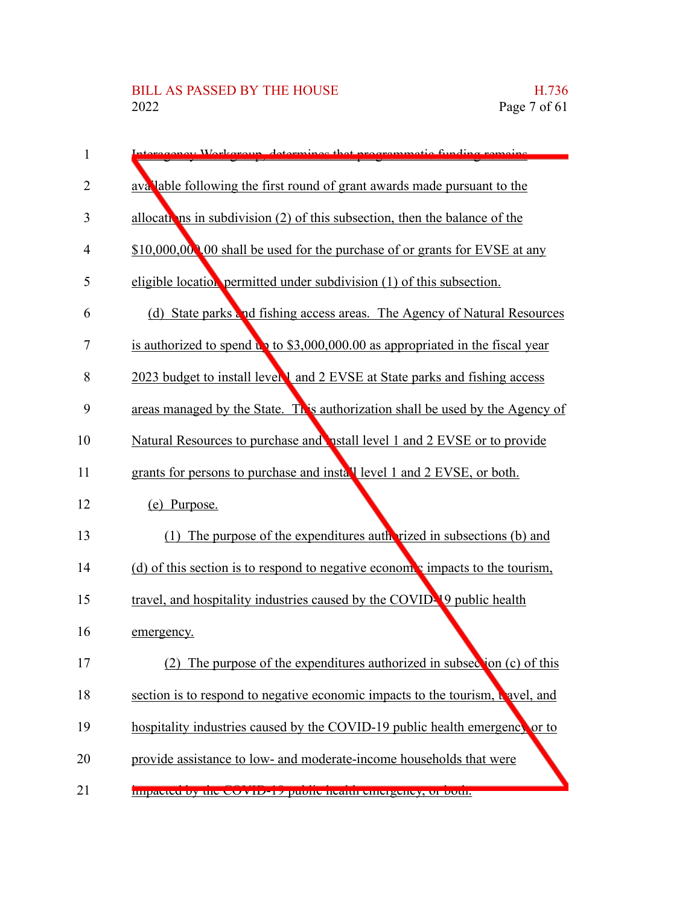Interagency Workgroup, determines that programmatic funding remains available following the first round of grant awards made pursuant to the allocations in subdivision (2) of this subsection, then the balance of the $10,000,000.00 shall be used for the purchase of or grants for EVSE at any eligible location permitted under subdivision (1) of this subsection.

(d) State parks and fishing access areas. The Agency of Natural Resources is authorized to spend up to $3,000,000.00 as appropriated in the fiscal year 2023 budget to install level 1 and 2 EVSE at State parks and fishing access areas managed by the State. This authorization shall be used by the Agency of Natural Resources to purchase and install level 1 and 2 EVSE or to provide grants for persons to purchase and install level 1 and 2 EVSE, or both.

(e) Purpose.

(1) The purpose of the expenditures authorized in subsections (b) and (d) of this section is to respond to negative economic impacts to the tourism, travel, and hospitality industries caused by the COVID-19 public health emergency.

(2) The purpose of the expenditures authorized in subsection (c) of this section is to respond to negative economic impacts to the tourism, travel, and hospitality industries caused by the COVID-19 public health emergency or to provide assistance to low- and moderate-income households that were impacted by the COVID-19 public health emergency, or both.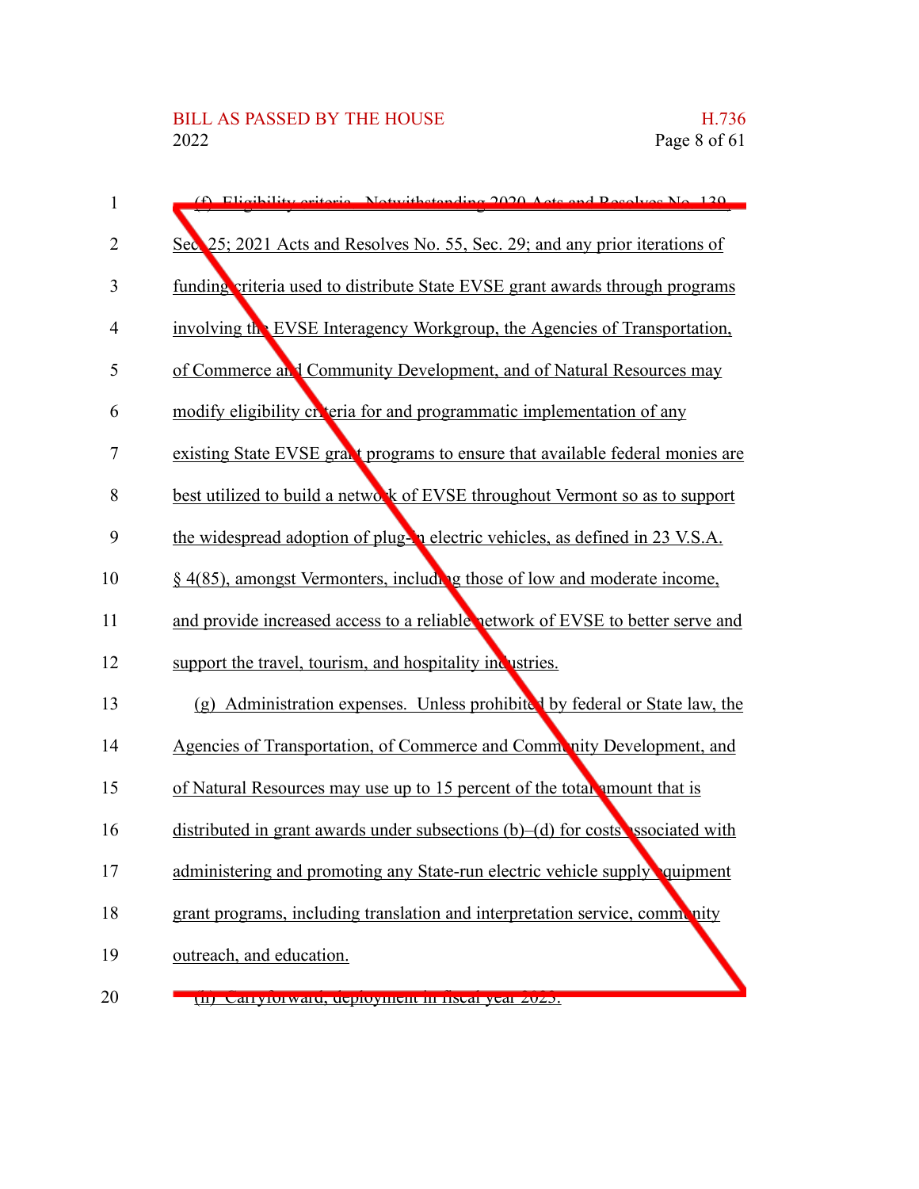(f) Eligibility criteria. Notwithstanding 2020 Acts and Resolves No. 139, Sec. 25; 2021 Acts and Resolves No. 55, Sec. 29; and any prior iterations of funding criteria used to distribute State EVSE grant awards through programs involving the EVSE Interagency Workgroup, the Agencies of Transportation, of Commerce and Community Development, and of Natural Resources may modify eligibility criteria for and programmatic implementation of any existing State EVSE grant programs to ensure that available federal monies are best utilized to build a network of EVSE throughout Vermont so as to support the widespread adoption of plug-in electric vehicles, as defined in 23 V.S.A. § 4(85), amongst Vermonters, including those of low and moderate income, and provide increased access to a reliable network of EVSE to better serve and support the travel, tourism, and hospitality industries.

(g) Administration expenses. Unless prohibited by federal or State law, the Agencies of Transportation, of Commerce and Community Development, and of Natural Resources may use up to 15 percent of the total amount that is distributed in grant awards under subsections (b)–(d) for costs associated with administering and promoting any State-run electric vehicle supply equipment grant programs, including translation and interpretation service, community outreach, and education.

(h) Carryforward; deployment in fiscal year 2023.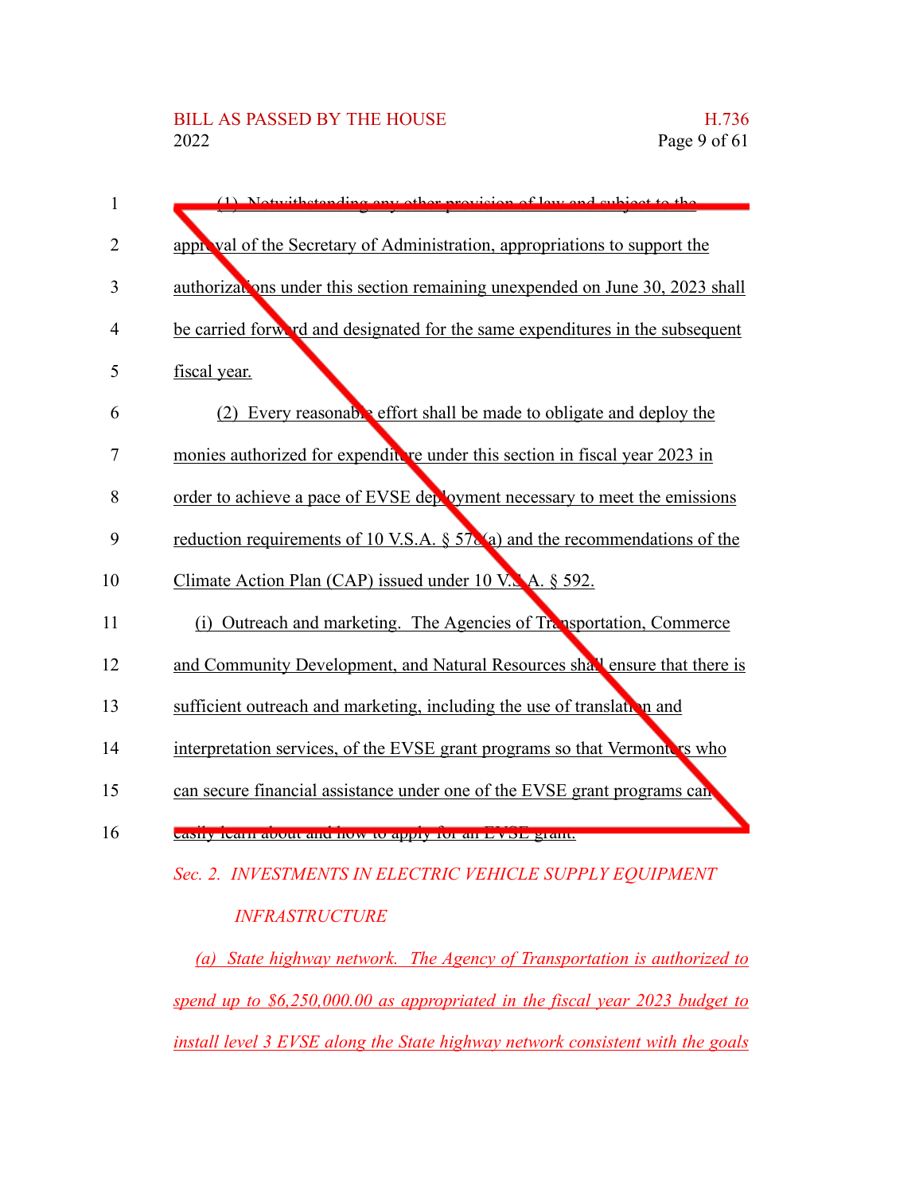(1) Notwithstanding any other provision of law and subject to the approval of the Secretary of Administration, appropriations to support the authorizations under this section remaining unexpended on June 30, 2023 shall be carried forward and designated for the same expenditures in the subsequent fiscal year.

(2) Every reasonable effort shall be made to obligate and deploy the monies authorized for expenditure under this section in fiscal year 2023 in order to achieve a pace of EVSE deployment necessary to meet the emissions reduction requirements of 10 V.S.A. § 578(a) and the recommendations of the Climate Action Plan (CAP) issued under 10 V.S.A. § 592.

(i) Outreach and marketing. The Agencies of Transportation, Commerce and Community Development, and Natural Resources shall ensure that there is sufficient outreach and marketing, including the use of translation and interpretation services, of the EVSE grant programs so that Vermonters who can secure financial assistance under one of the EVSE grant programs can easily learn about and how to apply for an EVSE grant.

*Sec. 2. INVESTMENTS IN ELECTRIC VEHICLE SUPPLY EQUIPMENT INFRASTRUCTURE*

*(a) State highway network. The Agency of Transportation is authorized to spend up to $6,250,000.00 as appropriated in the fiscal year 2023 budget to install level 3 EVSE along the State highway network consistent with the goals*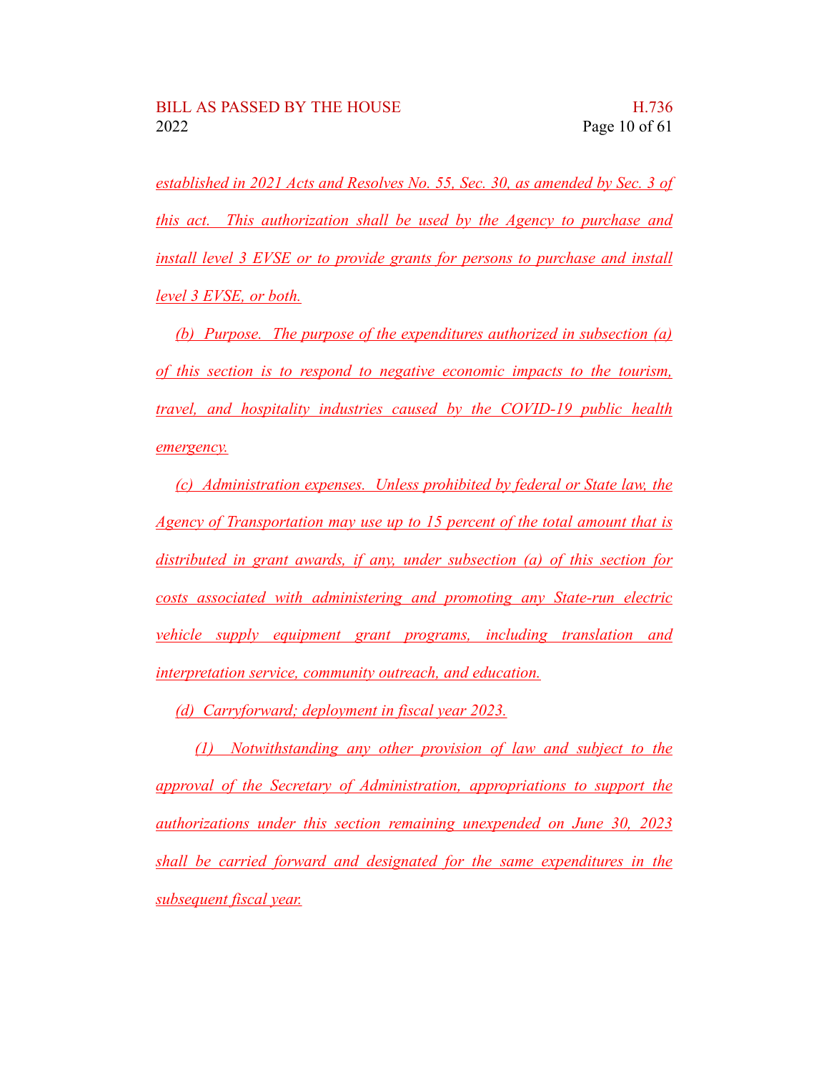*established in 2021 Acts and Resolves No. 55, Sec. 30, as amended by Sec. 3 of this act. This authorization shall be used by the Agency to purchase and install level 3 EVSE or to provide grants for persons to purchase and install level 3 EVSE, or both.*

*(b) Purpose. The purpose of the expenditures authorized in subsection (a) of this section is to respond to negative economic impacts to the tourism, travel, and hospitality industries caused by the COVID-19 public health emergency.*

*(c) Administration expenses. Unless prohibited by federal or State law, the Agency of Transportation may use up to 15 percent of the total amount that is distributed in grant awards, if any, under subsection (a) of this section for costs associated with administering and promoting any State-run electric vehicle supply equipment grant programs, including translation and interpretation service, community outreach, and education.*

*(d) Carryforward; deployment in fiscal year 2023.*

*(1) Notwithstanding any other provision of law and subject to the approval of the Secretary of Administration, appropriations to support the authorizations under this section remaining unexpended on June 30, 2023 shall be carried forward and designated for the same expenditures in the subsequent fiscal year.*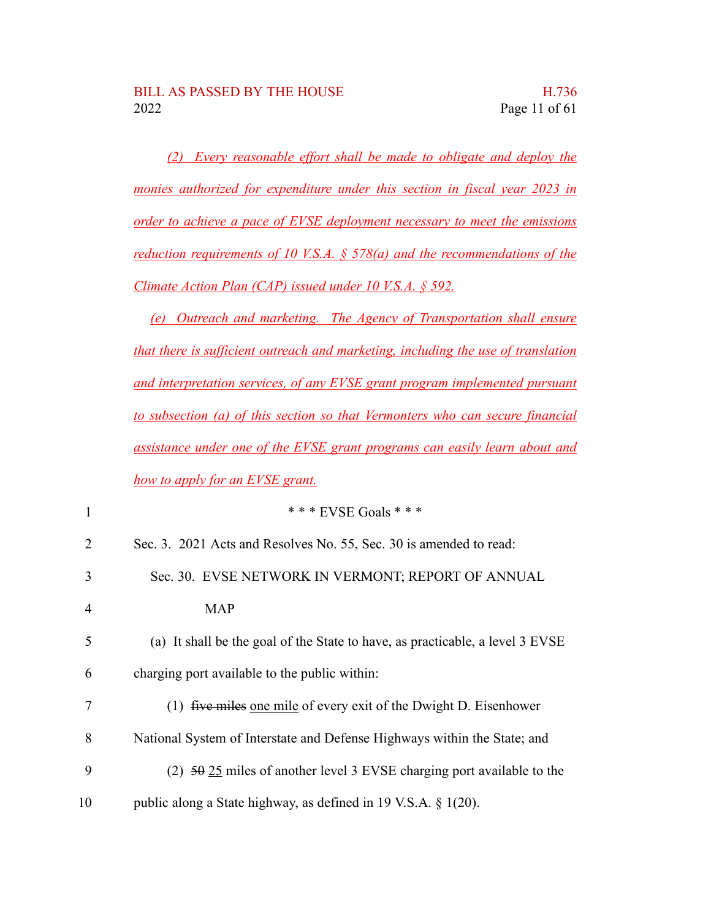*(2) Every reasonable effort shall be made to obligate and deploy the monies authorized for expenditure under this section in fiscal year 2023 in order to achieve a pace of EVSE deployment necessary to meet the emissions reduction requirements of 10 V.S.A. § 578(a) and the recommendations of the Climate Action Plan (CAP) issued under 10 V.S.A. § 592.*

*(e) Outreach and marketing. The Agency of Transportation shall ensure that there is sufficient outreach and marketing, including the use of translation and interpretation services, of any EVSE grant program implemented pursuant to subsection (a) of this section so that Vermonters who can secure financial assistance under one of the EVSE grant programs can easily learn about and how to apply for an EVSE grant.*

\* \* \* EVSE Goals \* \* \*

Sec. 3. 2021 Acts and Resolves No. 55, Sec. 30 is amended to read:

Sec. 30. EVSE NETWORK IN VERMONT; REPORT OF ANNUAL MAP

(a) It shall be the goal of the State to have, as practicable, a level 3 EVSE charging port available to the public within:

(1) ~~five miles~~ one mile of every exit of the Dwight D. Eisenhower National System of Interstate and Defense Highways within the State; and

(2) ~~50~~ 25 miles of another level 3 EVSE charging port available to the public along a State highway, as defined in 19 V.S.A. § 1(20).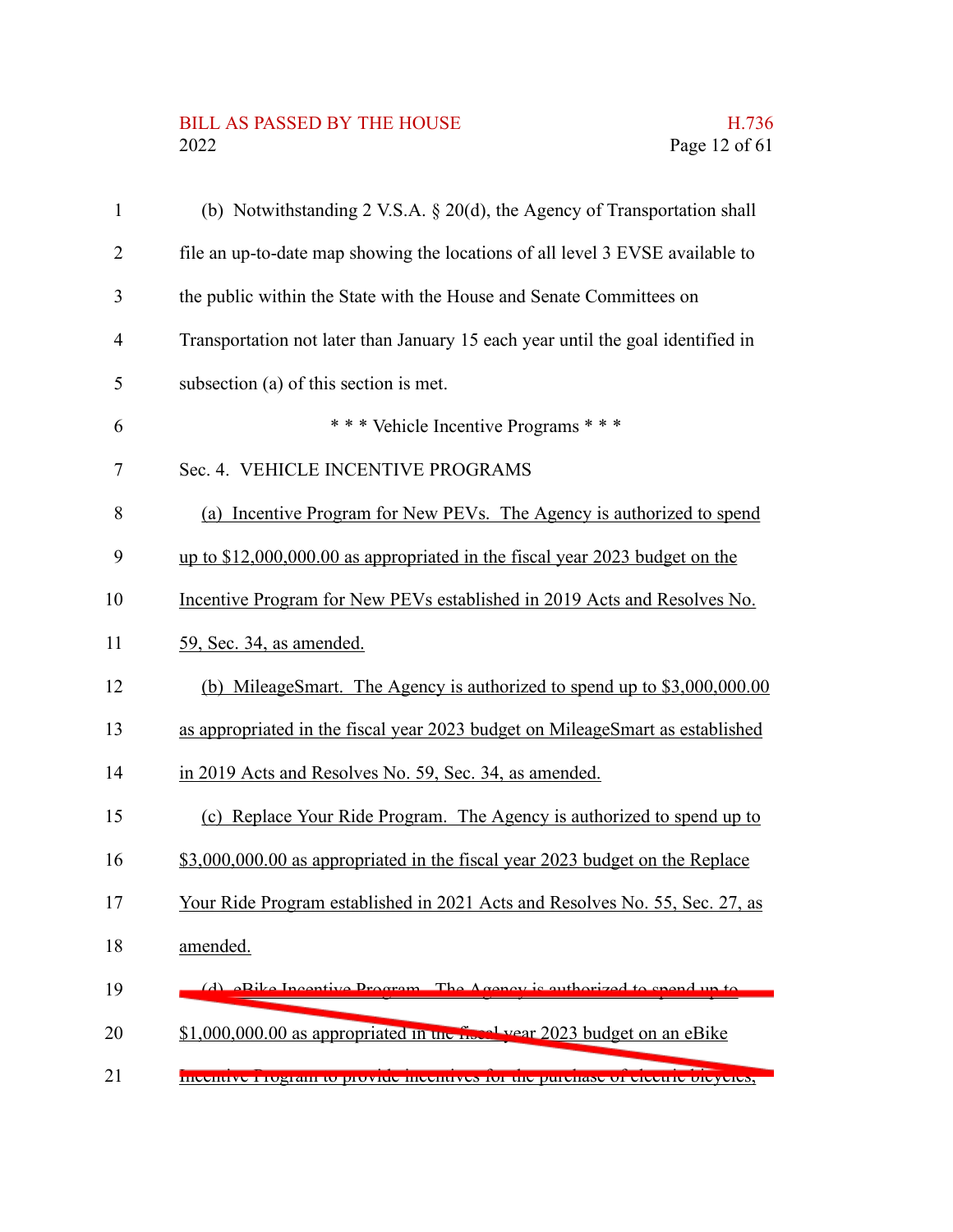(b) Notwithstanding 2 V.S.A. § 20(d), the Agency of Transportation shall file an up-to-date map showing the locations of all level 3 EVSE available to the public within the State with the House and Senate Committees on Transportation not later than January 15 each year until the goal identified in subsection (a) of this section is met.

\* \* \* Vehicle Incentive Programs \* \* \*

Sec. 4. VEHICLE INCENTIVE PROGRAMS

<u>(a) Incentive Program for New PEVs. The Agency is authorized to spend up to $12,000,000.00 as appropriated in the fiscal year 2023 budget on the Incentive Program for New PEVs established in 2019 Acts and Resolves No. 59, Sec. 34, as amended.</u>

<u>(b) MileageSmart. The Agency is authorized to spend up to $3,000,000.00 as appropriated in the fiscal year 2023 budget on MileageSmart as established in 2019 Acts and Resolves No. 59, Sec. 34, as amended.</u>

<u>(c) Replace Your Ride Program. The Agency is authorized to spend up to $3,000,000.00 as appropriated in the fiscal year 2023 budget on the Replace Your Ride Program established in 2021 Acts and Resolves No. 55, Sec. 27, as amended.</u>

~~(d) eBike Incentive Program. The Agency is authorized to spend up to $1,000,000.00 as appropriated in the fiscal year 2023 budget on an eBike Incentive Program to provide incentives for the purchase of electric bicycles,~~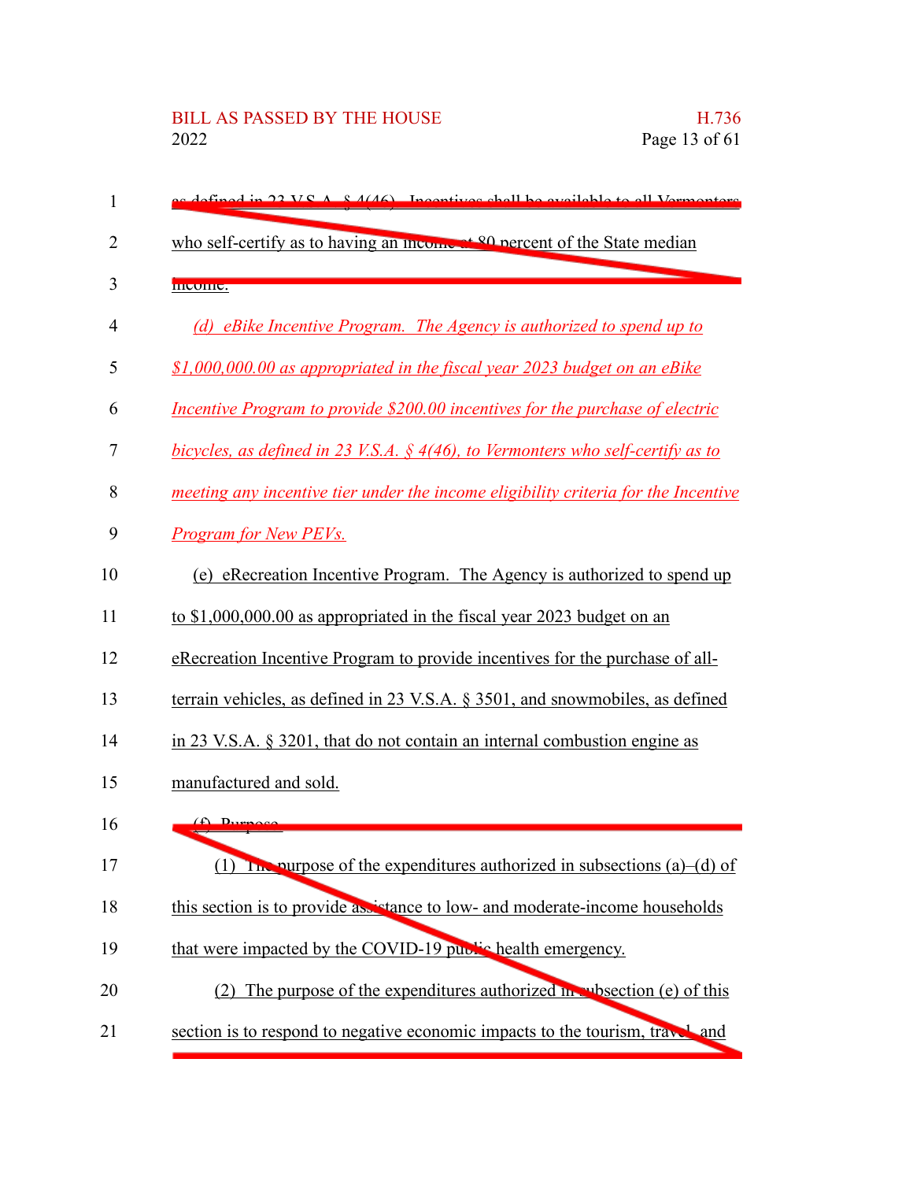as defined in 23 V.S.A. § 4(46). Incentives shall be available to all Vermonters who self-certify as to having an income at 80 percent of the State median income.

*(d) eBike Incentive Program. The Agency is authorized to spend up to $1,000,000.00 as appropriated in the fiscal year 2023 budget on an eBike Incentive Program to provide $200.00 incentives for the purchase of electric bicycles, as defined in 23 V.S.A. § 4(46), to Vermonters who self-certify as to meeting any incentive tier under the income eligibility criteria for the Incentive Program for New PEVs.*

(e) eRecreation Incentive Program. The Agency is authorized to spend up to $1,000,000.00 as appropriated in the fiscal year 2023 budget on an eRecreation Incentive Program to provide incentives for the purchase of all-terrain vehicles, as defined in 23 V.S.A. § 3501, and snowmobiles, as defined in 23 V.S.A. § 3201, that do not contain an internal combustion engine as manufactured and sold.

(f) Purpose.

(1) The purpose of the expenditures authorized in subsections (a)–(d) of this section is to provide assistance to low- and moderate-income households that were impacted by the COVID-19 public health emergency.

(2) The purpose of the expenditures authorized in subsection (e) of this section is to respond to negative economic impacts to the tourism, travel, and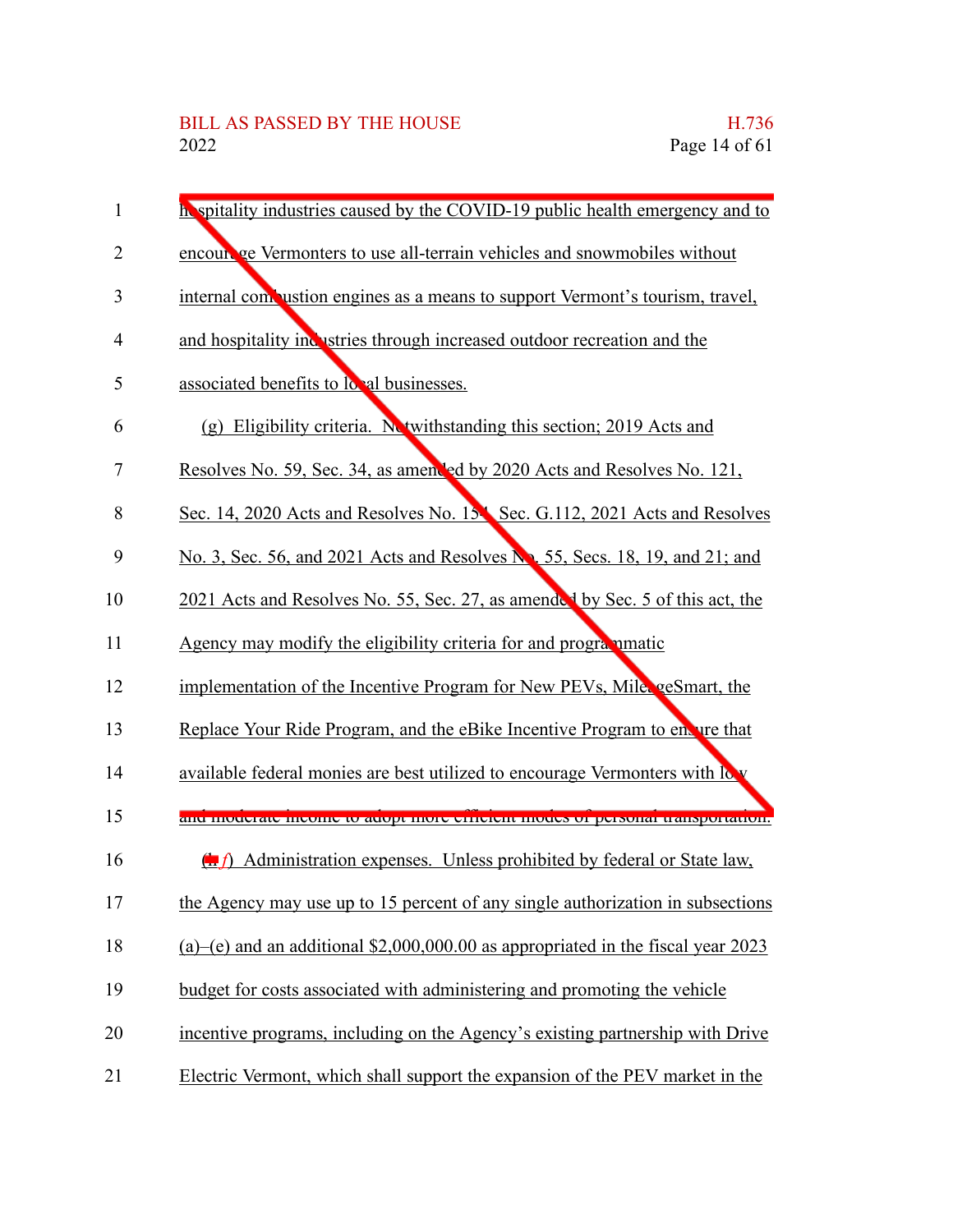hospitality industries caused by the COVID-19 public health emergency and to encourage Vermonters to use all-terrain vehicles and snowmobiles without internal combustion engines as a means to support Vermont's tourism, travel, and hospitality industries through increased outdoor recreation and the associated benefits to local businesses.

(g) Eligibility criteria. Notwithstanding this section; 2019 Acts and Resolves No. 59, Sec. 34, as amended by 2020 Acts and Resolves No. 121, Sec. 14, 2020 Acts and Resolves No. 154, Sec. G.112, 2021 Acts and Resolves No. 3, Sec. 56, and 2021 Acts and Resolves No. 55, Secs. 18, 19, and 21; and 2021 Acts and Resolves No. 55, Sec. 27, as amended by Sec. 5 of this act, the Agency may modify the eligibility criteria for and programmatic implementation of the Incentive Program for New PEVs, MileageSmart, the Replace Your Ride Program, and the eBike Incentive Program to ensure that available federal monies are best utilized to encourage Vermonters with low and moderate income to adopt more efficient modes of personal transportation.

~~(h)~~ *f*) Administration expenses. Unless prohibited by federal or State law, the Agency may use up to 15 percent of any single authorization in subsections (a)–(e) and an additional $2,000,000.00 as appropriated in the fiscal year 2023 budget for costs associated with administering and promoting the vehicle incentive programs, including on the Agency's existing partnership with Drive Electric Vermont, which shall support the expansion of the PEV market in the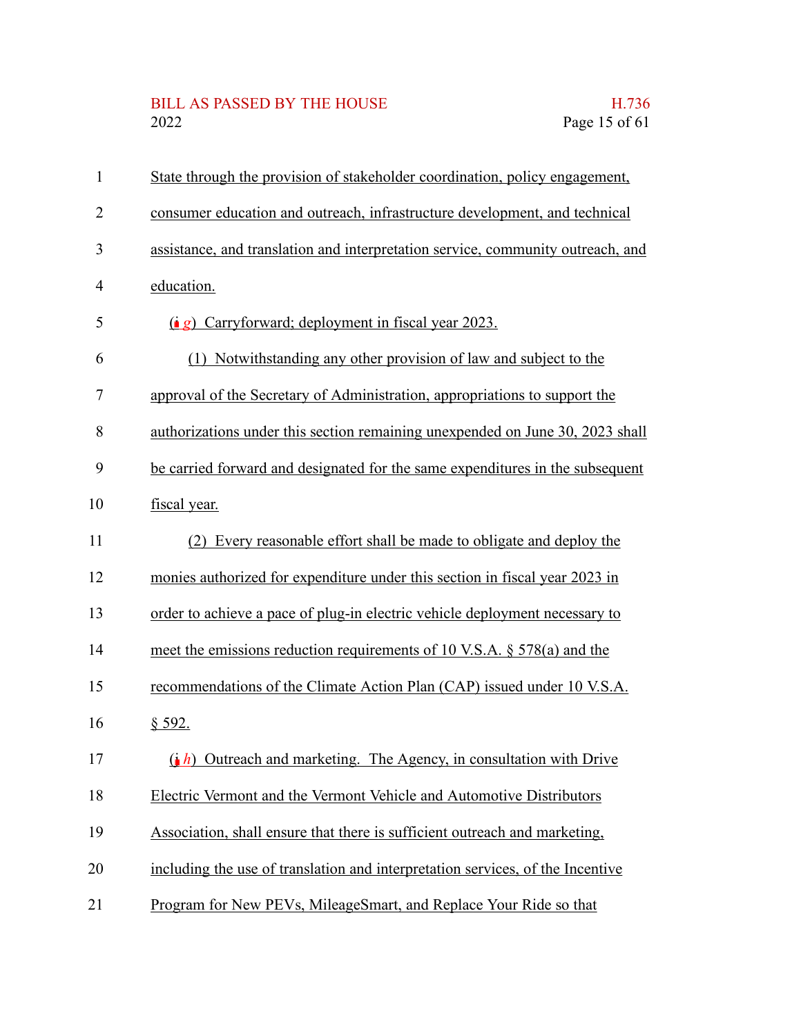State through the provision of stakeholder coordination, policy engagement, consumer education and outreach, infrastructure development, and technical assistance, and translation and interpretation service, community outreach, and education.

(~~i~~ *g*) Carryforward; deployment in fiscal year 2023.

(1) Notwithstanding any other provision of law and subject to the approval of the Secretary of Administration, appropriations to support the authorizations under this section remaining unexpended on June 30, 2023 shall be carried forward and designated for the same expenditures in the subsequent fiscal year.

(2) Every reasonable effort shall be made to obligate and deploy the monies authorized for expenditure under this section in fiscal year 2023 in order to achieve a pace of plug-in electric vehicle deployment necessary to meet the emissions reduction requirements of 10 V.S.A. § 578(a) and the recommendations of the Climate Action Plan (CAP) issued under 10 V.S.A. § 592.

(~~j~~ *h*) Outreach and marketing. The Agency, in consultation with Drive Electric Vermont and the Vermont Vehicle and Automotive Distributors Association, shall ensure that there is sufficient outreach and marketing, including the use of translation and interpretation services, of the Incentive Program for New PEVs, MileageSmart, and Replace Your Ride so that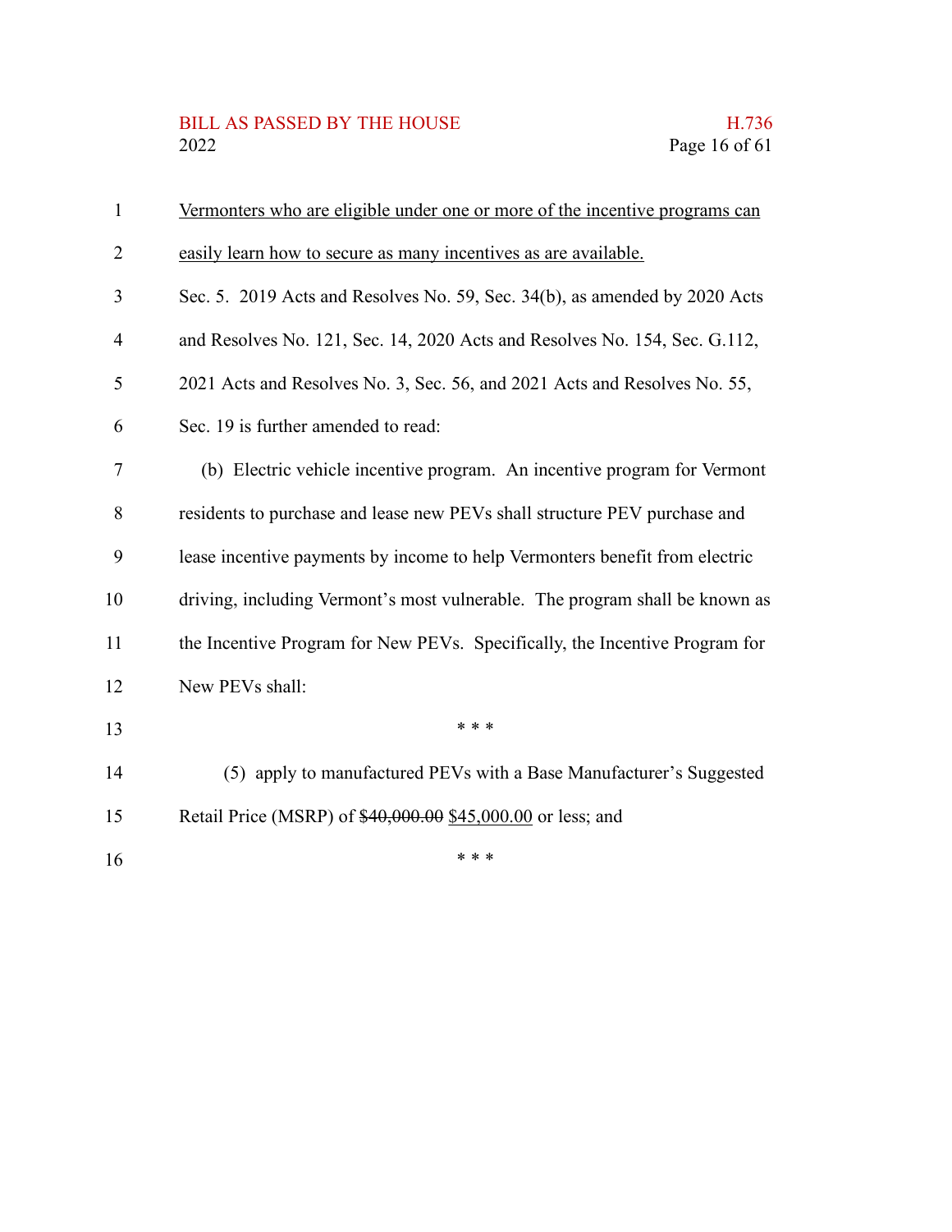Vermonters who are eligible under one or more of the incentive programs can easily learn how to secure as many incentives as are available.

Sec. 5. 2019 Acts and Resolves No. 59, Sec. 34(b), as amended by 2020 Acts and Resolves No. 121, Sec. 14, 2020 Acts and Resolves No. 154, Sec. G.112, 2021 Acts and Resolves No. 3, Sec. 56, and 2021 Acts and Resolves No. 55, Sec. 19 is further amended to read:

(b) Electric vehicle incentive program. An incentive program for Vermont residents to purchase and lease new PEVs shall structure PEV purchase and lease incentive payments by income to help Vermonters benefit from electric driving, including Vermont's most vulnerable. The program shall be known as the Incentive Program for New PEVs. Specifically, the Incentive Program for New PEVs shall:

\* \* \*

(5) apply to manufactured PEVs with a Base Manufacturer's Suggested Retail Price (MSRP) of ~~$40,000.00~~ $45,000.00 or less; and

\* \* \*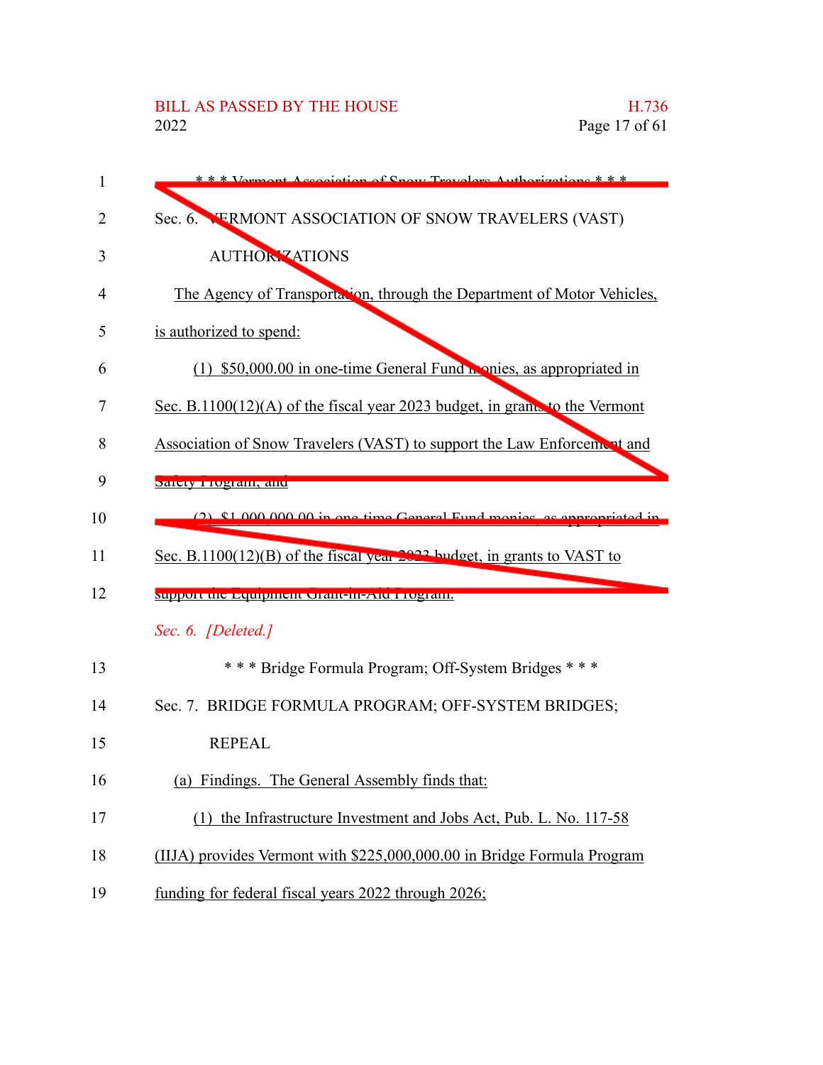\* \* \* Vermont Association of Snow Travelers Authorizations \* \* \*

Sec. 6. VERMONT ASSOCIATION OF SNOW TRAVELERS (VAST) AUTHORIZATIONS

The Agency of Transportation, through the Department of Motor Vehicles, is authorized to spend:

(1) $50,000.00 in one-time General Fund monies, as appropriated in Sec. B.1100(12)(A) of the fiscal year 2023 budget, in grants to the Vermont Association of Snow Travelers (VAST) to support the Law Enforcement and Safety Program; and

(2) $1,000,000.00 in one-time General Fund monies, as appropriated in Sec. B.1100(12)(B) of the fiscal year 2023 budget, in grants to VAST to support the Equipment Grant-in-Aid Program.

*Sec. 6. [Deleted.]*

\* \* \* Bridge Formula Program; Off-System Bridges \* \* \*

Sec. 7. BRIDGE FORMULA PROGRAM; OFF-SYSTEM BRIDGES; REPEAL

(a) Findings. The General Assembly finds that:

(1) the Infrastructure Investment and Jobs Act, Pub. L. No. 117-58 (IIJA) provides Vermont with $225,000,000.00 in Bridge Formula Program funding for federal fiscal years 2022 through 2026;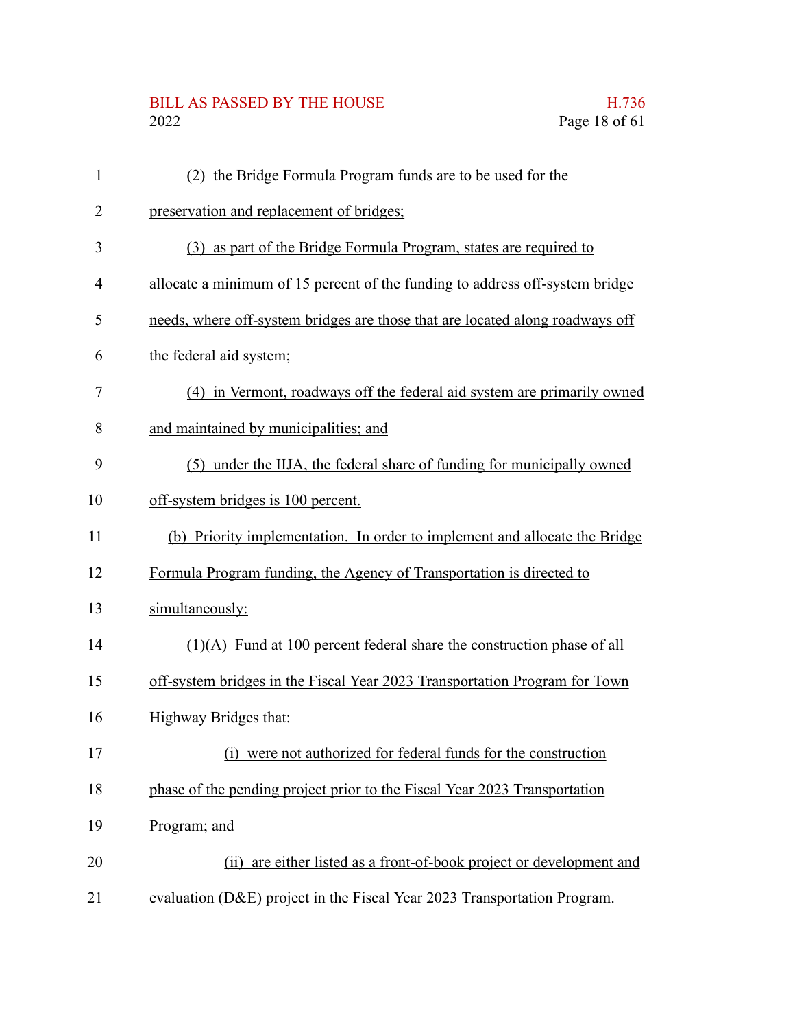(2) the Bridge Formula Program funds are to be used for the preservation and replacement of bridges;

(3) as part of the Bridge Formula Program, states are required to allocate a minimum of 15 percent of the funding to address off-system bridge needs, where off-system bridges are those that are located along roadways off the federal aid system;

(4) in Vermont, roadways off the federal aid system are primarily owned and maintained by municipalities; and

(5) under the IIJA, the federal share of funding for municipally owned off-system bridges is 100 percent.

(b) Priority implementation. In order to implement and allocate the Bridge Formula Program funding, the Agency of Transportation is directed to simultaneously:

(1)(A) Fund at 100 percent federal share the construction phase of all off-system bridges in the Fiscal Year 2023 Transportation Program for Town Highway Bridges that:

(i) were not authorized for federal funds for the construction phase of the pending project prior to the Fiscal Year 2023 Transportation Program; and

(ii) are either listed as a front-of-book project or development and evaluation (D&E) project in the Fiscal Year 2023 Transportation Program.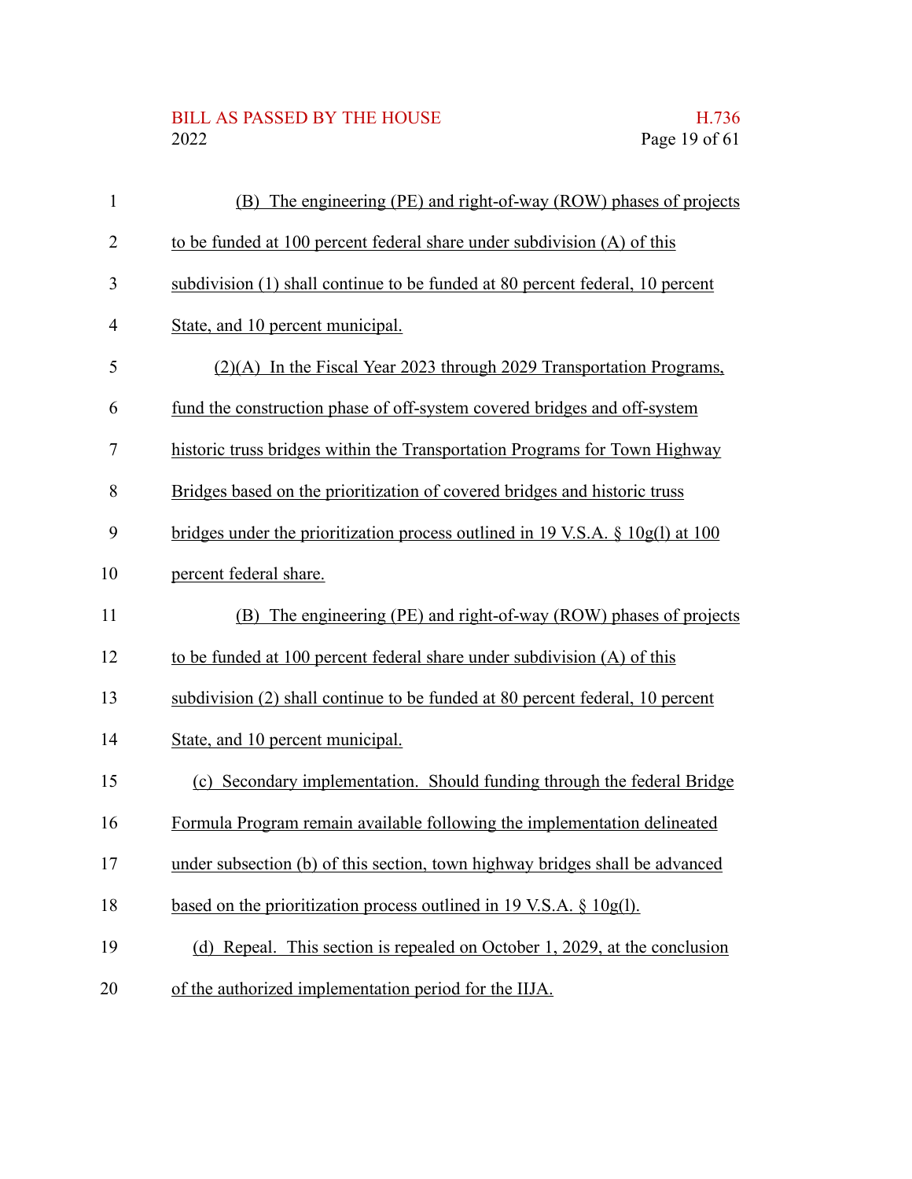(B) The engineering (PE) and right-of-way (ROW) phases of projects to be funded at 100 percent federal share under subdivision (A) of this subdivision (1) shall continue to be funded at 80 percent federal, 10 percent State, and 10 percent municipal.

(2)(A) In the Fiscal Year 2023 through 2029 Transportation Programs, fund the construction phase of off-system covered bridges and off-system historic truss bridges within the Transportation Programs for Town Highway Bridges based on the prioritization of covered bridges and historic truss bridges under the prioritization process outlined in 19 V.S.A. § 10g(l) at 100 percent federal share.

(B) The engineering (PE) and right-of-way (ROW) phases of projects to be funded at 100 percent federal share under subdivision (A) of this subdivision (2) shall continue to be funded at 80 percent federal, 10 percent State, and 10 percent municipal.

(c) Secondary implementation. Should funding through the federal Bridge Formula Program remain available following the implementation delineated under subsection (b) of this section, town highway bridges shall be advanced based on the prioritization process outlined in 19 V.S.A. § 10g(l).

(d) Repeal. This section is repealed on October 1, 2029, at the conclusion of the authorized implementation period for the IIJA.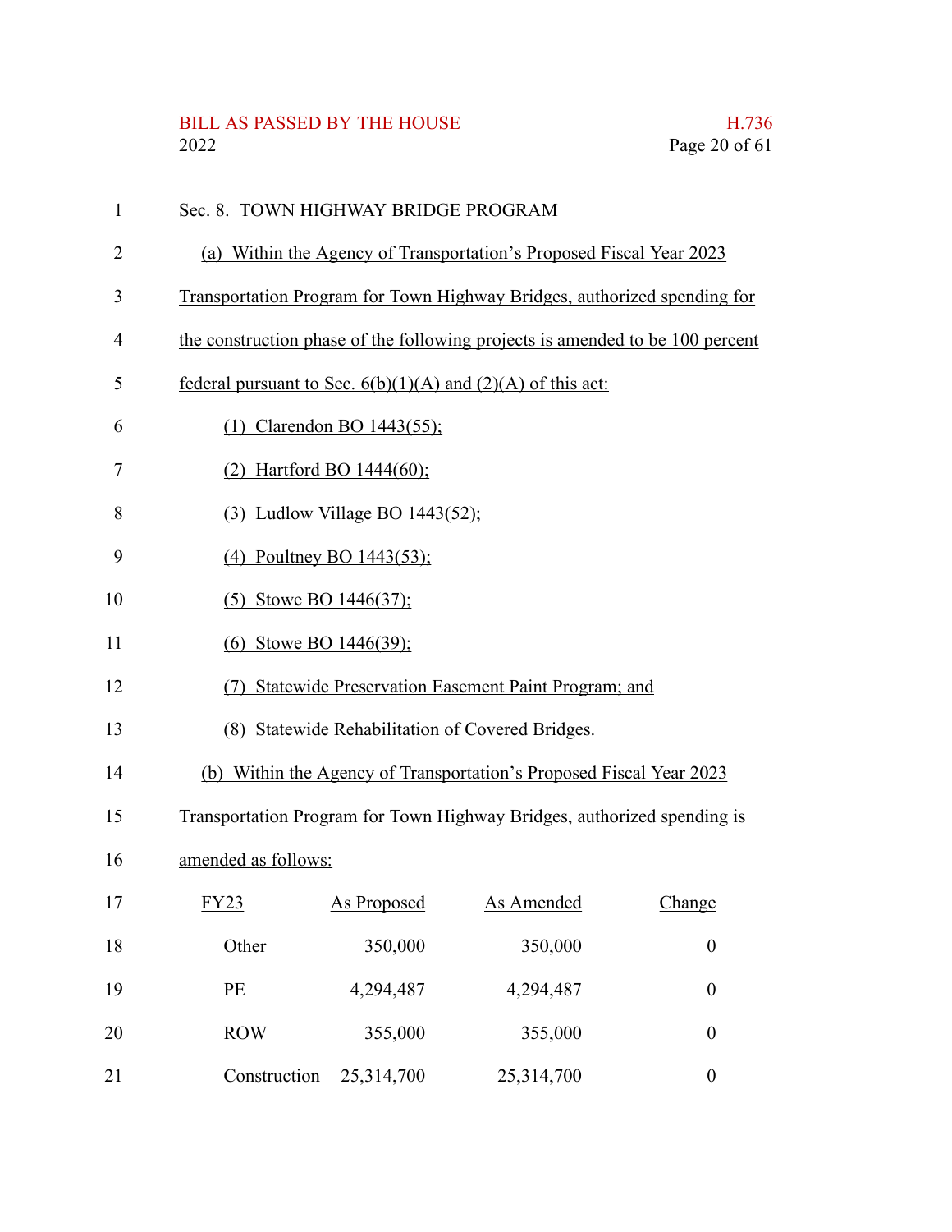Sec. 8. TOWN HIGHWAY BRIDGE PROGRAM

(a) Within the Agency of Transportation's Proposed Fiscal Year 2023 Transportation Program for Town Highway Bridges, authorized spending for the construction phase of the following projects is amended to be 100 percent federal pursuant to Sec. 6(b)(1)(A) and (2)(A) of this act:

(1) Clarendon BO 1443(55);

(2) Hartford BO 1444(60);

(3) Ludlow Village BO 1443(52);

(4) Poultney BO 1443(53);

(5) Stowe BO 1446(37);

(6) Stowe BO 1446(39);

(7) Statewide Preservation Easement Paint Program; and

(8) Statewide Rehabilitation of Covered Bridges.

(b) Within the Agency of Transportation's Proposed Fiscal Year 2023 Transportation Program for Town Highway Bridges, authorized spending is amended as follows:

| FY23 | As Proposed | As Amended | Change |
|---|---|---|---|
| Other | 350,000 | 350,000 | 0 |
| PE | 4,294,487 | 4,294,487 | 0 |
| ROW | 355,000 | 355,000 | 0 |
| Construction | 25,314,700 | 25,314,700 | 0 |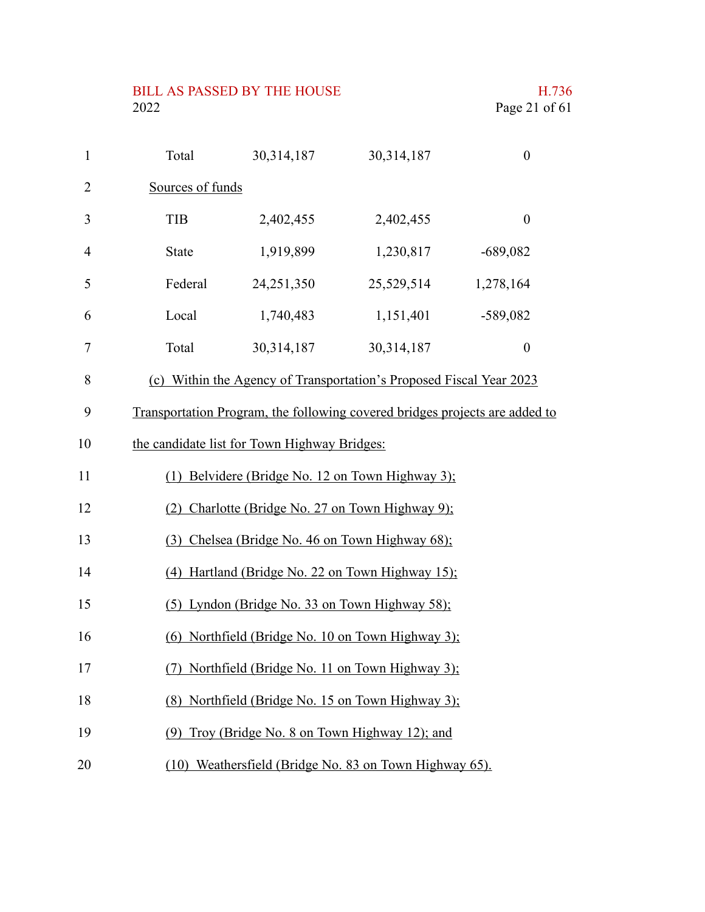| | | | |
|---|---|---|---|
| Total | 30,314,187 | 30,314,187 | 0 |
| Sources of funds | | | |
| TIB | 2,402,455 | 2,402,455 | 0 |
| State | 1,919,899 | 1,230,817 | -689,082 |
| Federal | 24,251,350 | 25,529,514 | 1,278,164 |
| Local | 1,740,483 | 1,151,401 | -589,082 |
| Total | 30,314,187 | 30,314,187 | 0 |

(c) Within the Agency of Transportation's Proposed Fiscal Year 2023 Transportation Program, the following covered bridges projects are added to the candidate list for Town Highway Bridges:

(1) Belvidere (Bridge No. 12 on Town Highway 3);

(2) Charlotte (Bridge No. 27 on Town Highway 9);

(3) Chelsea (Bridge No. 46 on Town Highway 68);

(4) Hartland (Bridge No. 22 on Town Highway 15);

(5) Lyndon (Bridge No. 33 on Town Highway 58);

(6) Northfield (Bridge No. 10 on Town Highway 3);

(7) Northfield (Bridge No. 11 on Town Highway 3);

(8) Northfield (Bridge No. 15 on Town Highway 3);

(9) Troy (Bridge No. 8 on Town Highway 12); and

(10) Weathersfield (Bridge No. 83 on Town Highway 65).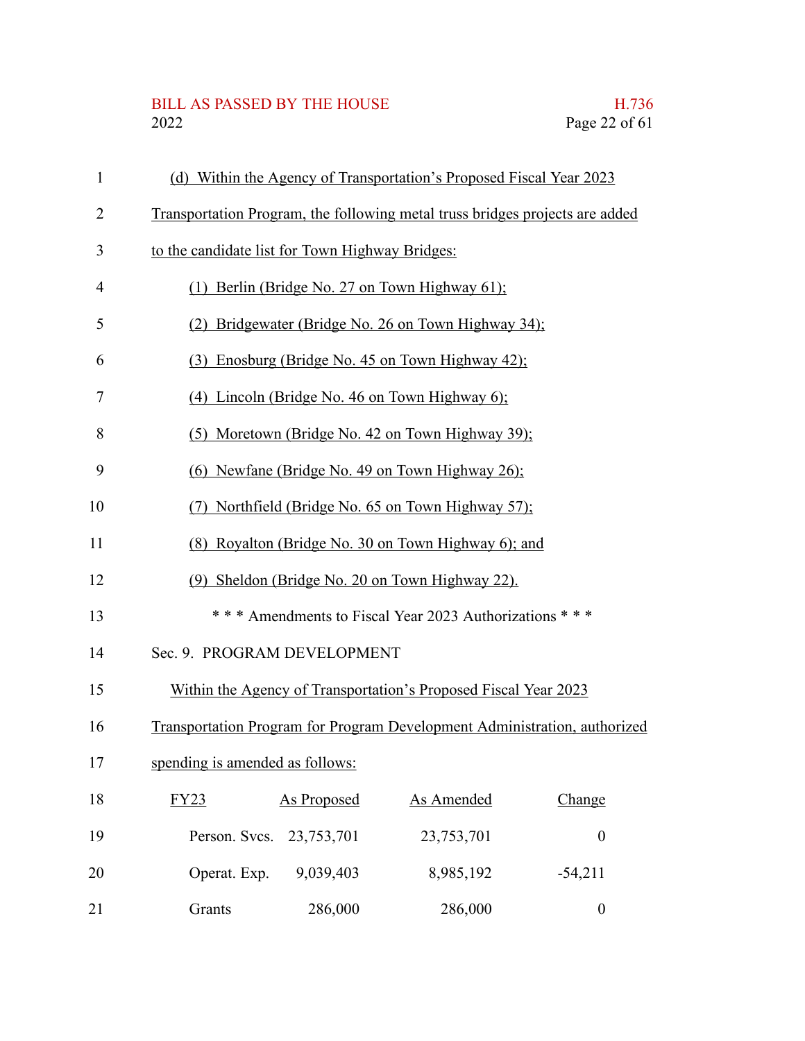(d) Within the Agency of Transportation's Proposed Fiscal Year 2023 Transportation Program, the following metal truss bridges projects are added to the candidate list for Town Highway Bridges:

(1) Berlin (Bridge No. 27 on Town Highway 61);

(2) Bridgewater (Bridge No. 26 on Town Highway 34);

(3) Enosburg (Bridge No. 45 on Town Highway 42);

(4) Lincoln (Bridge No. 46 on Town Highway 6);

(5) Moretown (Bridge No. 42 on Town Highway 39);

(6) Newfane (Bridge No. 49 on Town Highway 26);

(7) Northfield (Bridge No. 65 on Town Highway 57);

(8) Royalton (Bridge No. 30 on Town Highway 6); and

(9) Sheldon (Bridge No. 20 on Town Highway 22).

\* \* \* Amendments to Fiscal Year 2023 Authorizations \* \* \*

Sec. 9. PROGRAM DEVELOPMENT

Within the Agency of Transportation's Proposed Fiscal Year 2023 Transportation Program for Program Development Administration, authorized spending is amended as follows:

| FY23 | As Proposed | As Amended | Change |
|---|---|---|---|
| Person. Svcs. | 23,753,701 | 23,753,701 | 0 |
| Operat. Exp. | 9,039,403 | 8,985,192 | -54,211 |
| Grants | 286,000 | 286,000 | 0 |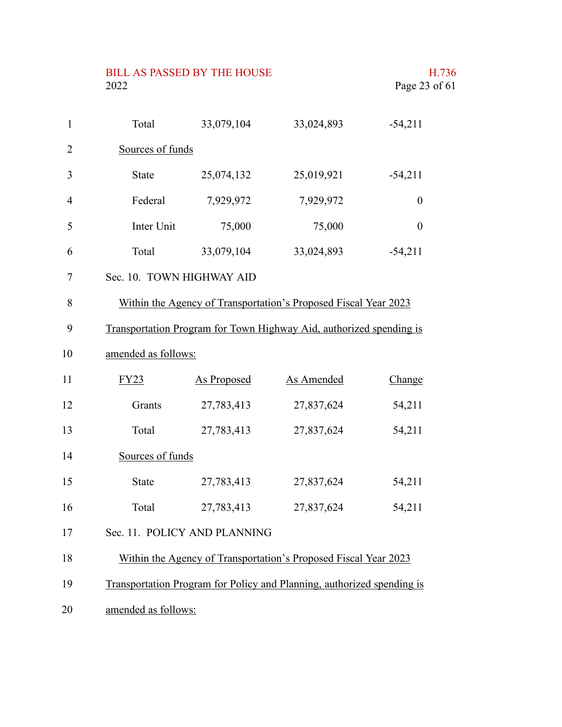| | | | |
|---|---|---|---|
| Total | 33,079,104 | 33,024,893 | -54,211 |
| Sources of funds | | | |
| State | 25,074,132 | 25,019,921 | -54,211 |
| Federal | 7,929,972 | 7,929,972 | 0 |
| Inter Unit | 75,000 | 75,000 | 0 |
| Total | 33,079,104 | 33,024,893 | -54,211 |

Sec. 10. TOWN HIGHWAY AID

Within the Agency of Transportation's Proposed Fiscal Year 2023 Transportation Program for Town Highway Aid, authorized spending is amended as follows:

| FY23 | As Proposed | As Amended | Change |
|---|---|---|---|
| Grants | 27,783,413 | 27,837,624 | 54,211 |
| Total | 27,783,413 | 27,837,624 | 54,211 |
| Sources of funds | | | |
| State | 27,783,413 | 27,837,624 | 54,211 |
| Total | 27,783,413 | 27,837,624 | 54,211 |

Sec. 11. POLICY AND PLANNING

Within the Agency of Transportation's Proposed Fiscal Year 2023 Transportation Program for Policy and Planning, authorized spending is amended as follows: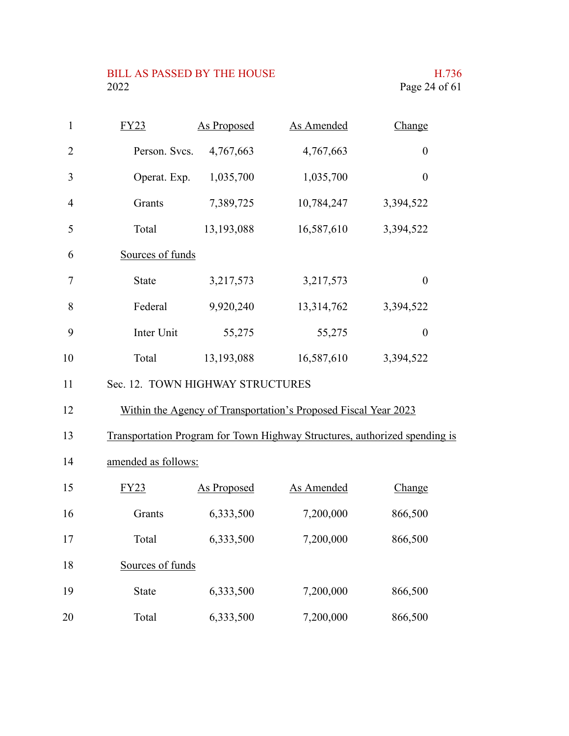| FY23 | As Proposed | As Amended | Change |
|---|---|---|---|
| Person. Svcs. | 4,767,663 | 4,767,663 | 0 |
| Operat. Exp. | 1,035,700 | 1,035,700 | 0 |
| Grants | 7,389,725 | 10,784,247 | 3,394,522 |
| Total | 13,193,088 | 16,587,610 | 3,394,522 |
| Sources of funds | | | |
| State | 3,217,573 | 3,217,573 | 0 |
| Federal | 9,920,240 | 13,314,762 | 3,394,522 |
| Inter Unit | 55,275 | 55,275 | 0 |
| Total | 13,193,088 | 16,587,610 | 3,394,522 |

Sec. 12. TOWN HIGHWAY STRUCTURES

Within the Agency of Transportation's Proposed Fiscal Year 2023 Transportation Program for Town Highway Structures, authorized spending is amended as follows:

| FY23 | As Proposed | As Amended | Change |
|---|---|---|---|
| Grants | 6,333,500 | 7,200,000 | 866,500 |
| Total | 6,333,500 | 7,200,000 | 866,500 |
| Sources of funds | | | |
| State | 6,333,500 | 7,200,000 | 866,500 |
| Total | 6,333,500 | 7,200,000 | 866,500 |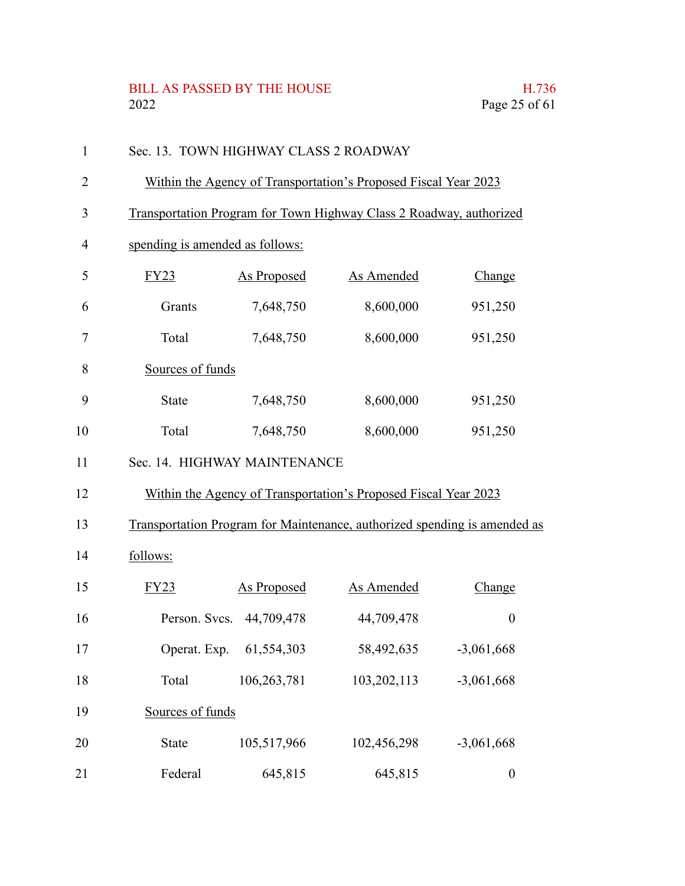Sec. 13. TOWN HIGHWAY CLASS 2 ROADWAY

Within the Agency of Transportation's Proposed Fiscal Year 2023 Transportation Program for Town Highway Class 2 Roadway, authorized spending is amended as follows:

| FY23 | As Proposed | As Amended | Change |
|---|---|---|---|
| Grants | 7,648,750 | 8,600,000 | 951,250 |
| Total | 7,648,750 | 8,600,000 | 951,250 |
| Sources of funds | | | |
| State | 7,648,750 | 8,600,000 | 951,250 |
| Total | 7,648,750 | 8,600,000 | 951,250 |

Sec. 14. HIGHWAY MAINTENANCE

Within the Agency of Transportation's Proposed Fiscal Year 2023 Transportation Program for Maintenance, authorized spending is amended as follows:

| FY23 | As Proposed | As Amended | Change |
|---|---|---|---|
| Person. Svcs. | 44,709,478 | 44,709,478 | 0 |
| Operat. Exp. | 61,554,303 | 58,492,635 | -3,061,668 |
| Total | 106,263,781 | 103,202,113 | -3,061,668 |
| Sources of funds | | | |
| State | 105,517,966 | 102,456,298 | -3,061,668 |
| Federal | 645,815 | 645,815 | 0 |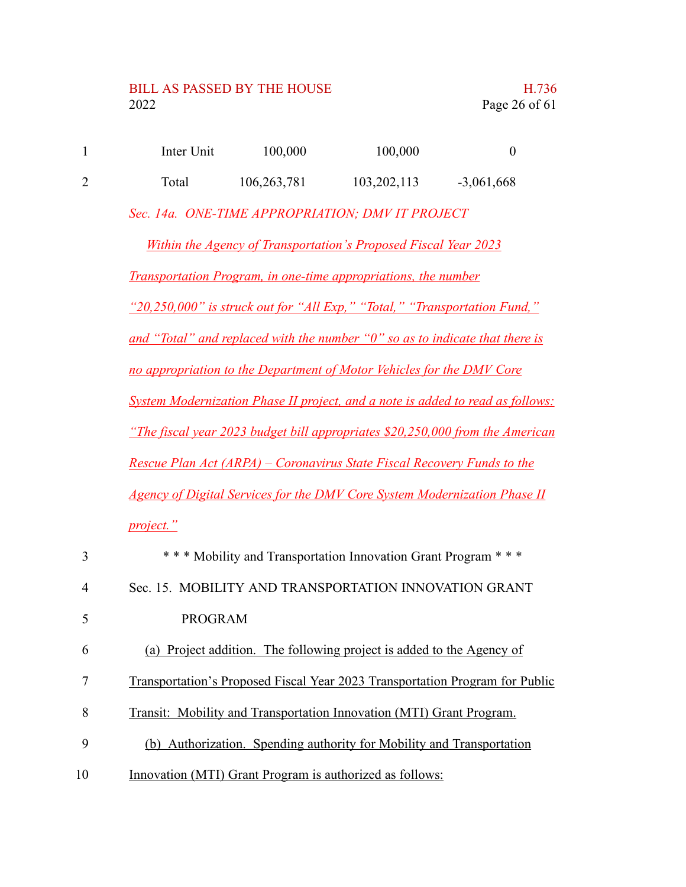| | | | |
|---|---|---|---|
| Inter Unit | 100,000 | 100,000 | 0 |
| Total | 106,263,781 | 103,202,113 | -3,061,668 |

*Sec. 14a. ONE-TIME APPROPRIATION; DMV IT PROJECT*

*Within the Agency of Transportation's Proposed Fiscal Year 2023 Transportation Program, in one-time appropriations, the number "20,250,000" is struck out for "All Exp," "Total," "Transportation Fund," and "Total" and replaced with the number "0" so as to indicate that there is no appropriation to the Department of Motor Vehicles for the DMV Core System Modernization Phase II project, and a note is added to read as follows: "The fiscal year 2023 budget bill appropriates $20,250,000 from the American Rescue Plan Act (ARPA) – Coronavirus State Fiscal Recovery Funds to the Agency of Digital Services for the DMV Core System Modernization Phase II project."*

\* \* \* Mobility and Transportation Innovation Grant Program \* \* \*

Sec. 15. MOBILITY AND TRANSPORTATION INNOVATION GRANT PROGRAM

(a) Project addition. The following project is added to the Agency of Transportation's Proposed Fiscal Year 2023 Transportation Program for Public Transit: Mobility and Transportation Innovation (MTI) Grant Program.

(b) Authorization. Spending authority for Mobility and Transportation Innovation (MTI) Grant Program is authorized as follows: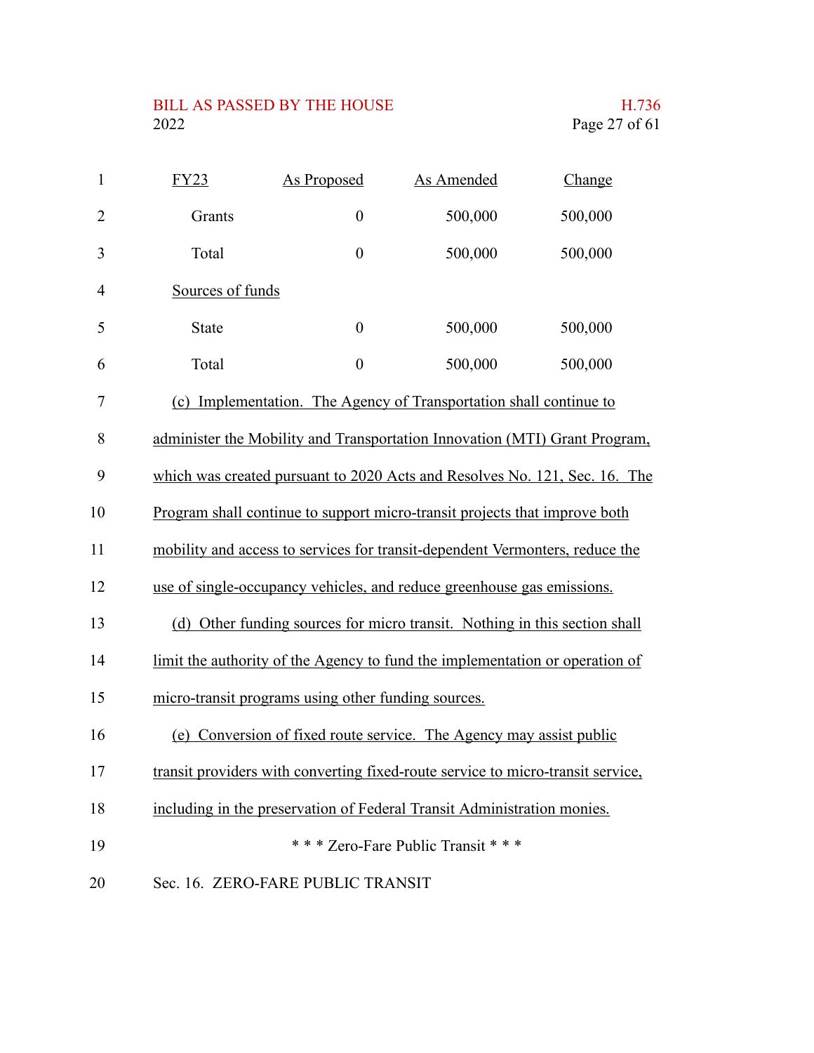| FY23 | As Proposed | As Amended | Change |
|---|---|---|---|
| Grants | 0 | 500,000 | 500,000 |
| Total | 0 | 500,000 | 500,000 |
| Sources of funds | | | |
| State | 0 | 500,000 | 500,000 |
| Total | 0 | 500,000 | 500,000 |

(c) Implementation. The Agency of Transportation shall continue to administer the Mobility and Transportation Innovation (MTI) Grant Program, which was created pursuant to 2020 Acts and Resolves No. 121, Sec. 16. The Program shall continue to support micro-transit projects that improve both mobility and access to services for transit-dependent Vermonters, reduce the use of single-occupancy vehicles, and reduce greenhouse gas emissions.

(d) Other funding sources for micro transit. Nothing in this section shall limit the authority of the Agency to fund the implementation or operation of micro-transit programs using other funding sources.

(e) Conversion of fixed route service. The Agency may assist public transit providers with converting fixed-route service to micro-transit service, including in the preservation of Federal Transit Administration monies.

\* \* \* Zero-Fare Public Transit \* \* \*

Sec. 16. ZERO-FARE PUBLIC TRANSIT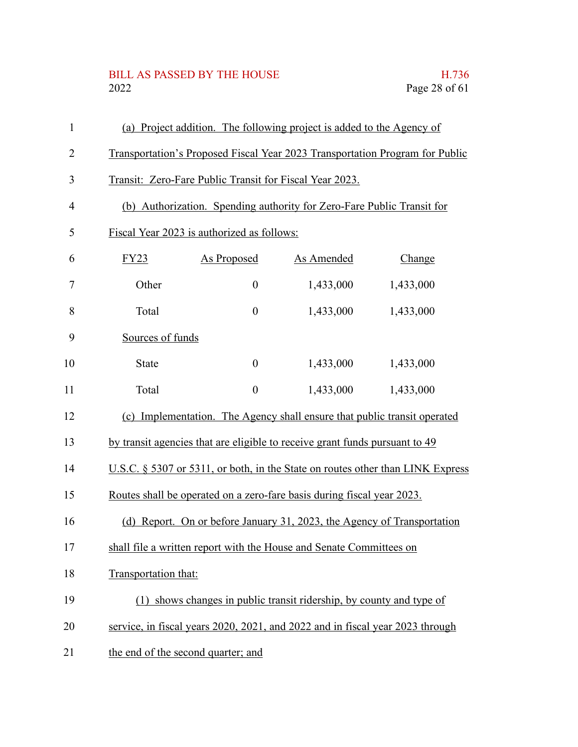(a) Project addition. The following project is added to the Agency of Transportation's Proposed Fiscal Year 2023 Transportation Program for Public Transit: Zero-Fare Public Transit for Fiscal Year 2023.

(b) Authorization. Spending authority for Zero-Fare Public Transit for Fiscal Year 2023 is authorized as follows:

| FY23 | As Proposed | As Amended | Change |
|---|---|---|---|
| Other | 0 | 1,433,000 | 1,433,000 |
| Total | 0 | 1,433,000 | 1,433,000 |
| Sources of funds | | | |
| State | 0 | 1,433,000 | 1,433,000 |
| Total | 0 | 1,433,000 | 1,433,000 |

(c) Implementation. The Agency shall ensure that public transit operated by transit agencies that are eligible to receive grant funds pursuant to 49 U.S.C. § 5307 or 5311, or both, in the State on routes other than LINK Express Routes shall be operated on a zero-fare basis during fiscal year 2023.

(d) Report. On or before January 31, 2023, the Agency of Transportation shall file a written report with the House and Senate Committees on Transportation that:

(1) shows changes in public transit ridership, by county and type of service, in fiscal years 2020, 2021, and 2022 and in fiscal year 2023 through the end of the second quarter; and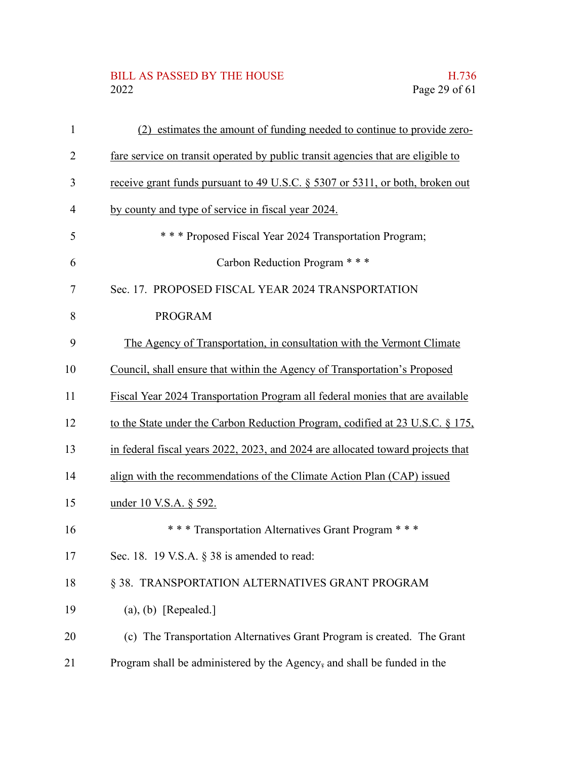(2) estimates the amount of funding needed to continue to provide zero-fare service on transit operated by public transit agencies that are eligible to receive grant funds pursuant to 49 U.S.C. § 5307 or 5311, or both, broken out by county and type of service in fiscal year 2024.

\* \* \* Proposed Fiscal Year 2024 Transportation Program; Carbon Reduction Program \* \* \*

Sec. 17. PROPOSED FISCAL YEAR 2024 TRANSPORTATION PROGRAM

The Agency of Transportation, in consultation with the Vermont Climate Council, shall ensure that within the Agency of Transportation's Proposed Fiscal Year 2024 Transportation Program all federal monies that are available to the State under the Carbon Reduction Program, codified at 23 U.S.C. § 175, in federal fiscal years 2022, 2023, and 2024 are allocated toward projects that align with the recommendations of the Climate Action Plan (CAP) issued under 10 V.S.A. § 592.

\* \* \* Transportation Alternatives Grant Program \* \* \*

Sec. 18. 19 V.S.A. § 38 is amended to read:

§ 38. TRANSPORTATION ALTERNATIVES GRANT PROGRAM

(a), (b) [Repealed.]

(c) The Transportation Alternatives Grant Program is created. The Grant Program shall be administered by the Agency, and shall be funded in the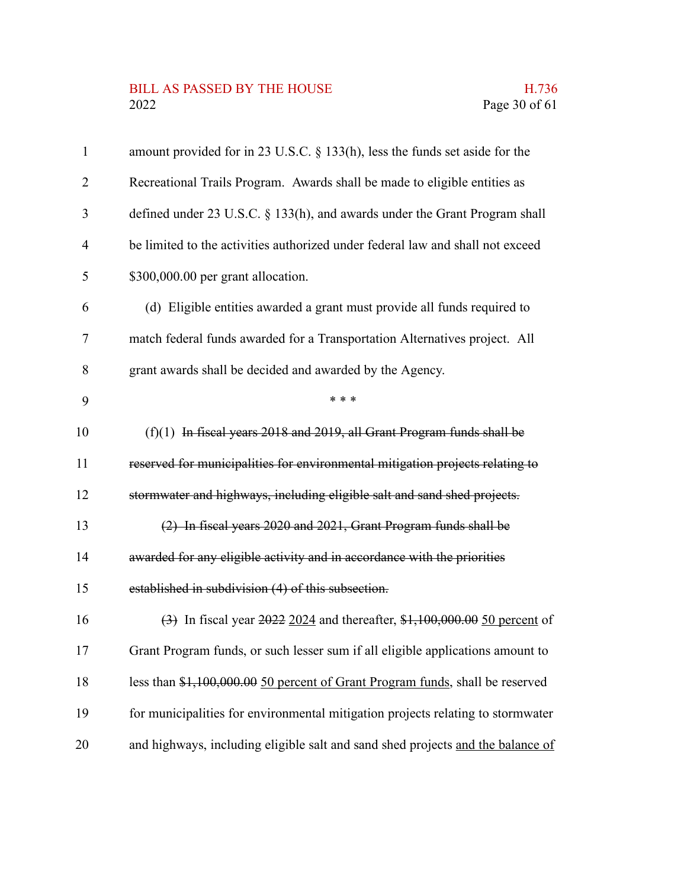amount provided for in 23 U.S.C. § 133(h), less the funds set aside for the Recreational Trails Program. Awards shall be made to eligible entities as defined under 23 U.S.C. § 133(h), and awards under the Grant Program shall be limited to the activities authorized under federal law and shall not exceed $300,000.00 per grant allocation.

(d) Eligible entities awarded a grant must provide all funds required to match federal funds awarded for a Transportation Alternatives project. All grant awards shall be decided and awarded by the Agency.

\* \* \*

(f)(1) ~~In fiscal years 2018 and 2019, all Grant Program funds shall be reserved for municipalities for environmental mitigation projects relating to stormwater and highways, including eligible salt and sand shed projects.~~

~~(2) In fiscal years 2020 and 2021, Grant Program funds shall be awarded for any eligible activity and in accordance with the priorities established in subdivision (4) of this subsection.~~

~~(3)~~ In fiscal year ~~2022~~ <u>2024</u> and thereafter, ~~$1,100,000.00~~ <u>50 percent</u> of Grant Program funds, or such lesser sum if all eligible applications amount to less than ~~$1,100,000.00~~ <u>50 percent of Grant Program funds</u>, shall be reserved for municipalities for environmental mitigation projects relating to stormwater and highways, including eligible salt and sand shed projects <u>and the balance of</u>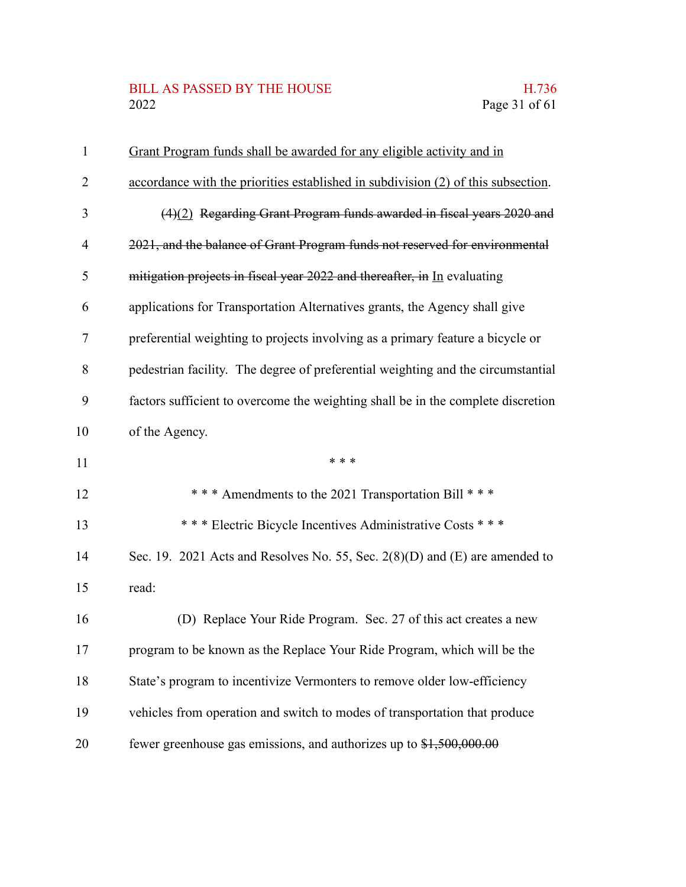Grant Program funds shall be awarded for any eligible activity and in accordance with the priorities established in subdivision (2) of this subsection.

~~(4)~~(2) ~~Regarding Grant Program funds awarded in fiscal years 2020 and 2021, and the balance of Grant Program funds not reserved for environmental mitigation projects in fiscal year 2022 and thereafter, in~~ In evaluating applications for Transportation Alternatives grants, the Agency shall give preferential weighting to projects involving as a primary feature a bicycle or pedestrian facility. The degree of preferential weighting and the circumstantial factors sufficient to overcome the weighting shall be in the complete discretion of the Agency.

\* \* \*

\* \* \* Amendments to the 2021 Transportation Bill \* \* \*

\* \* \* Electric Bicycle Incentives Administrative Costs \* \* \*

Sec. 19. 2021 Acts and Resolves No. 55, Sec. 2(8)(D) and (E) are amended to read:

(D) Replace Your Ride Program. Sec. 27 of this act creates a new program to be known as the Replace Your Ride Program, which will be the State's program to incentivize Vermonters to remove older low-efficiency vehicles from operation and switch to modes of transportation that produce fewer greenhouse gas emissions, and authorizes up to ~~$1,500,000.00~~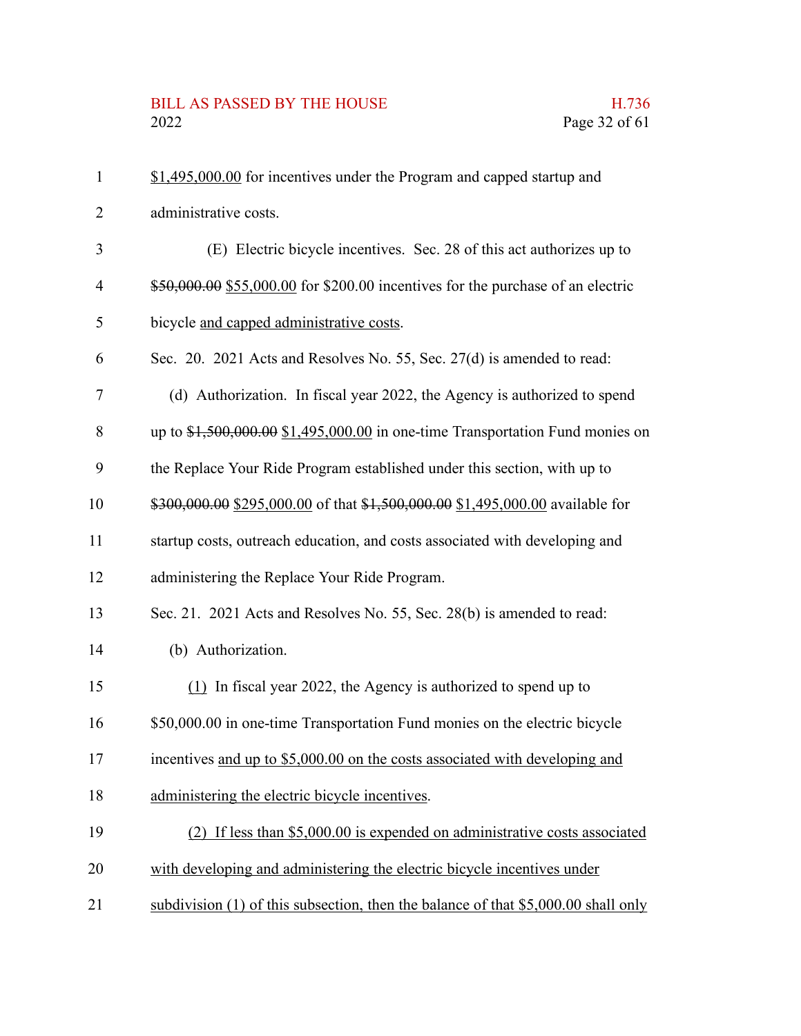$1,495,000.00 for incentives under the Program and capped startup and administrative costs.

(E) Electric bicycle incentives. Sec. 28 of this act authorizes up to ~~$50,000.00~~ $55,000.00 for $200.00 incentives for the purchase of an electric bicycle and capped administrative costs.

Sec. 20. 2021 Acts and Resolves No. 55, Sec. 27(d) is amended to read:

(d) Authorization. In fiscal year 2022, the Agency is authorized to spend up to ~~$1,500,000.00~~ $1,495,000.00 in one-time Transportation Fund monies on the Replace Your Ride Program established under this section, with up to ~~$300,000.00~~ $295,000.00 of that ~~$1,500,000.00~~ $1,495,000.00 available for startup costs, outreach education, and costs associated with developing and administering the Replace Your Ride Program.

Sec. 21. 2021 Acts and Resolves No. 55, Sec. 28(b) is amended to read:

(b) Authorization.

(1) In fiscal year 2022, the Agency is authorized to spend up to $50,000.00 in one-time Transportation Fund monies on the electric bicycle incentives and up to $5,000.00 on the costs associated with developing and administering the electric bicycle incentives.

(2) If less than $5,000.00 is expended on administrative costs associated with developing and administering the electric bicycle incentives under subdivision (1) of this subsection, then the balance of that $5,000.00 shall only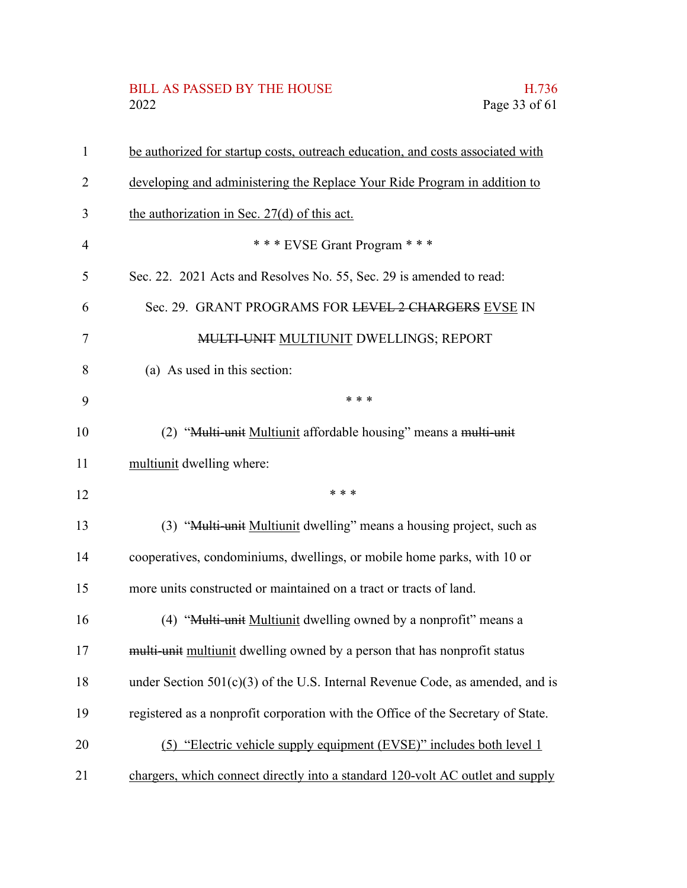be authorized for startup costs, outreach education, and costs associated with developing and administering the Replace Your Ride Program in addition to the authorization in Sec. 27(d) of this act.

\* \* \* EVSE Grant Program \* \* \*

Sec. 22. 2021 Acts and Resolves No. 55, Sec. 29 is amended to read:

Sec. 29. GRANT PROGRAMS FOR ~~LEVEL 2 CHARGERS~~ EVSE IN ~~MULTI-UNIT~~ MULTIUNIT DWELLINGS; REPORT

(a) As used in this section:

\* \* \*

(2) "~~Multi-unit~~ Multiunit affordable housing" means a ~~multi-unit~~ multiunit dwelling where:

\* \* \*

(3) "~~Multi-unit~~ Multiunit dwelling" means a housing project, such as cooperatives, condominiums, dwellings, or mobile home parks, with 10 or more units constructed or maintained on a tract or tracts of land.

(4) "~~Multi-unit~~ Multiunit dwelling owned by a nonprofit" means a ~~multi-unit~~ multiunit dwelling owned by a person that has nonprofit status under Section 501(c)(3) of the U.S. Internal Revenue Code, as amended, and is registered as a nonprofit corporation with the Office of the Secretary of State.

(5) "Electric vehicle supply equipment (EVSE)" includes both level 1 chargers, which connect directly into a standard 120-volt AC outlet and supply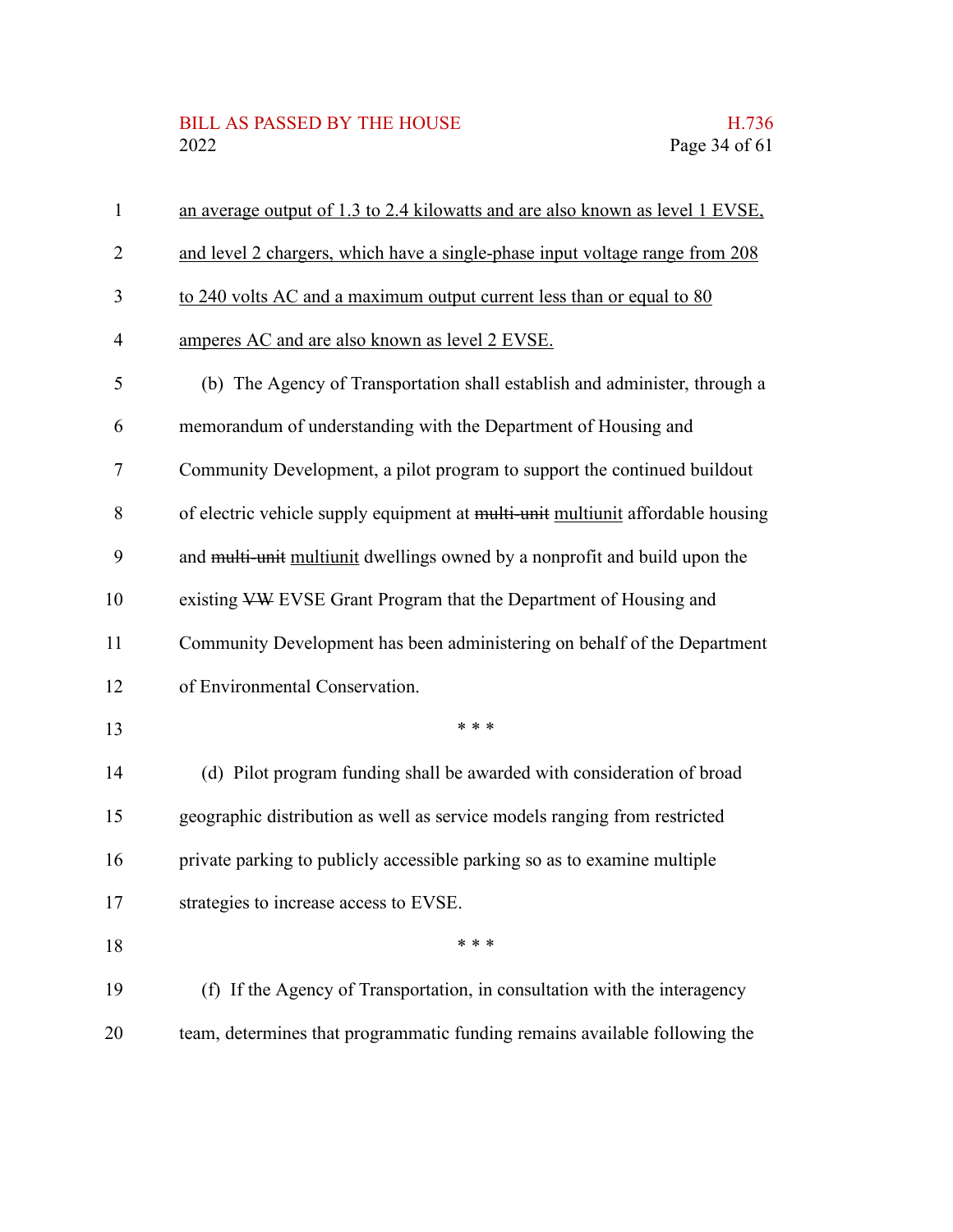an average output of 1.3 to 2.4 kilowatts and are also known as level 1 EVSE, and level 2 chargers, which have a single-phase input voltage range from 208 to 240 volts AC and a maximum output current less than or equal to 80 amperes AC and are also known as level 2 EVSE.

(b) The Agency of Transportation shall establish and administer, through a memorandum of understanding with the Department of Housing and Community Development, a pilot program to support the continued buildout of electric vehicle supply equipment at ~~multi-unit~~ multiunit affordable housing and ~~multi-unit~~ multiunit dwellings owned by a nonprofit and build upon the existing ~~VW~~ EVSE Grant Program that the Department of Housing and Community Development has been administering on behalf of the Department of Environmental Conservation.

\* \* \*

(d) Pilot program funding shall be awarded with consideration of broad geographic distribution as well as service models ranging from restricted private parking to publicly accessible parking so as to examine multiple strategies to increase access to EVSE.

\* \* \*

(f) If the Agency of Transportation, in consultation with the interagency team, determines that programmatic funding remains available following the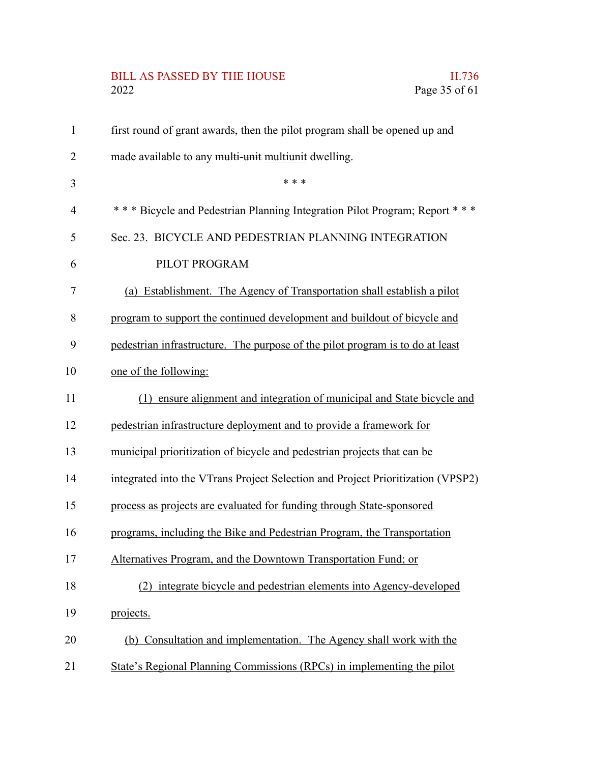first round of grant awards, then the pilot program shall be opened up and made available to any ~~multi-unit~~ multiunit dwelling.

\* \* \*

\* \* \* Bicycle and Pedestrian Planning Integration Pilot Program; Report \* \* \*

Sec. 23. BICYCLE AND PEDESTRIAN PLANNING INTEGRATION PILOT PROGRAM

(a) Establishment. The Agency of Transportation shall establish a pilot program to support the continued development and buildout of bicycle and pedestrian infrastructure. The purpose of the pilot program is to do at least one of the following:

(1) ensure alignment and integration of municipal and State bicycle and pedestrian infrastructure deployment and to provide a framework for municipal prioritization of bicycle and pedestrian projects that can be integrated into the VTrans Project Selection and Project Prioritization (VPSP2) process as projects are evaluated for funding through State-sponsored programs, including the Bike and Pedestrian Program, the Transportation Alternatives Program, and the Downtown Transportation Fund; or

(2) integrate bicycle and pedestrian elements into Agency-developed projects.

(b) Consultation and implementation. The Agency shall work with the State's Regional Planning Commissions (RPCs) in implementing the pilot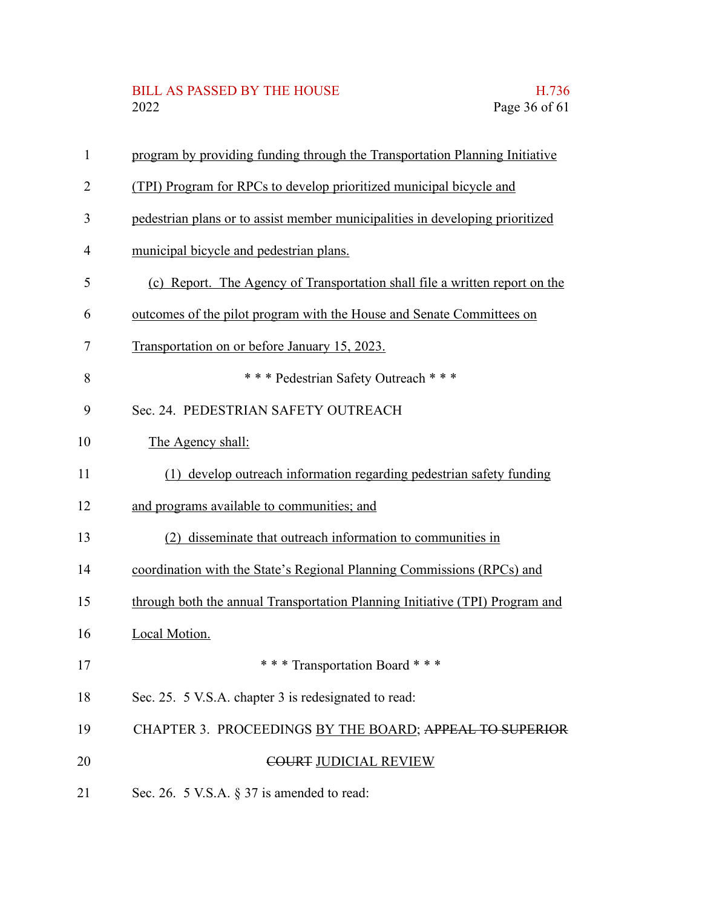program by providing funding through the Transportation Planning Initiative (TPI) Program for RPCs to develop prioritized municipal bicycle and pedestrian plans or to assist member municipalities in developing prioritized municipal bicycle and pedestrian plans.

(c) Report. The Agency of Transportation shall file a written report on the outcomes of the pilot program with the House and Senate Committees on Transportation on or before January 15, 2023.

\* \* \* Pedestrian Safety Outreach \* \* \*

Sec. 24. PEDESTRIAN SAFETY OUTREACH

The Agency shall:

(1) develop outreach information regarding pedestrian safety funding and programs available to communities; and

(2) disseminate that outreach information to communities in coordination with the State's Regional Planning Commissions (RPCs) and through both the annual Transportation Planning Initiative (TPI) Program and Local Motion.

\* \* \* Transportation Board \* \* \*

Sec. 25. 5 V.S.A. chapter 3 is redesignated to read:

CHAPTER 3. PROCEEDINGS BY THE BOARD; ~~APPEAL TO SUPERIOR COURT~~ JUDICIAL REVIEW

Sec. 26. 5 V.S.A. § 37 is amended to read: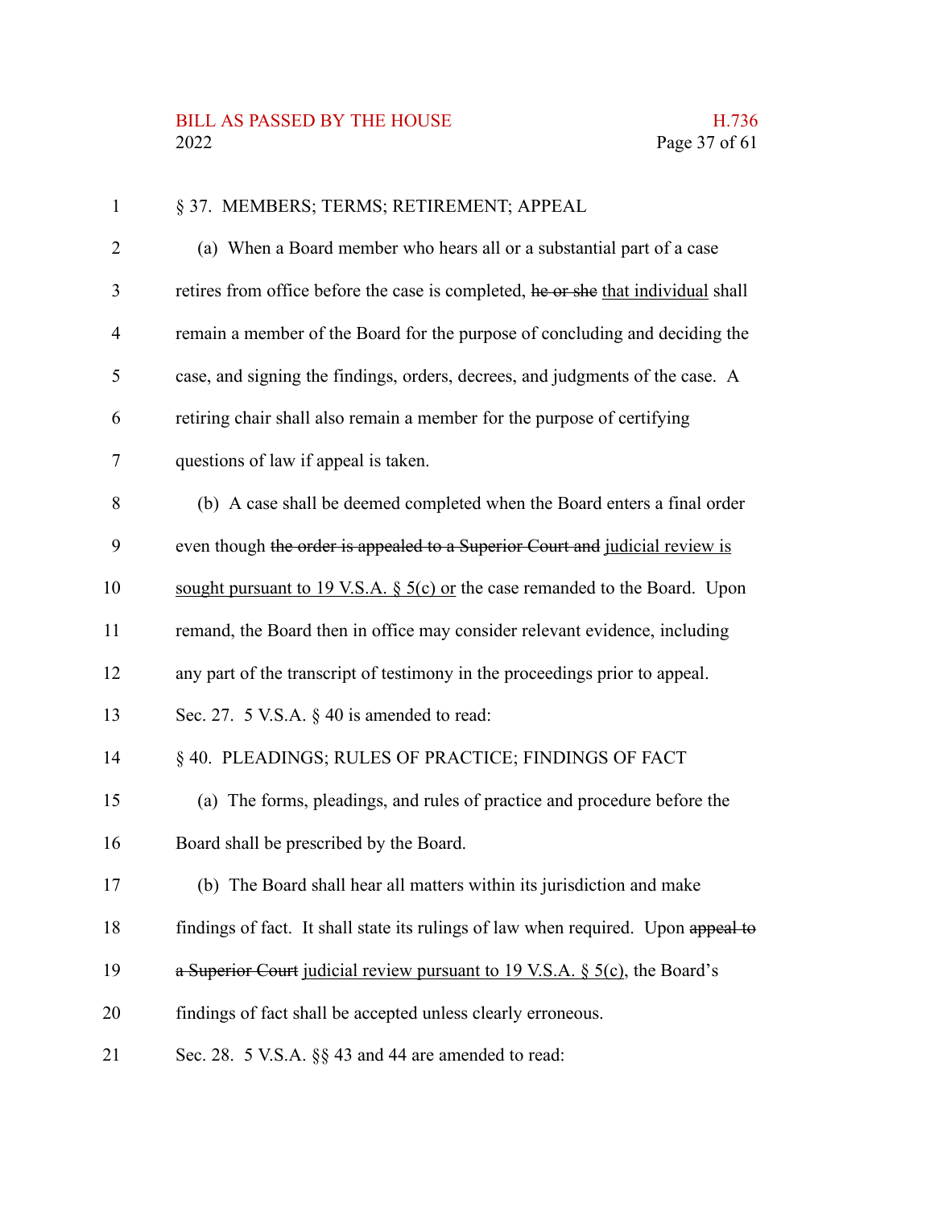§ 37. MEMBERS; TERMS; RETIREMENT; APPEAL

(a) When a Board member who hears all or a substantial part of a case retires from office before the case is completed, ~~he or she~~ <u>that individual</u> shall remain a member of the Board for the purpose of concluding and deciding the case, and signing the findings, orders, decrees, and judgments of the case. A retiring chair shall also remain a member for the purpose of certifying questions of law if appeal is taken.

(b) A case shall be deemed completed when the Board enters a final order even though ~~the order is appealed to a Superior Court and~~ <u>judicial review is sought pursuant to 19 V.S.A. § 5(c) or</u> the case remanded to the Board. Upon remand, the Board then in office may consider relevant evidence, including any part of the transcript of testimony in the proceedings prior to appeal.

Sec. 27. 5 V.S.A. § 40 is amended to read:

§ 40. PLEADINGS; RULES OF PRACTICE; FINDINGS OF FACT

(a) The forms, pleadings, and rules of practice and procedure before the Board shall be prescribed by the Board.

(b) The Board shall hear all matters within its jurisdiction and make findings of fact. It shall state its rulings of law when required. Upon ~~appeal to a Superior Court~~ <u>judicial review pursuant to 19 V.S.A. § 5(c)</u>, the Board's findings of fact shall be accepted unless clearly erroneous.

Sec. 28. 5 V.S.A. §§ 43 and 44 are amended to read: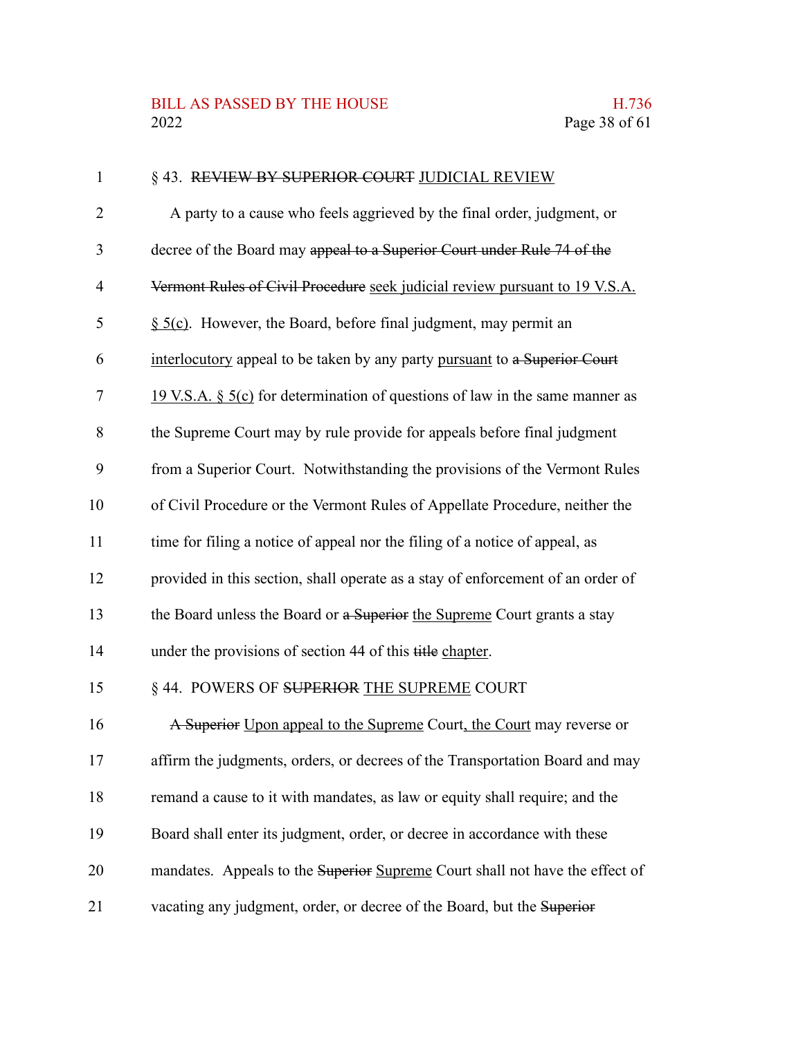§ 43. ~~REVIEW BY SUPERIOR COURT~~ <u>JUDICIAL REVIEW</u>

A party to a cause who feels aggrieved by the final order, judgment, or decree of the Board may ~~appeal to a Superior Court under Rule 74 of the Vermont Rules of Civil Procedure~~ <u>seek judicial review pursuant to 19 V.S.A. § 5(c)</u>. However, the Board, before final judgment, may permit an <u>interlocutory</u> appeal to be taken by any party <u>pursuant</u> to ~~a Superior Court~~ <u>19 V.S.A. § 5(c)</u> for determination of questions of law in the same manner as the Supreme Court may by rule provide for appeals before final judgment from a Superior Court. Notwithstanding the provisions of the Vermont Rules of Civil Procedure or the Vermont Rules of Appellate Procedure, neither the time for filing a notice of appeal nor the filing of a notice of appeal, as provided in this section, shall operate as a stay of enforcement of an order of the Board unless the Board or ~~a Superior~~ <u>the Supreme</u> Court grants a stay under the provisions of section 44 of this ~~title~~ <u>chapter</u>.

§ 44. POWERS OF ~~SUPERIOR~~ <u>THE SUPREME</u> COURT

~~A Superior~~ <u>Upon appeal to the Supreme</u> Court<u>, the Court</u> may reverse or affirm the judgments, orders, or decrees of the Transportation Board and may remand a cause to it with mandates, as law or equity shall require; and the Board shall enter its judgment, order, or decree in accordance with these mandates. Appeals to the ~~Superior~~ <u>Supreme</u> Court shall not have the effect of vacating any judgment, order, or decree of the Board, but the ~~Superior~~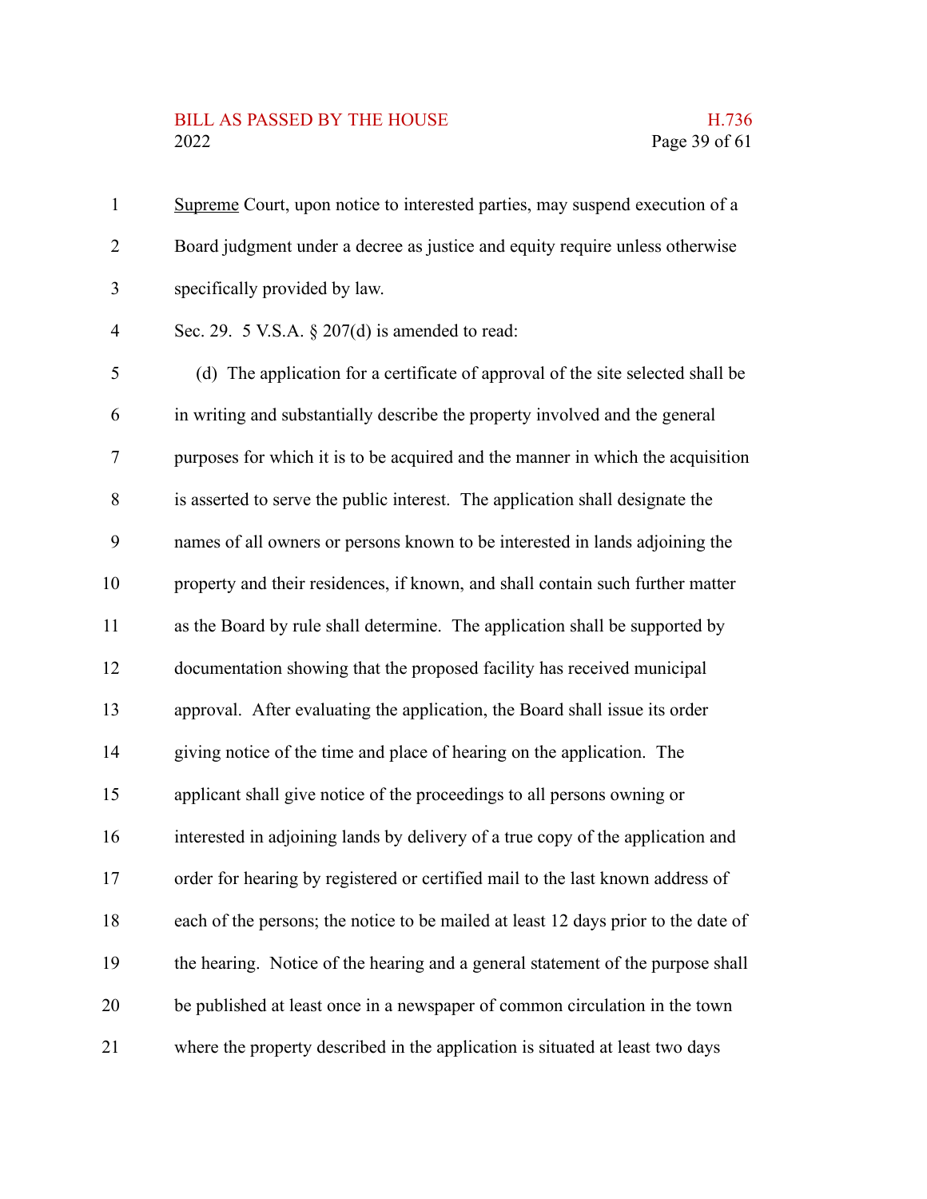<u>Supreme</u> Court, upon notice to interested parties, may suspend execution of a Board judgment under a decree as justice and equity require unless otherwise specifically provided by law.

Sec. 29. 5 V.S.A. § 207(d) is amended to read:

(d) The application for a certificate of approval of the site selected shall be in writing and substantially describe the property involved and the general purposes for which it is to be acquired and the manner in which the acquisition is asserted to serve the public interest. The application shall designate the names of all owners or persons known to be interested in lands adjoining the property and their residences, if known, and shall contain such further matter as the Board by rule shall determine. The application shall be supported by documentation showing that the proposed facility has received municipal approval. After evaluating the application, the Board shall issue its order giving notice of the time and place of hearing on the application. The applicant shall give notice of the proceedings to all persons owning or interested in adjoining lands by delivery of a true copy of the application and order for hearing by registered or certified mail to the last known address of each of the persons; the notice to be mailed at least 12 days prior to the date of the hearing. Notice of the hearing and a general statement of the purpose shall be published at least once in a newspaper of common circulation in the town where the property described in the application is situated at least two days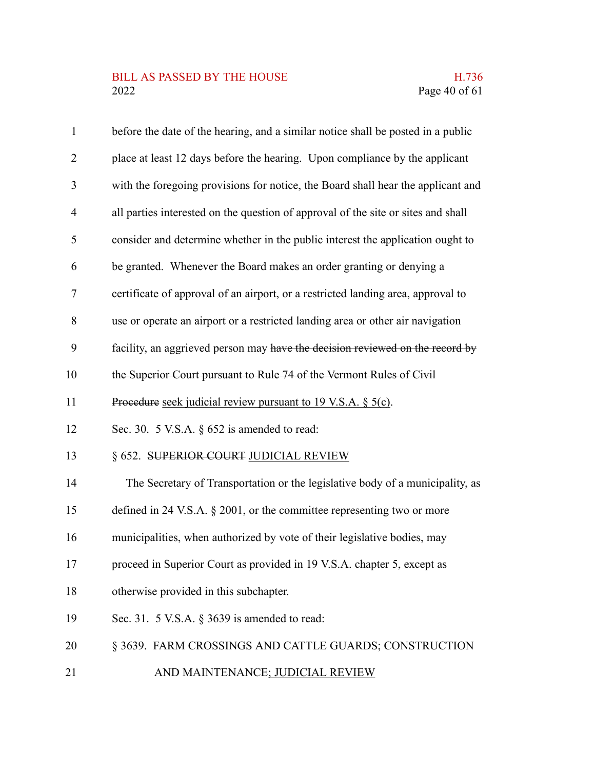before the date of the hearing, and a similar notice shall be posted in a public place at least 12 days before the hearing. Upon compliance by the applicant with the foregoing provisions for notice, the Board shall hear the applicant and all parties interested on the question of approval of the site or sites and shall consider and determine whether in the public interest the application ought to be granted. Whenever the Board makes an order granting or denying a certificate of approval of an airport, or a restricted landing area, approval to use or operate an airport or a restricted landing area or other air navigation facility, an aggrieved person may ~~have the decision reviewed on the record by the Superior Court pursuant to Rule 74 of the Vermont Rules of Civil Procedure~~ seek judicial review pursuant to 19 V.S.A. § 5(c).

Sec. 30. 5 V.S.A. § 652 is amended to read:

§ 652. ~~SUPERIOR COURT~~ JUDICIAL REVIEW

The Secretary of Transportation or the legislative body of a municipality, as defined in 24 V.S.A. § 2001, or the committee representing two or more municipalities, when authorized by vote of their legislative bodies, may proceed in Superior Court as provided in 19 V.S.A. chapter 5, except as otherwise provided in this subchapter.

Sec. 31. 5 V.S.A. § 3639 is amended to read:

§ 3639. FARM CROSSINGS AND CATTLE GUARDS; CONSTRUCTION AND MAINTENANCE; JUDICIAL REVIEW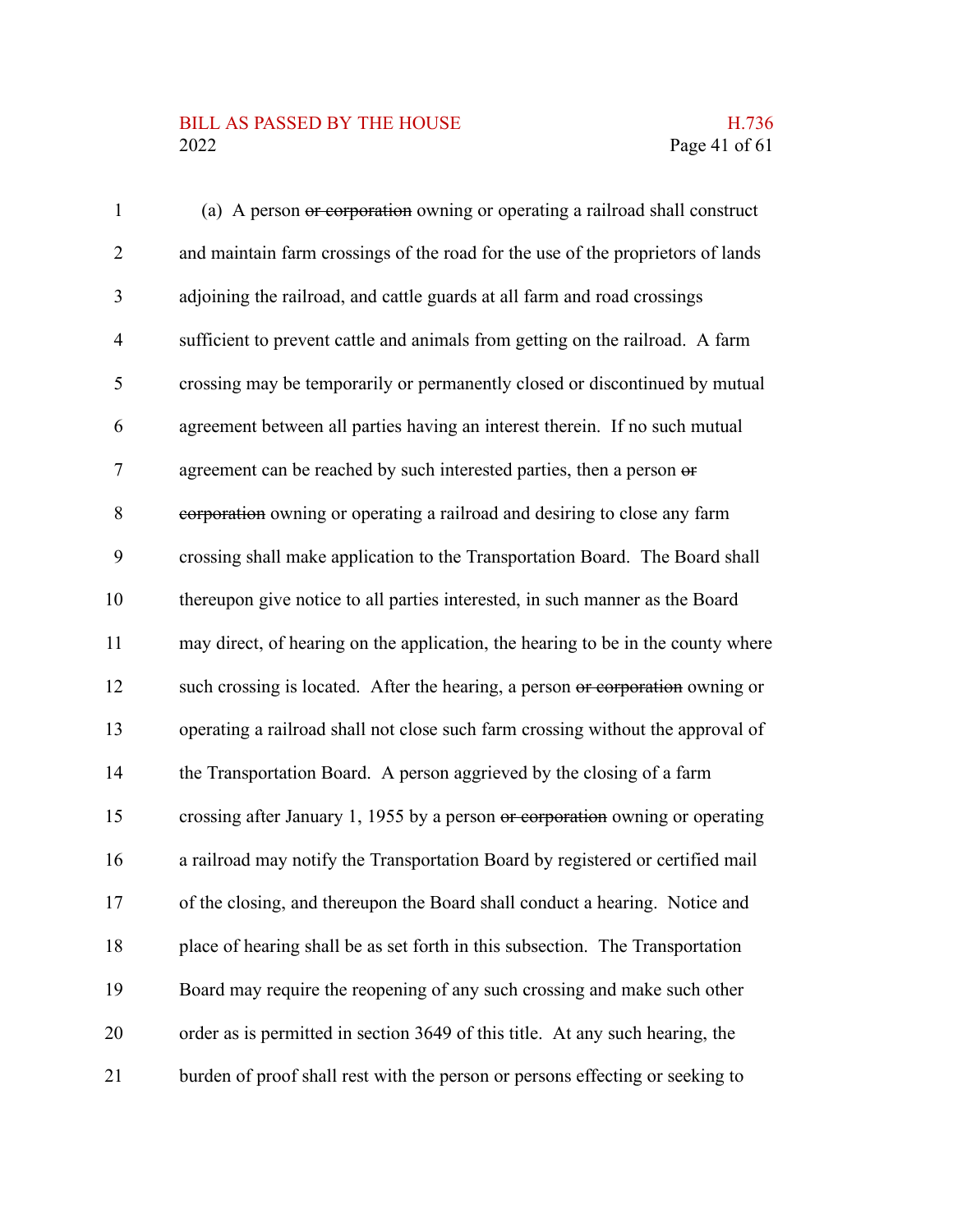(a) A person ~~or corporation~~ owning or operating a railroad shall construct and maintain farm crossings of the road for the use of the proprietors of lands adjoining the railroad, and cattle guards at all farm and road crossings sufficient to prevent cattle and animals from getting on the railroad. A farm crossing may be temporarily or permanently closed or discontinued by mutual agreement between all parties having an interest therein. If no such mutual agreement can be reached by such interested parties, then a person ~~or corporation~~ owning or operating a railroad and desiring to close any farm crossing shall make application to the Transportation Board. The Board shall thereupon give notice to all parties interested, in such manner as the Board may direct, of hearing on the application, the hearing to be in the county where such crossing is located. After the hearing, a person ~~or corporation~~ owning or operating a railroad shall not close such farm crossing without the approval of the Transportation Board. A person aggrieved by the closing of a farm crossing after January 1, 1955 by a person ~~or corporation~~ owning or operating a railroad may notify the Transportation Board by registered or certified mail of the closing, and thereupon the Board shall conduct a hearing. Notice and place of hearing shall be as set forth in this subsection. The Transportation Board may require the reopening of any such crossing and make such other order as is permitted in section 3649 of this title. At any such hearing, the burden of proof shall rest with the person or persons effecting or seeking to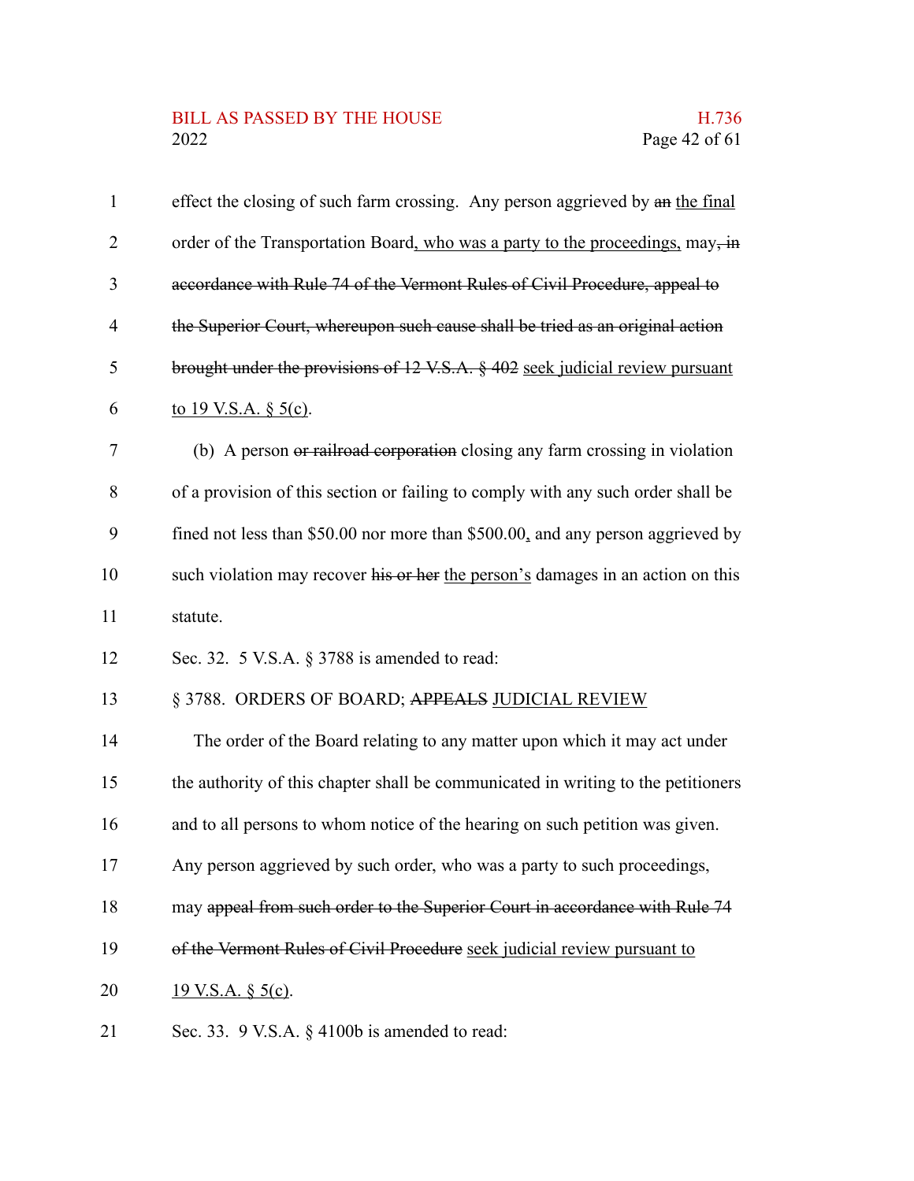effect the closing of such farm crossing. Any person aggrieved by ~~an~~ <u>the final</u> order of the Transportation Board<u>, who was a party to the proceedings,</u> may~~, in accordance with Rule 74 of the Vermont Rules of Civil Procedure, appeal to the Superior Court, whereupon such cause shall be tried as an original action brought under the provisions of 12 V.S.A. § 402~~ <u>seek judicial review pursuant to 19 V.S.A. § 5(c)</u>.

(b) A person ~~or railroad corporation~~ closing any farm crossing in violation of a provision of this section or failing to comply with any such order shall be fined not less than $50.00 nor more than $500.00<u>,</u> and any person aggrieved by such violation may recover ~~his or her~~ <u>the person's</u> damages in an action on this statute.

Sec. 32. 5 V.S.A. § 3788 is amended to read:

§ 3788. ORDERS OF BOARD; ~~APPEALS~~ <u>JUDICIAL REVIEW</u>

The order of the Board relating to any matter upon which it may act under the authority of this chapter shall be communicated in writing to the petitioners and to all persons to whom notice of the hearing on such petition was given. Any person aggrieved by such order, who was a party to such proceedings, may ~~appeal from such order to the Superior Court in accordance with Rule 74 of the Vermont Rules of Civil Procedure~~ <u>seek judicial review pursuant to 19 V.S.A. § 5(c)</u>.

Sec. 33. 9 V.S.A. § 4100b is amended to read: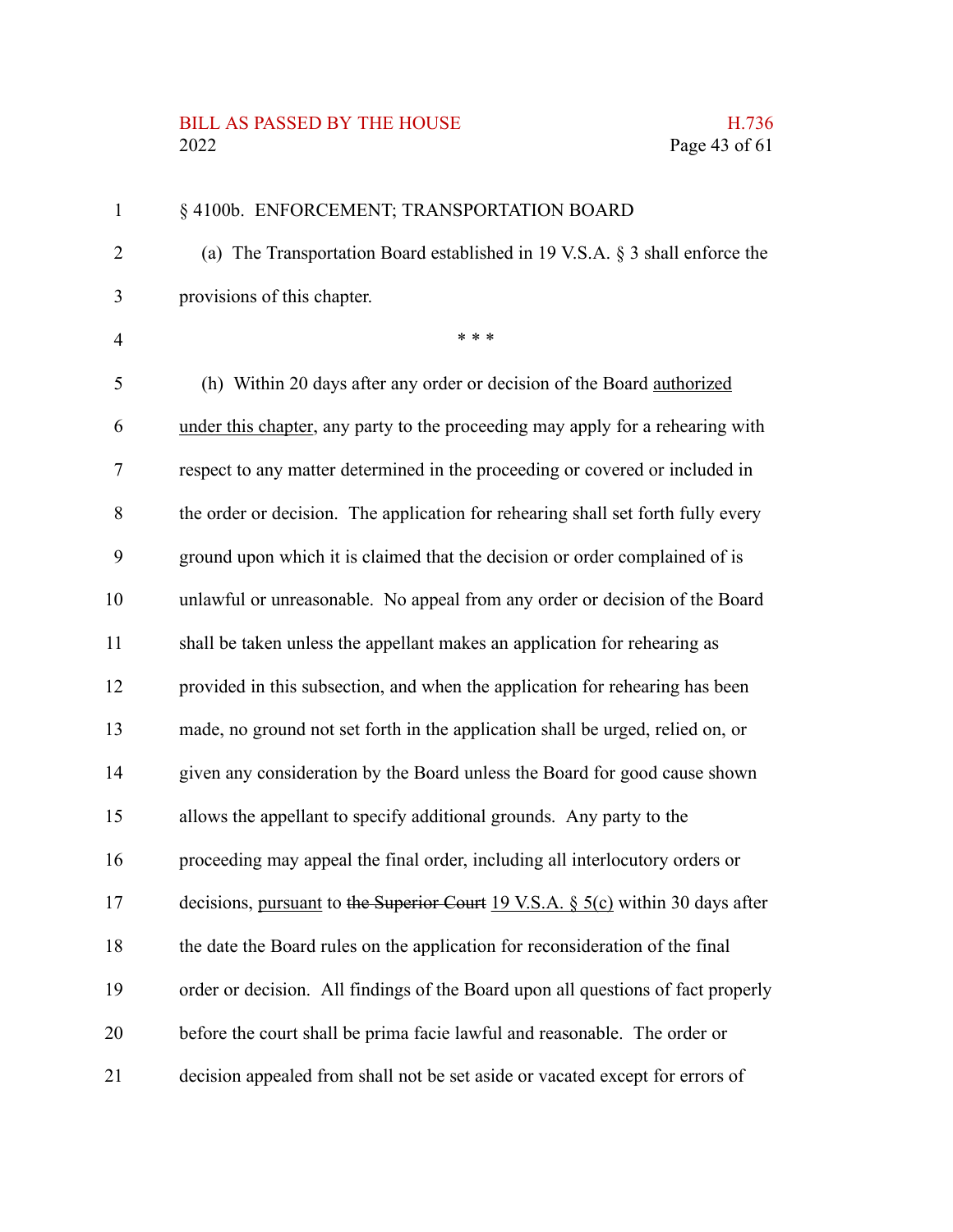§ 4100b. ENFORCEMENT; TRANSPORTATION BOARD

(a) The Transportation Board established in 19 V.S.A. § 3 shall enforce the provisions of this chapter.

\* \* \*

(h) Within 20 days after any order or decision of the Board <u>authorized under this chapter</u>, any party to the proceeding may apply for a rehearing with respect to any matter determined in the proceeding or covered or included in the order or decision. The application for rehearing shall set forth fully every ground upon which it is claimed that the decision or order complained of is unlawful or unreasonable. No appeal from any order or decision of the Board shall be taken unless the appellant makes an application for rehearing as provided in this subsection, and when the application for rehearing has been made, no ground not set forth in the application shall be urged, relied on, or given any consideration by the Board unless the Board for good cause shown allows the appellant to specify additional grounds. Any party to the proceeding may appeal the final order, including all interlocutory orders or decisions, <u>pursuant</u> to ~~the Superior Court~~ <u>19 V.S.A. § 5(c)</u> within 30 days after the date the Board rules on the application for reconsideration of the final order or decision. All findings of the Board upon all questions of fact properly before the court shall be prima facie lawful and reasonable. The order or decision appealed from shall not be set aside or vacated except for errors of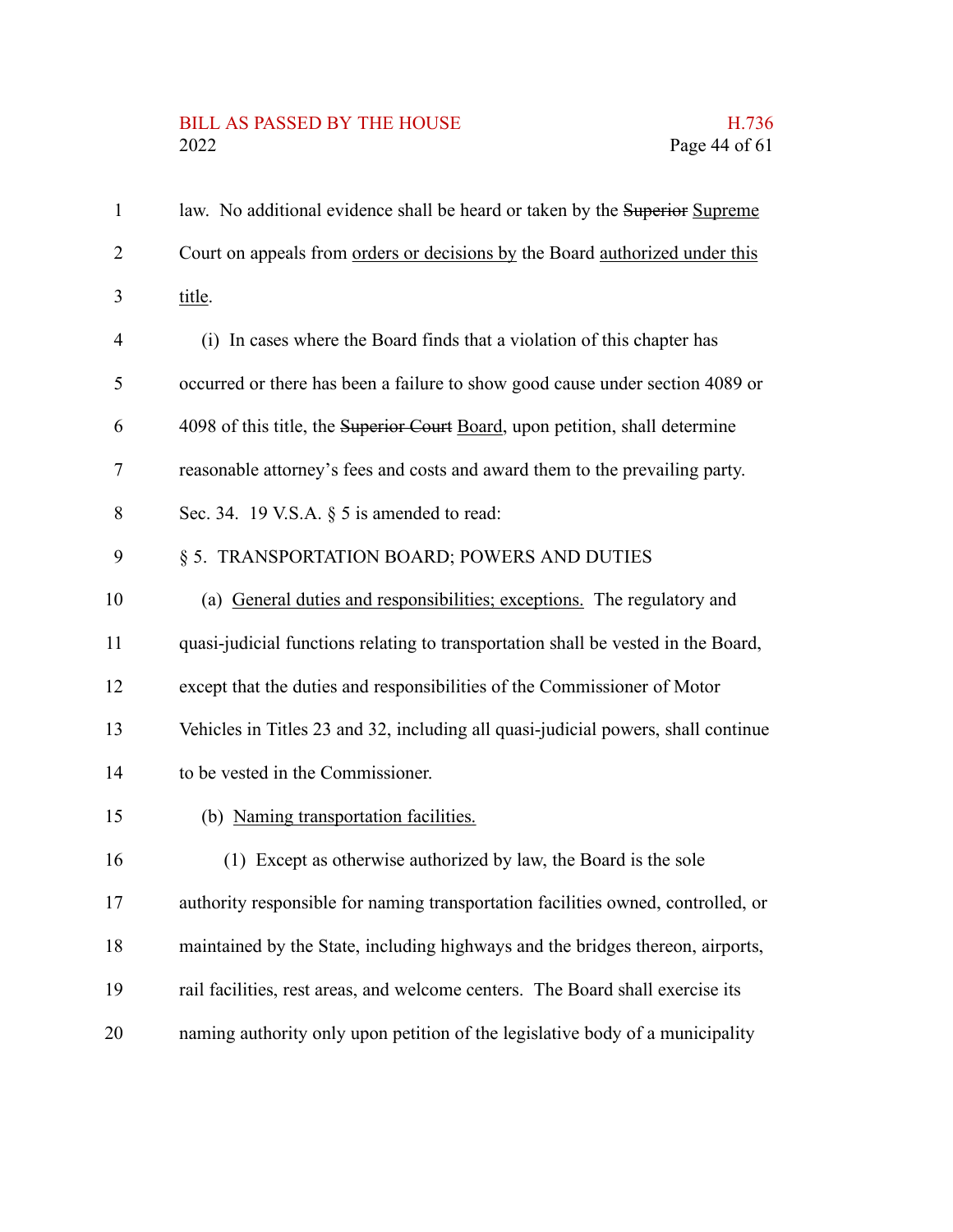law. No additional evidence shall be heard or taken by the ~~Superior~~ Supreme Court on appeals from orders or decisions by the Board authorized under this title.

(i) In cases where the Board finds that a violation of this chapter has occurred or there has been a failure to show good cause under section 4089 or 4098 of this title, the ~~Superior Court~~ Board, upon petition, shall determine reasonable attorney's fees and costs and award them to the prevailing party.

Sec. 34. 19 V.S.A. § 5 is amended to read:

§ 5. TRANSPORTATION BOARD; POWERS AND DUTIES

(a) General duties and responsibilities; exceptions. The regulatory and quasi-judicial functions relating to transportation shall be vested in the Board, except that the duties and responsibilities of the Commissioner of Motor Vehicles in Titles 23 and 32, including all quasi-judicial powers, shall continue to be vested in the Commissioner.

(b) Naming transportation facilities.

(1) Except as otherwise authorized by law, the Board is the sole authority responsible for naming transportation facilities owned, controlled, or maintained by the State, including highways and the bridges thereon, airports, rail facilities, rest areas, and welcome centers. The Board shall exercise its naming authority only upon petition of the legislative body of a municipality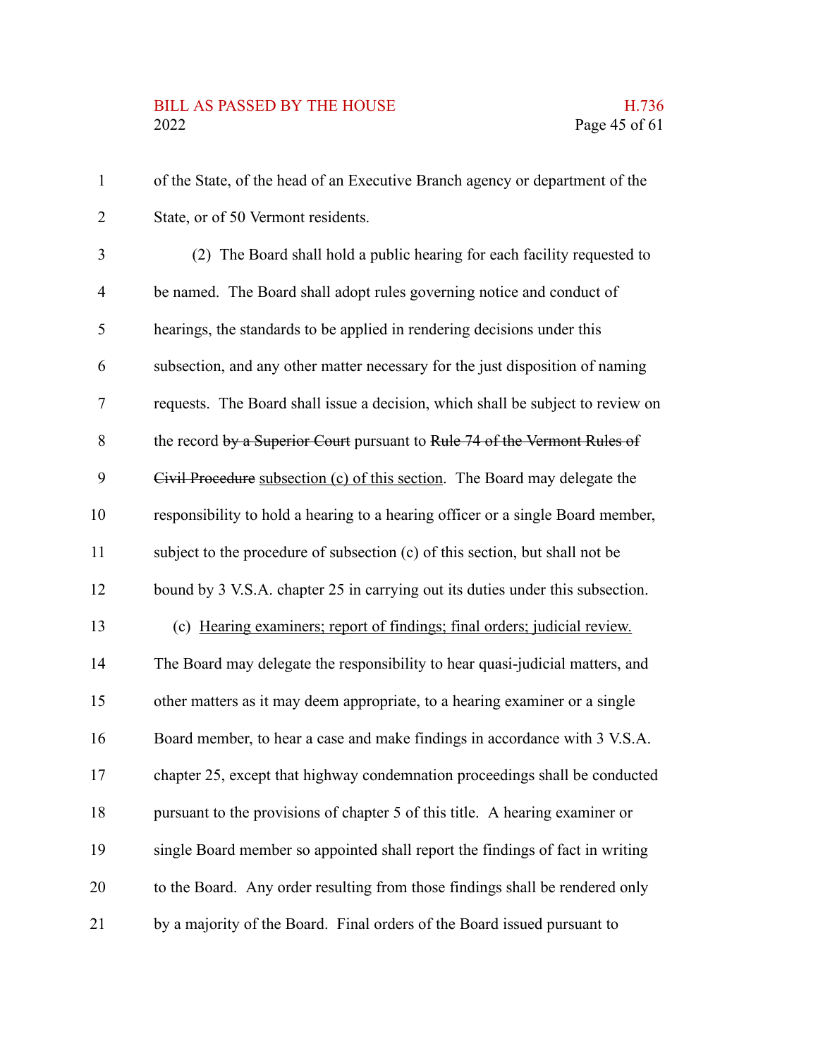of the State, of the head of an Executive Branch agency or department of the State, or of 50 Vermont residents.

(2) The Board shall hold a public hearing for each facility requested to be named. The Board shall adopt rules governing notice and conduct of hearings, the standards to be applied in rendering decisions under this subsection, and any other matter necessary for the just disposition of naming requests. The Board shall issue a decision, which shall be subject to review on the record ~~by a Superior Court~~ pursuant to ~~Rule 74 of the Vermont Rules of Civil Procedure~~ <u>subsection (c) of this section</u>. The Board may delegate the responsibility to hold a hearing to a hearing officer or a single Board member, subject to the procedure of subsection (c) of this section, but shall not be bound by 3 V.S.A. chapter 25 in carrying out its duties under this subsection.

(c) <u>Hearing examiners; report of findings; final orders; judicial review.</u> The Board may delegate the responsibility to hear quasi-judicial matters, and other matters as it may deem appropriate, to a hearing examiner or a single Board member, to hear a case and make findings in accordance with 3 V.S.A. chapter 25, except that highway condemnation proceedings shall be conducted pursuant to the provisions of chapter 5 of this title. A hearing examiner or single Board member so appointed shall report the findings of fact in writing to the Board. Any order resulting from those findings shall be rendered only by a majority of the Board. Final orders of the Board issued pursuant to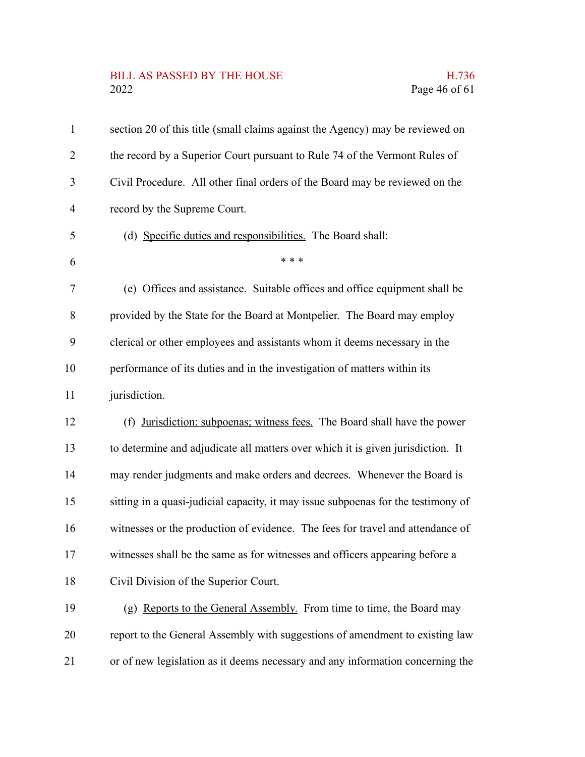section 20 of this title <u>(small claims against the Agency)</u> may be reviewed on the record by a Superior Court pursuant to Rule 74 of the Vermont Rules of Civil Procedure. All other final orders of the Board may be reviewed on the record by the Supreme Court.

(d) <u>Specific duties and responsibilities.</u> The Board shall:

\* \* \*

(e) <u>Offices and assistance.</u> Suitable offices and office equipment shall be provided by the State for the Board at Montpelier. The Board may employ clerical or other employees and assistants whom it deems necessary in the performance of its duties and in the investigation of matters within its jurisdiction.

(f) <u>Jurisdiction; subpoenas; witness fees.</u> The Board shall have the power to determine and adjudicate all matters over which it is given jurisdiction. It may render judgments and make orders and decrees. Whenever the Board is sitting in a quasi-judicial capacity, it may issue subpoenas for the testimony of witnesses or the production of evidence. The fees for travel and attendance of witnesses shall be the same as for witnesses and officers appearing before a Civil Division of the Superior Court.

(g) <u>Reports to the General Assembly.</u> From time to time, the Board may report to the General Assembly with suggestions of amendment to existing law or of new legislation as it deems necessary and any information concerning the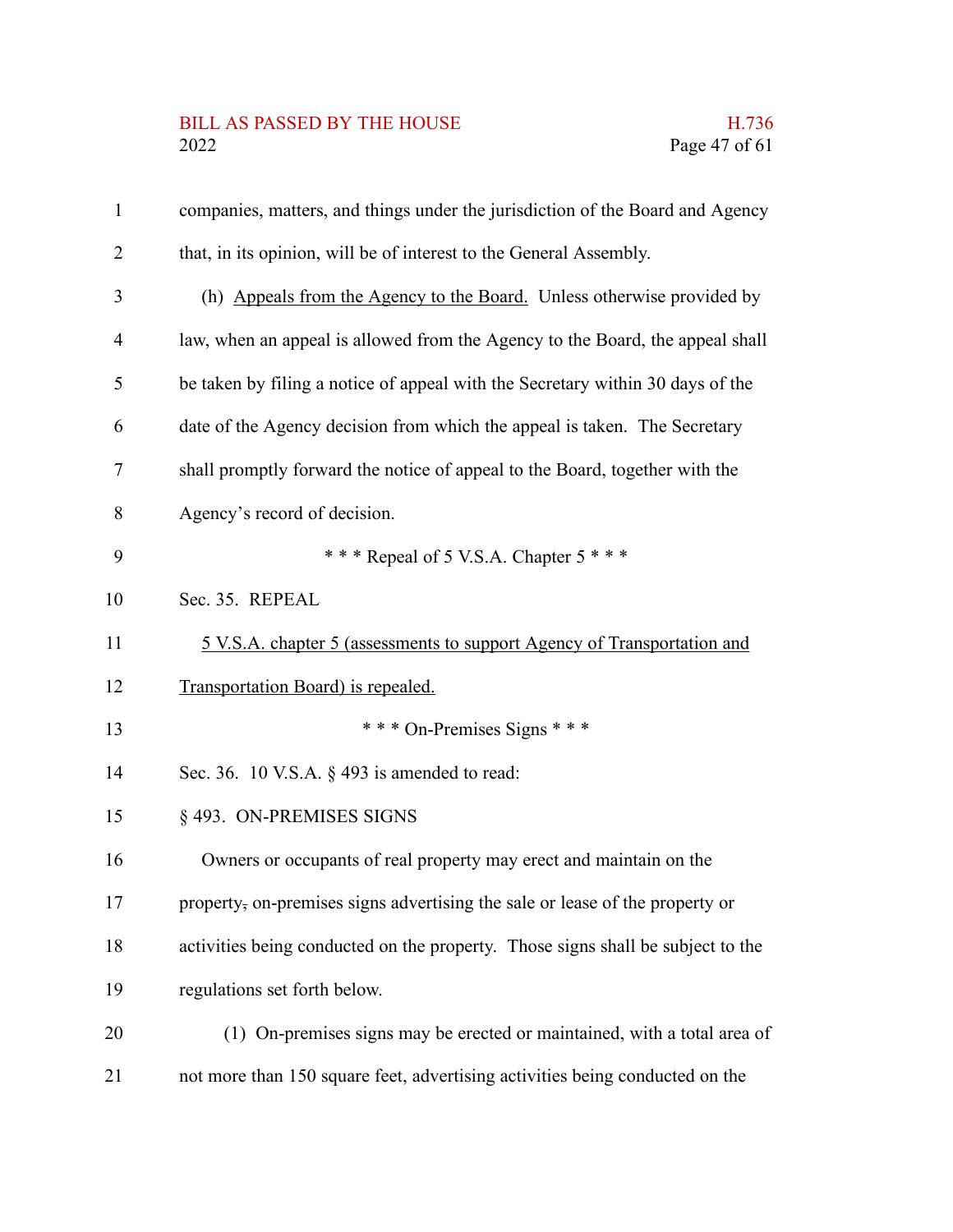companies, matters, and things under the jurisdiction of the Board and Agency that, in its opinion, will be of interest to the General Assembly.

(h) Appeals from the Agency to the Board. Unless otherwise provided by law, when an appeal is allowed from the Agency to the Board, the appeal shall be taken by filing a notice of appeal with the Secretary within 30 days of the date of the Agency decision from which the appeal is taken. The Secretary shall promptly forward the notice of appeal to the Board, together with the Agency's record of decision.

\* \* \* Repeal of 5 V.S.A. Chapter 5 \* \* \*

Sec. 35. REPEAL

5 V.S.A. chapter 5 (assessments to support Agency of Transportation and Transportation Board) is repealed.

\* \* \* On-Premises Signs \* \* \*

Sec. 36. 10 V.S.A. § 493 is amended to read:

§ 493. ON-PREMISES SIGNS

Owners or occupants of real property may erect and maintain on the property, on-premises signs advertising the sale or lease of the property or activities being conducted on the property. Those signs shall be subject to the regulations set forth below.

(1) On-premises signs may be erected or maintained, with a total area of not more than 150 square feet, advertising activities being conducted on the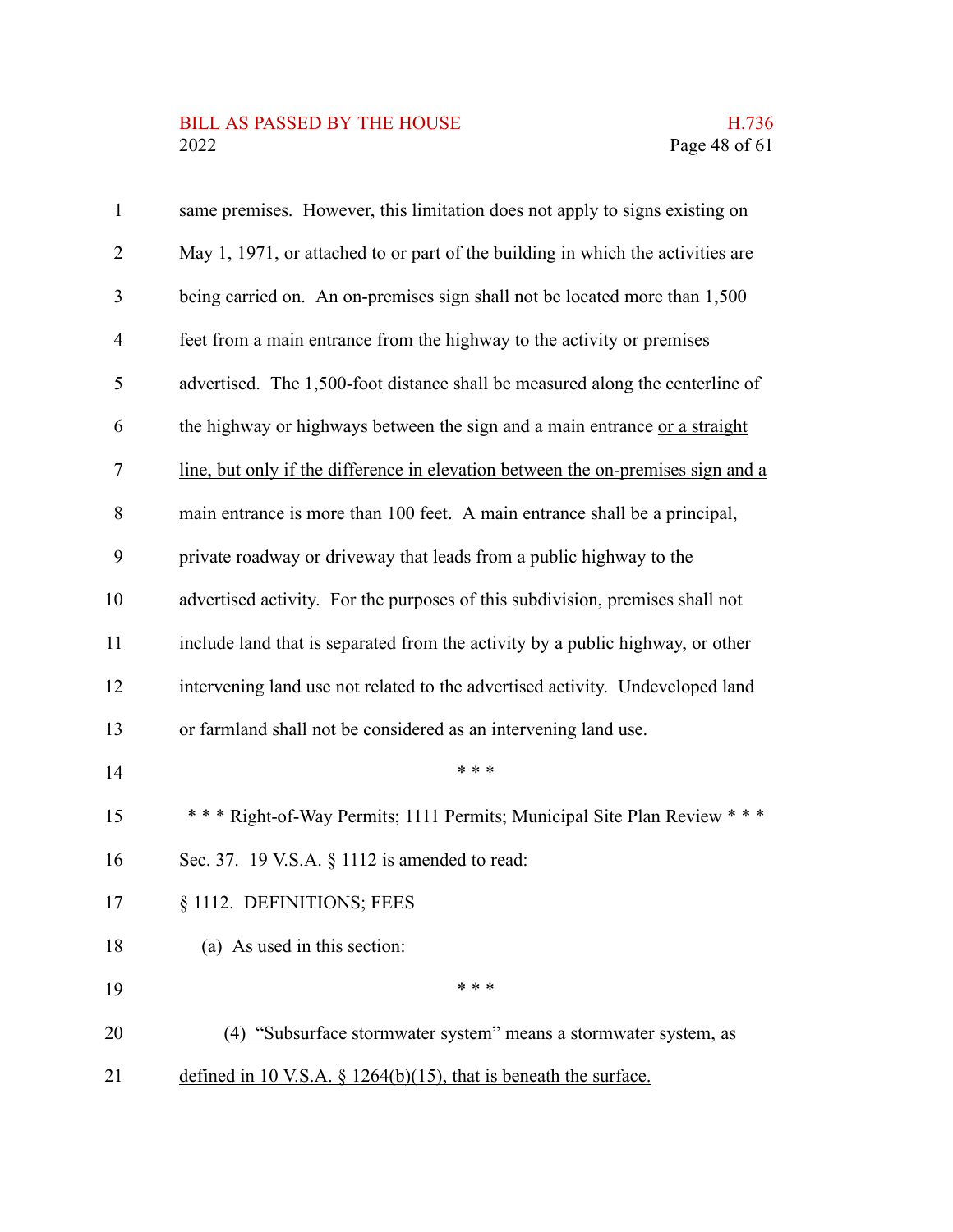same premises. However, this limitation does not apply to signs existing on May 1, 1971, or attached to or part of the building in which the activities are being carried on. An on-premises sign shall not be located more than 1,500 feet from a main entrance from the highway to the activity or premises advertised. The 1,500-foot distance shall be measured along the centerline of the highway or highways between the sign and a main entrance <u>or a straight line, but only if the difference in elevation between the on-premises sign and a main entrance is more than 100 feet</u>. A main entrance shall be a principal, private roadway or driveway that leads from a public highway to the advertised activity. For the purposes of this subdivision, premises shall not include land that is separated from the activity by a public highway, or other intervening land use not related to the advertised activity. Undeveloped land or farmland shall not be considered as an intervening land use.

\* \* \*

\* \* \* Right-of-Way Permits; 1111 Permits; Municipal Site Plan Review \* \* \*

Sec. 37. 19 V.S.A. § 1112 is amended to read:

§ 1112. DEFINITIONS; FEES

(a) As used in this section:

\* \* \*

<u>(4) "Subsurface stormwater system" means a stormwater system, as defined in 10 V.S.A. § 1264(b)(15), that is beneath the surface.</u>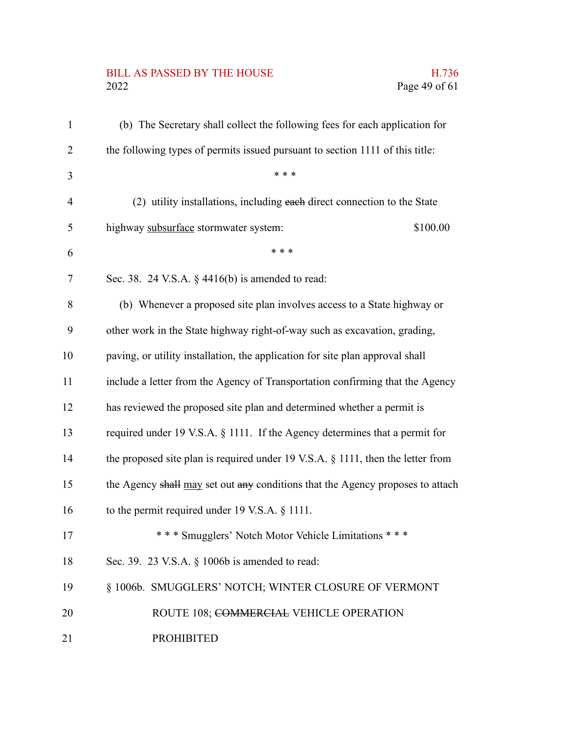(b) The Secretary shall collect the following fees for each application for the following types of permits issued pursuant to section 1111 of this title:

\* \* \*

(2) utility installations, including ~~each~~ direct connection to the State highway <u>subsurface</u> stormwater system: $100.00

\* \* \*

Sec. 38. 24 V.S.A. § 4416(b) is amended to read:

(b) Whenever a proposed site plan involves access to a State highway or other work in the State highway right-of-way such as excavation, grading, paving, or utility installation, the application for site plan approval shall include a letter from the Agency of Transportation confirming that the Agency has reviewed the proposed site plan and determined whether a permit is required under 19 V.S.A. § 1111. If the Agency determines that a permit for the proposed site plan is required under 19 V.S.A. § 1111, then the letter from the Agency ~~shall~~ <u>may</u> set out ~~any~~ conditions that the Agency proposes to attach to the permit required under 19 V.S.A. § 1111.

\* \* \* Smugglers' Notch Motor Vehicle Limitations \* \* \*

Sec. 39. 23 V.S.A. § 1006b is amended to read:

§ 1006b. SMUGGLERS' NOTCH; WINTER CLOSURE OF VERMONT ROUTE 108; ~~COMMERCIAL~~ VEHICLE OPERATION PROHIBITED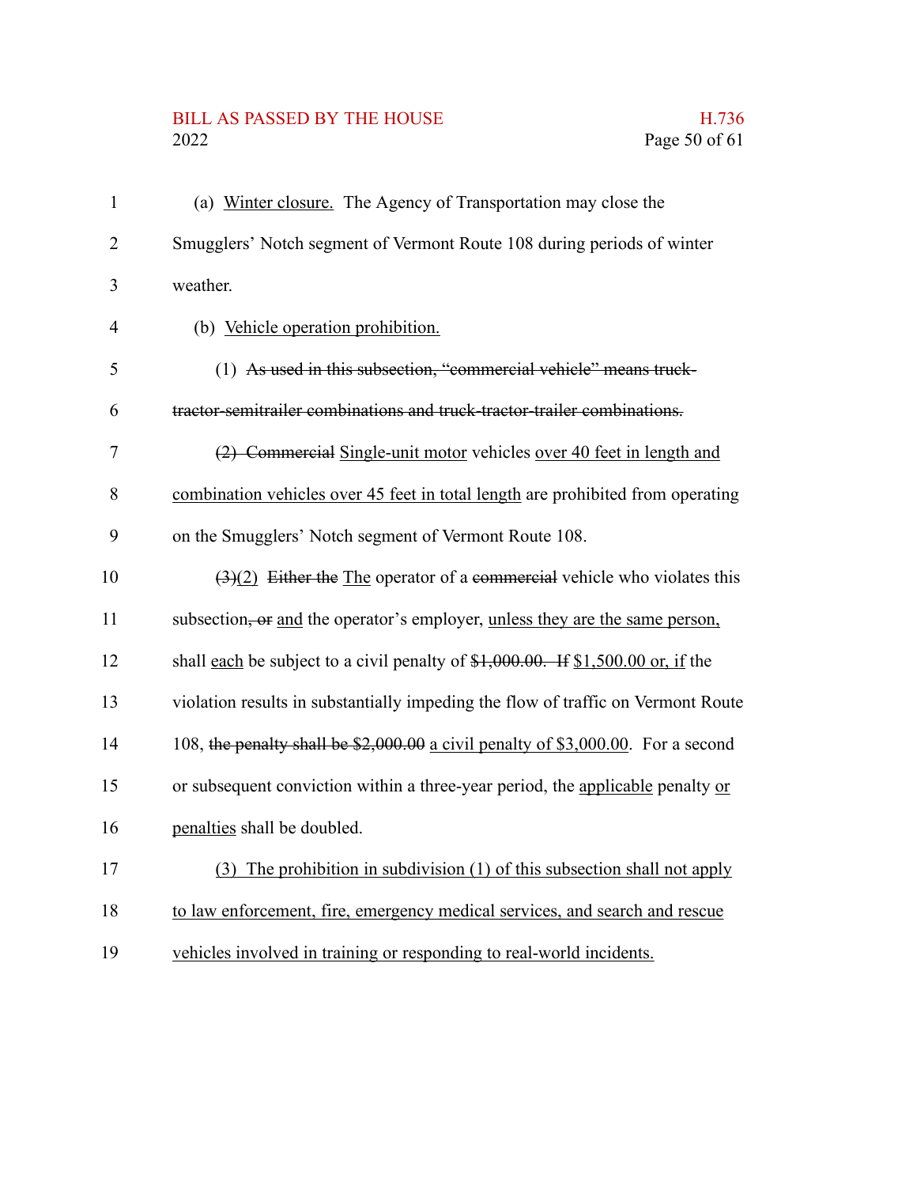(a) Winter closure. The Agency of Transportation may close the Smugglers' Notch segment of Vermont Route 108 during periods of winter weather.

(b) Vehicle operation prohibition.

(1) ~~As used in this subsection, "commercial vehicle" means truck-tractor-semitrailer combinations and truck-tractor-trailer combinations.~~

~~(2) Commercial~~ Single-unit motor vehicles over 40 feet in length and combination vehicles over 45 feet in total length are prohibited from operating on the Smugglers' Notch segment of Vermont Route 108.

~~(3)~~(2) ~~Either the~~ The operator of a ~~commercial~~ vehicle who violates this subsection~~, or~~ and the operator's employer, unless they are the same person, shall each be subject to a civil penalty of ~~\$1,000.00. If~~ \$1,500.00 or, if the violation results in substantially impeding the flow of traffic on Vermont Route 108, ~~the penalty shall be \$2,000.00~~ a civil penalty of \$3,000.00. For a second or subsequent conviction within a three-year period, the applicable penalty or penalties shall be doubled.

(3) The prohibition in subdivision (1) of this subsection shall not apply to law enforcement, fire, emergency medical services, and search and rescue vehicles involved in training or responding to real-world incidents.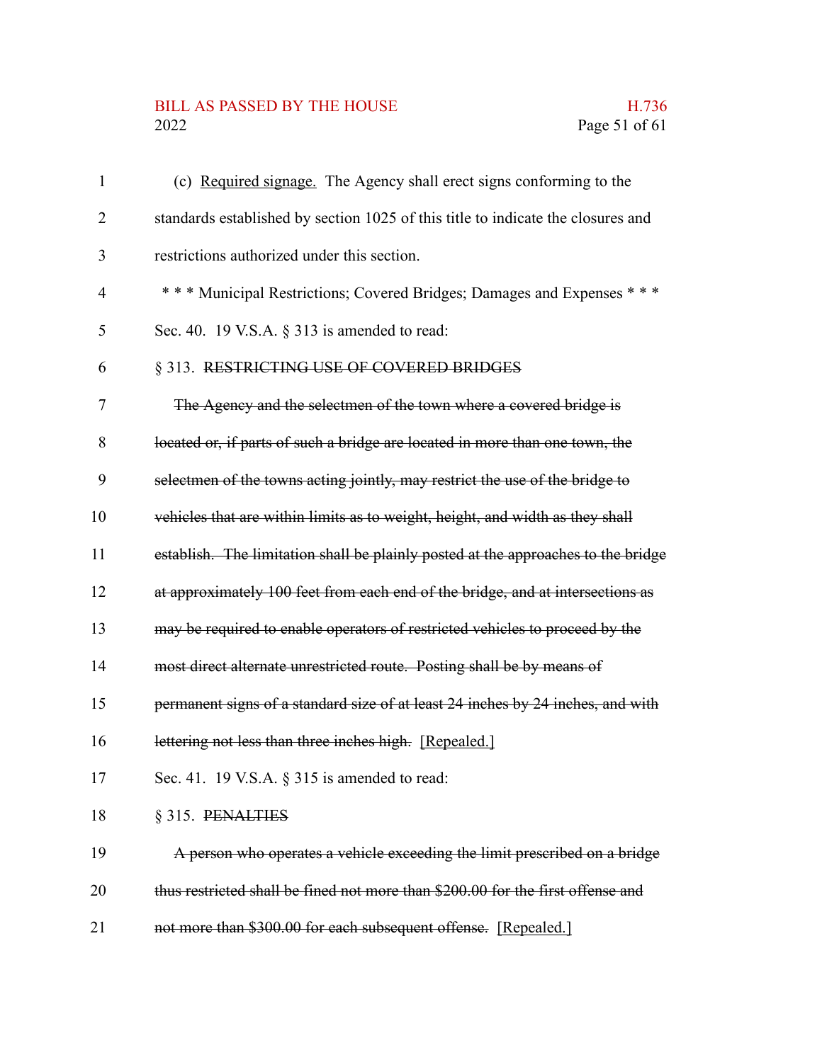(c) <u>Required signage.</u> The Agency shall erect signs conforming to the standards established by section 1025 of this title to indicate the closures and restrictions authorized under this section.

\* \* \* Municipal Restrictions; Covered Bridges; Damages and Expenses \* \* \*

Sec. 40. 19 V.S.A. § 313 is amended to read:

§ 313. ~~RESTRICTING USE OF COVERED BRIDGES~~

~~The Agency and the selectmen of the town where a covered bridge is located or, if parts of such a bridge are located in more than one town, the selectmen of the towns acting jointly, may restrict the use of the bridge to vehicles that are within limits as to weight, height, and width as they shall establish. The limitation shall be plainly posted at the approaches to the bridge at approximately 100 feet from each end of the bridge, and at intersections as may be required to enable operators of restricted vehicles to proceed by the most direct alternate unrestricted route. Posting shall be by means of permanent signs of a standard size of at least 24 inches by 24 inches, and with lettering not less than three inches high.~~ <u>[Repealed.]</u>

Sec. 41. 19 V.S.A. § 315 is amended to read:

§ 315. ~~PENALTIES~~

~~A person who operates a vehicle exceeding the limit prescribed on a bridge thus restricted shall be fined not more than $200.00 for the first offense and not more than $300.00 for each subsequent offense.~~ <u>[Repealed.]</u>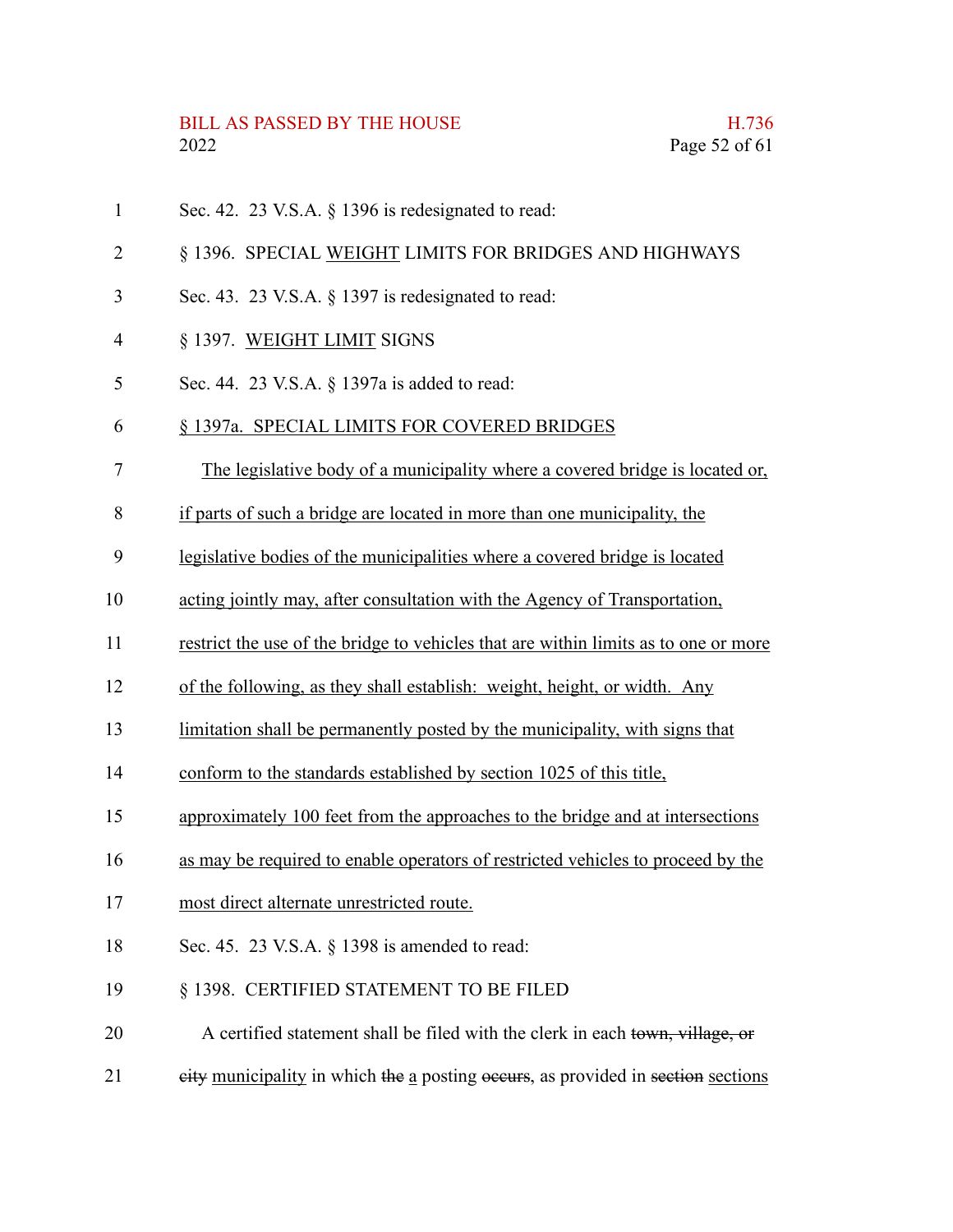Sec. 42. 23 V.S.A. § 1396 is redesignated to read:

§ 1396. SPECIAL WEIGHT LIMITS FOR BRIDGES AND HIGHWAYS

Sec. 43. 23 V.S.A. § 1397 is redesignated to read:

§ 1397. WEIGHT LIMIT SIGNS

Sec. 44. 23 V.S.A. § 1397a is added to read:

§ 1397a. SPECIAL LIMITS FOR COVERED BRIDGES

The legislative body of a municipality where a covered bridge is located or, if parts of such a bridge are located in more than one municipality, the legislative bodies of the municipalities where a covered bridge is located acting jointly may, after consultation with the Agency of Transportation, restrict the use of the bridge to vehicles that are within limits as to one or more of the following, as they shall establish: weight, height, or width. Any limitation shall be permanently posted by the municipality, with signs that conform to the standards established by section 1025 of this title, approximately 100 feet from the approaches to the bridge and at intersections as may be required to enable operators of restricted vehicles to proceed by the most direct alternate unrestricted route.

Sec. 45. 23 V.S.A. § 1398 is amended to read:

§ 1398. CERTIFIED STATEMENT TO BE FILED

A certified statement shall be filed with the clerk in each ~~town, village, or city~~ municipality in which ~~the~~ a posting ~~occurs~~, as provided in ~~section~~ sections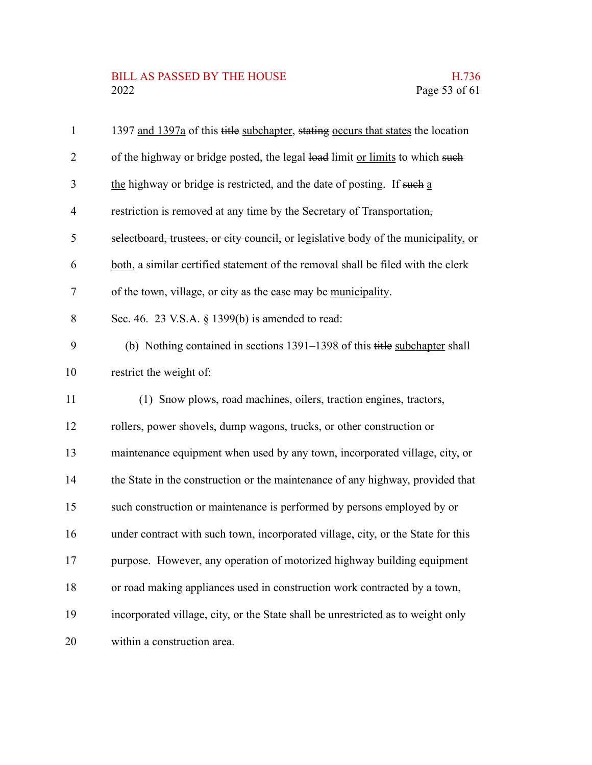1397 and 1397a of this ~~title~~ subchapter, ~~stating~~ occurs that states the location of the highway or bridge posted, the legal ~~load~~ limit or limits to which ~~such~~ the highway or bridge is restricted, and the date of posting. If ~~such~~ a restriction is removed at any time by the Secretary of Transportation~~, selectboard, trustees, or city council,~~ or legislative body of the municipality, or both, a similar certified statement of the removal shall be filed with the clerk of the ~~town, village, or city as the case may be~~ municipality.

Sec. 46. 23 V.S.A. § 1399(b) is amended to read:

(b) Nothing contained in sections 1391–1398 of this ~~title~~ subchapter shall restrict the weight of:

(1) Snow plows, road machines, oilers, traction engines, tractors, rollers, power shovels, dump wagons, trucks, or other construction or maintenance equipment when used by any town, incorporated village, city, or the State in the construction or the maintenance of any highway, provided that such construction or maintenance is performed by persons employed by or under contract with such town, incorporated village, city, or the State for this purpose. However, any operation of motorized highway building equipment or road making appliances used in construction work contracted by a town, incorporated village, city, or the State shall be unrestricted as to weight only within a construction area.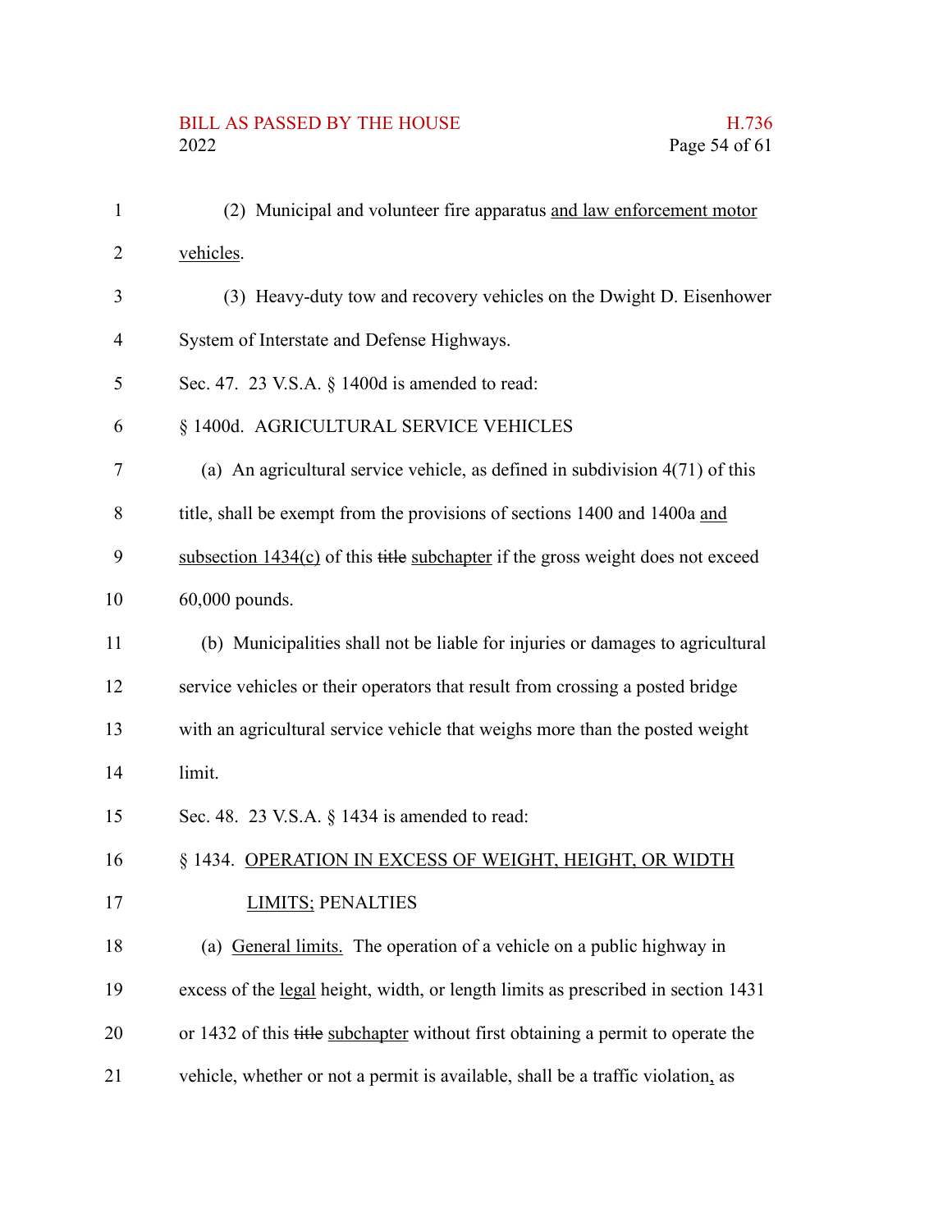(2) Municipal and volunteer fire apparatus and law enforcement motor vehicles.

(3) Heavy-duty tow and recovery vehicles on the Dwight D. Eisenhower System of Interstate and Defense Highways.

Sec. 47. 23 V.S.A. § 1400d is amended to read:

§ 1400d. AGRICULTURAL SERVICE VEHICLES

(a) An agricultural service vehicle, as defined in subdivision 4(71) of this title, shall be exempt from the provisions of sections 1400 and 1400a and subsection 1434(c) of this ~~title~~ subchapter if the gross weight does not exceed 60,000 pounds.

(b) Municipalities shall not be liable for injuries or damages to agricultural service vehicles or their operators that result from crossing a posted bridge with an agricultural service vehicle that weighs more than the posted weight limit.

Sec. 48. 23 V.S.A. § 1434 is amended to read:

§ 1434. OPERATION IN EXCESS OF WEIGHT, HEIGHT, OR WIDTH LIMITS; PENALTIES

(a) General limits. The operation of a vehicle on a public highway in excess of the legal height, width, or length limits as prescribed in section 1431 or 1432 of this ~~title~~ subchapter without first obtaining a permit to operate the vehicle, whether or not a permit is available, shall be a traffic violation, as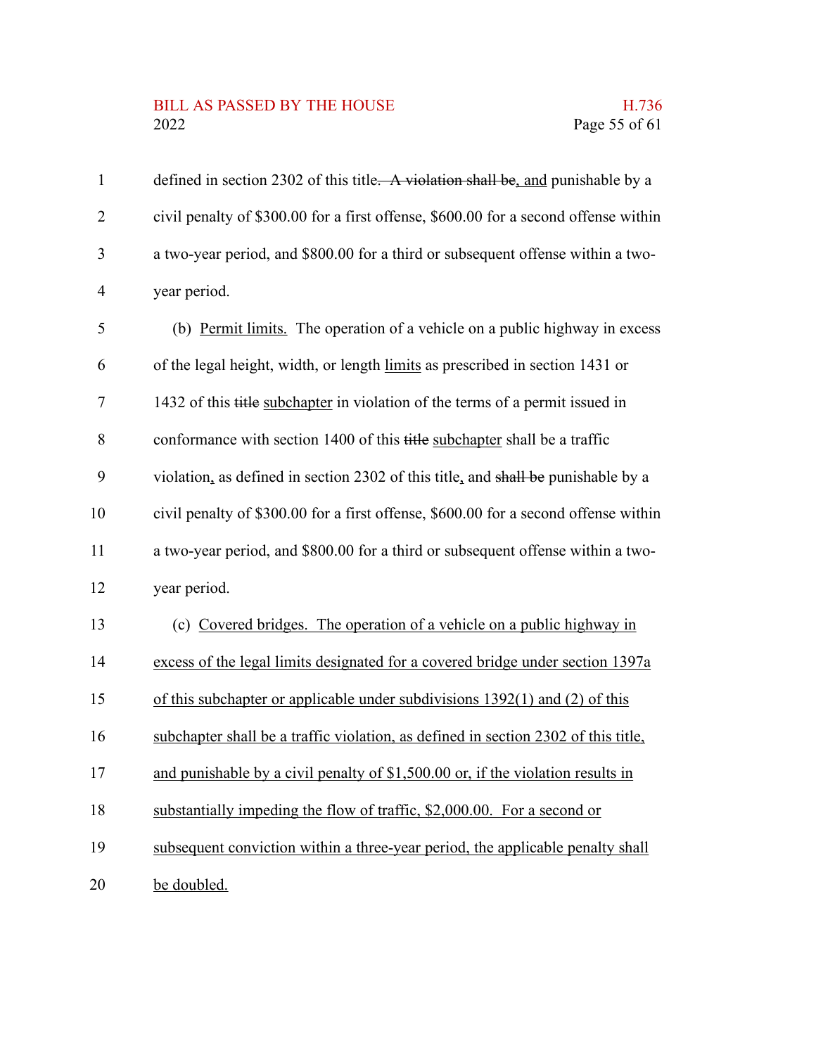defined in section 2302 of this title~~. A violation shall be~~<u>, and</u> punishable by a civil penalty of $300.00 for a first offense, $600.00 for a second offense within a two-year period, and $800.00 for a third or subsequent offense within a two-year period.

(b) <u>Permit limits.</u> The operation of a vehicle on a public highway in excess of the legal height, width, or length <u>limits</u> as prescribed in section 1431 or 1432 of this ~~title~~ <u>subchapter</u> in violation of the terms of a permit issued in conformance with section 1400 of this ~~title~~ <u>subchapter</u> shall be a traffic violation<u>,</u> as defined in section 2302 of this title<u>,</u> and ~~shall be~~ punishable by a civil penalty of $300.00 for a first offense, $600.00 for a second offense within a two-year period, and $800.00 for a third or subsequent offense within a two-year period.

(c) <u>Covered bridges. The operation of a vehicle on a public highway in excess of the legal limits designated for a covered bridge under section 1397a of this subchapter or applicable under subdivisions 1392(1) and (2) of this subchapter shall be a traffic violation, as defined in section 2302 of this title, and punishable by a civil penalty of $1,500.00 or, if the violation results in substantially impeding the flow of traffic, $2,000.00. For a second or subsequent conviction within a three-year period, the applicable penalty shall be doubled.</u>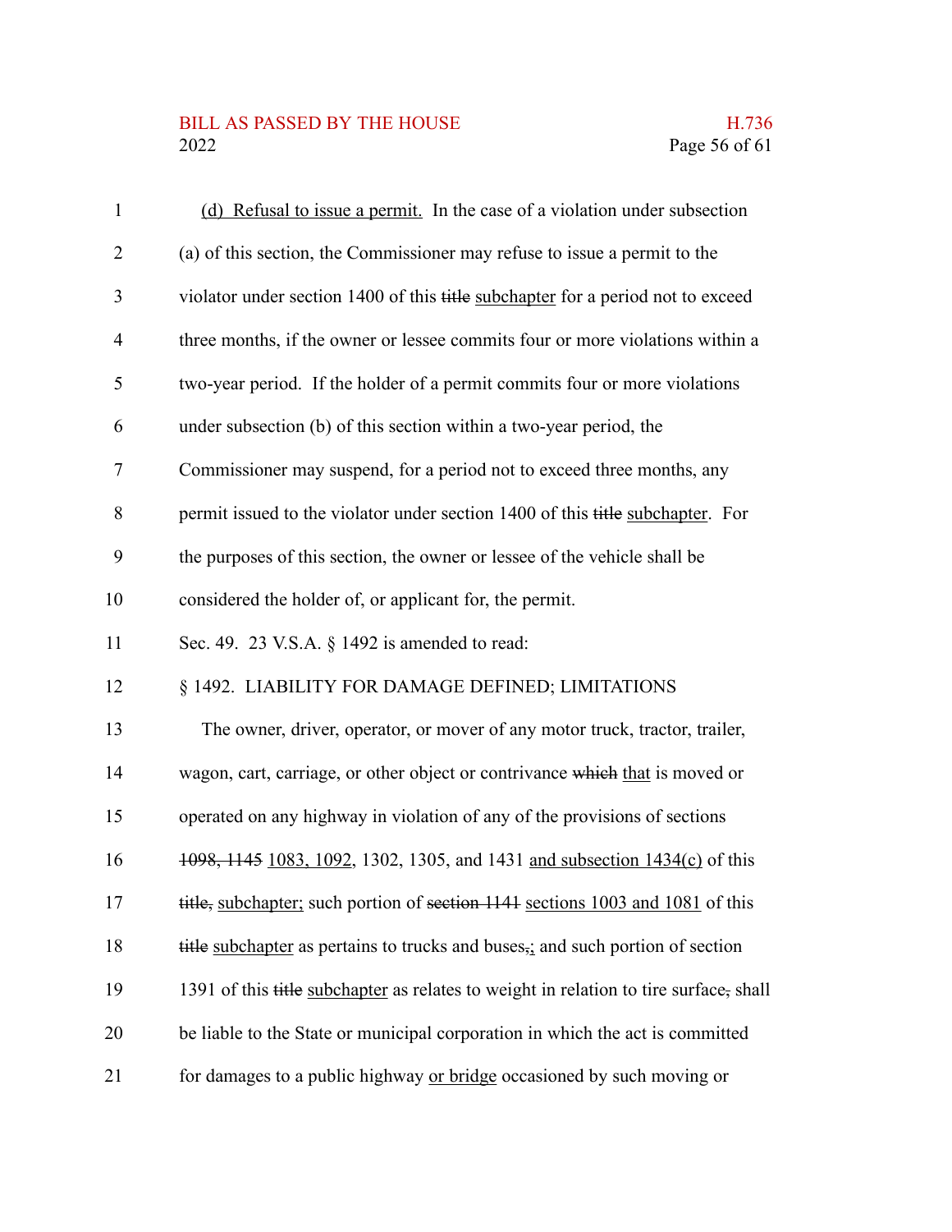(d) Refusal to issue a permit. In the case of a violation under subsection (a) of this section, the Commissioner may refuse to issue a permit to the violator under section 1400 of this ~~title~~ subchapter for a period not to exceed three months, if the owner or lessee commits four or more violations within a two-year period. If the holder of a permit commits four or more violations under subsection (b) of this section within a two-year period, the Commissioner may suspend, for a period not to exceed three months, any permit issued to the violator under section 1400 of this ~~title~~ subchapter. For the purposes of this section, the owner or lessee of the vehicle shall be considered the holder of, or applicant for, the permit.

Sec. 49. 23 V.S.A. § 1492 is amended to read:

§ 1492. LIABILITY FOR DAMAGE DEFINED; LIMITATIONS

The owner, driver, operator, or mover of any motor truck, tractor, trailer, wagon, cart, carriage, or other object or contrivance ~~which~~ that is moved or operated on any highway in violation of any of the provisions of sections ~~1098, 1145~~ 1083, 1092, 1302, 1305, and 1431 and subsection 1434(c) of this ~~title,~~ subchapter; such portion of ~~section 1141~~ sections 1003 and 1081 of this ~~title~~ subchapter as pertains to trucks and buses~~,~~; and such portion of section 1391 of this ~~title~~ subchapter as relates to weight in relation to tire surface~~,~~ shall be liable to the State or municipal corporation in which the act is committed for damages to a public highway or bridge occasioned by such moving or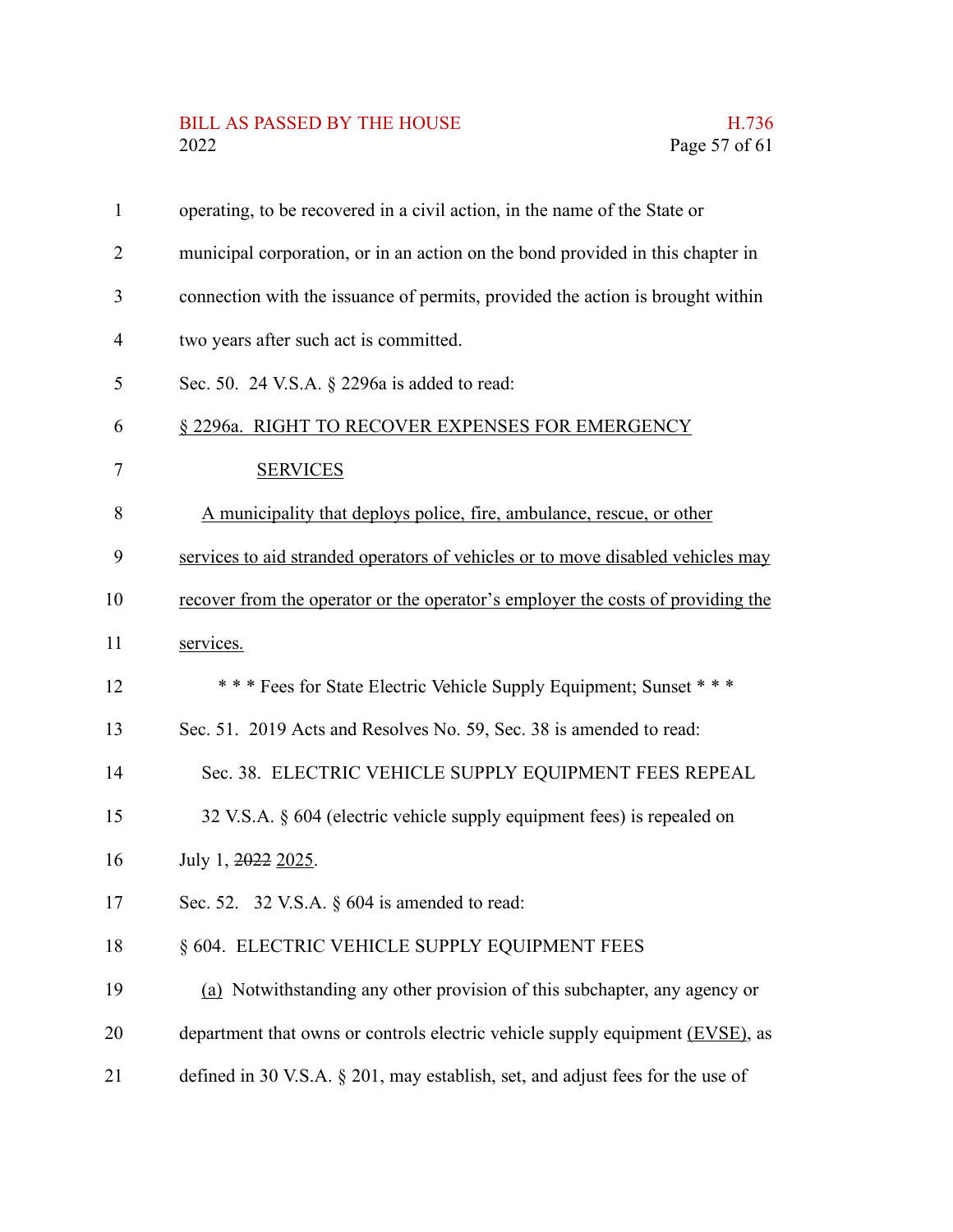operating, to be recovered in a civil action, in the name of the State or municipal corporation, or in an action on the bond provided in this chapter in connection with the issuance of permits, provided the action is brought within two years after such act is committed.

Sec. 50. 24 V.S.A. § 2296a is added to read:

<u>§ 2296a. RIGHT TO RECOVER EXPENSES FOR EMERGENCY SERVICES</u>

<u>A municipality that deploys police, fire, ambulance, rescue, or other services to aid stranded operators of vehicles or to move disabled vehicles may recover from the operator or the operator's employer the costs of providing the services.</u>

\* \* \* Fees for State Electric Vehicle Supply Equipment; Sunset \* \* \*

Sec. 51. 2019 Acts and Resolves No. 59, Sec. 38 is amended to read:

Sec. 38. ELECTRIC VEHICLE SUPPLY EQUIPMENT FEES REPEAL

32 V.S.A. § 604 (electric vehicle supply equipment fees) is repealed on July 1, ~~2022~~ <u>2025</u>.

Sec. 52. 32 V.S.A. § 604 is amended to read:

§ 604. ELECTRIC VEHICLE SUPPLY EQUIPMENT FEES

<u>(a)</u> Notwithstanding any other provision of this subchapter, any agency or department that owns or controls electric vehicle supply equipment <u>(EVSE)</u>, as defined in 30 V.S.A. § 201, may establish, set, and adjust fees for the use of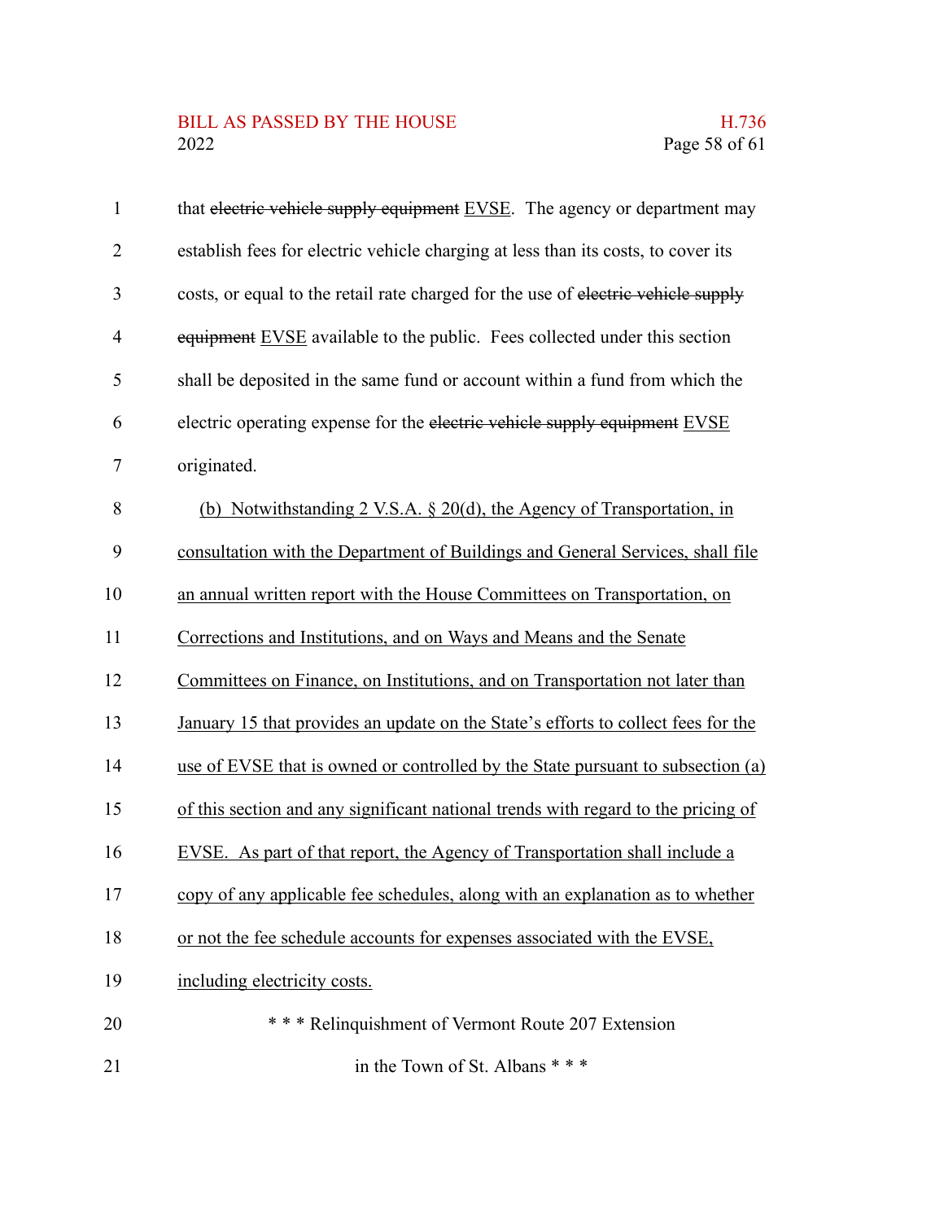that ~~electric vehicle supply equipment~~ EVSE. The agency or department may establish fees for electric vehicle charging at less than its costs, to cover its costs, or equal to the retail rate charged for the use of ~~electric vehicle supply equipment~~ EVSE available to the public. Fees collected under this section shall be deposited in the same fund or account within a fund from which the electric operating expense for the ~~electric vehicle supply equipment~~ EVSE originated.

(b) Notwithstanding 2 V.S.A. § 20(d), the Agency of Transportation, in consultation with the Department of Buildings and General Services, shall file an annual written report with the House Committees on Transportation, on Corrections and Institutions, and on Ways and Means and the Senate Committees on Finance, on Institutions, and on Transportation not later than January 15 that provides an update on the State's efforts to collect fees for the use of EVSE that is owned or controlled by the State pursuant to subsection (a) of this section and any significant national trends with regard to the pricing of EVSE. As part of that report, the Agency of Transportation shall include a copy of any applicable fee schedules, along with an explanation as to whether or not the fee schedule accounts for expenses associated with the EVSE, including electricity costs.

\* \* \* Relinquishment of Vermont Route 207 Extension in the Town of St. Albans \* \* \*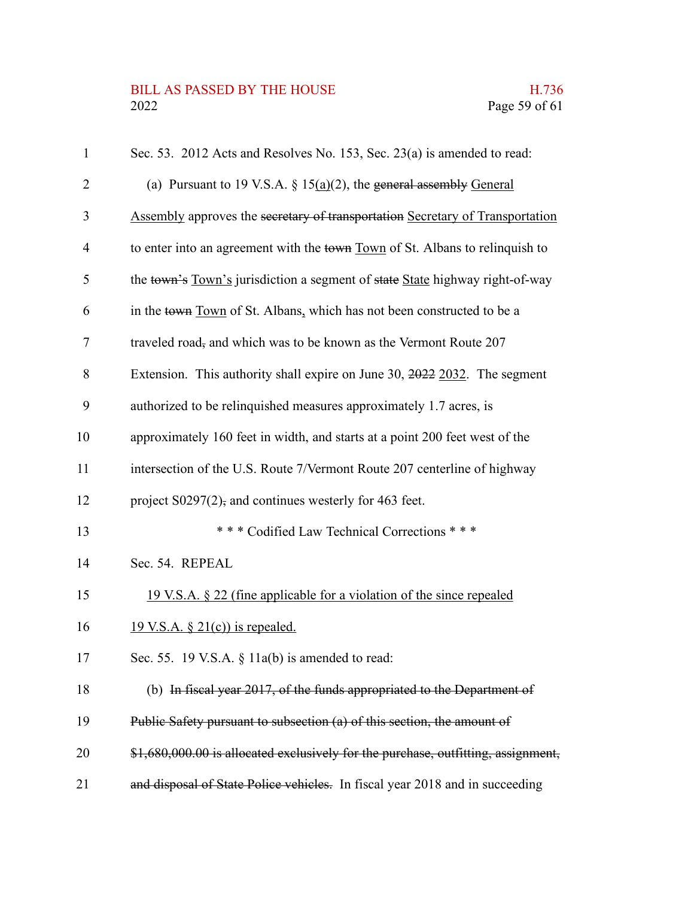Sec. 53. 2012 Acts and Resolves No. 153, Sec. 23(a) is amended to read:

(a) Pursuant to 19 V.S.A. § 15<u>(a)</u>(2), the ~~general assembly~~ <u>General Assembly</u> approves the ~~secretary of transportation~~ <u>Secretary of Transportation</u> to enter into an agreement with the ~~town~~ <u>Town</u> of St. Albans to relinquish to the ~~town's~~ <u>Town's</u> jurisdiction a segment of ~~state~~ <u>State</u> highway right-of-way in the ~~town~~ <u>Town</u> of St. Albans<u>,</u> which has not been constructed to be a traveled road~~,~~ and which was to be known as the Vermont Route 207 Extension. This authority shall expire on June 30, ~~2022~~ <u>2032</u>. The segment authorized to be relinquished measures approximately 1.7 acres, is approximately 160 feet in width, and starts at a point 200 feet west of the intersection of the U.S. Route 7/Vermont Route 207 centerline of highway project S0297(2)~~,~~ and continues westerly for 463 feet.

\* \* \* Codified Law Technical Corrections \* \* \*

Sec. 54. REPEAL

<u>19 V.S.A. § 22 (fine applicable for a violation of the since repealed 19 V.S.A. § 21(c)) is repealed.</u>

Sec. 55. 19 V.S.A. § 11a(b) is amended to read:

(b) ~~In fiscal year 2017, of the funds appropriated to the Department of Public Safety pursuant to subsection (a) of this section, the amount of \$1,680,000.00 is allocated exclusively for the purchase, outfitting, assignment, and disposal of State Police vehicles.~~ In fiscal year 2018 and in succeeding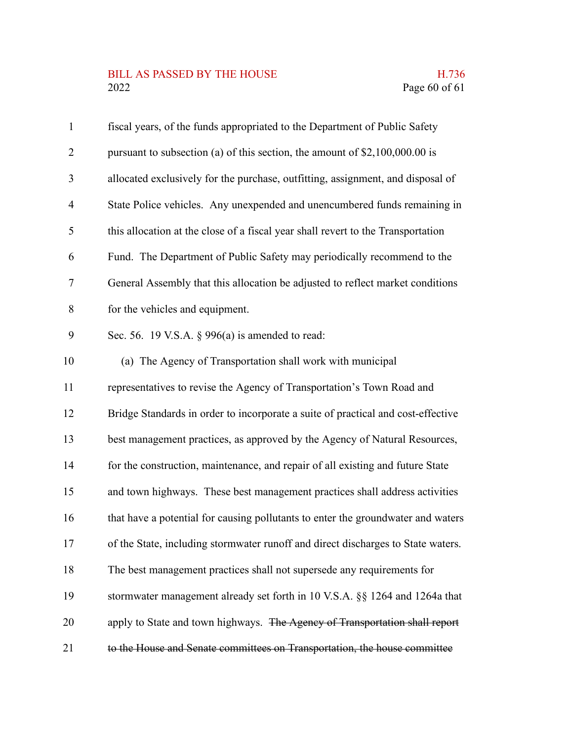fiscal years, of the funds appropriated to the Department of Public Safety pursuant to subsection (a) of this section, the amount of $2,100,000.00 is allocated exclusively for the purchase, outfitting, assignment, and disposal of State Police vehicles. Any unexpended and unencumbered funds remaining in this allocation at the close of a fiscal year shall revert to the Transportation Fund. The Department of Public Safety may periodically recommend to the General Assembly that this allocation be adjusted to reflect market conditions for the vehicles and equipment.

Sec. 56. 19 V.S.A. § 996(a) is amended to read:

(a) The Agency of Transportation shall work with municipal representatives to revise the Agency of Transportation's Town Road and Bridge Standards in order to incorporate a suite of practical and cost-effective best management practices, as approved by the Agency of Natural Resources, for the construction, maintenance, and repair of all existing and future State and town highways. These best management practices shall address activities that have a potential for causing pollutants to enter the groundwater and waters of the State, including stormwater runoff and direct discharges to State waters. The best management practices shall not supersede any requirements for stormwater management already set forth in 10 V.S.A. §§ 1264 and 1264a that apply to State and town highways. ~~The Agency of Transportation shall report to the House and Senate committees on Transportation, the house committee~~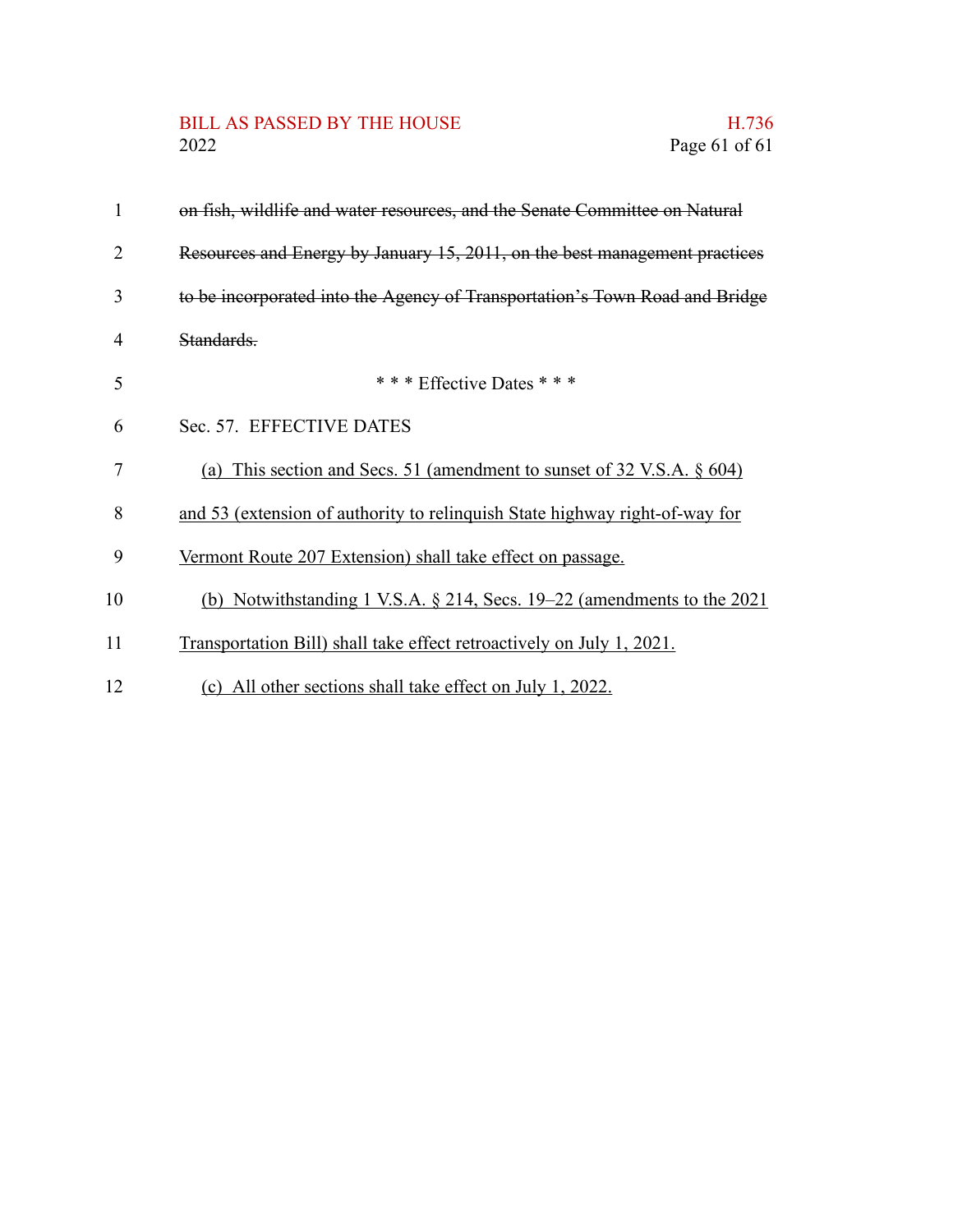~~on fish, wildlife and water resources, and the Senate Committee on Natural Resources and Energy by January 15, 2011, on the best management practices to be incorporated into the Agency of Transportation's Town Road and Bridge Standards.~~

\* \* \* Effective Dates \* \* \*

Sec. 57. EFFECTIVE DATES

<u>(a) This section and Secs. 51 (amendment to sunset of 32 V.S.A. § 604) and 53 (extension of authority to relinquish State highway right-of-way for Vermont Route 207 Extension) shall take effect on passage.</u>

<u>(b) Notwithstanding 1 V.S.A. § 214, Secs. 19–22 (amendments to the 2021 Transportation Bill) shall take effect retroactively on July 1, 2021.</u>

<u>(c) All other sections shall take effect on July 1, 2022.</u>